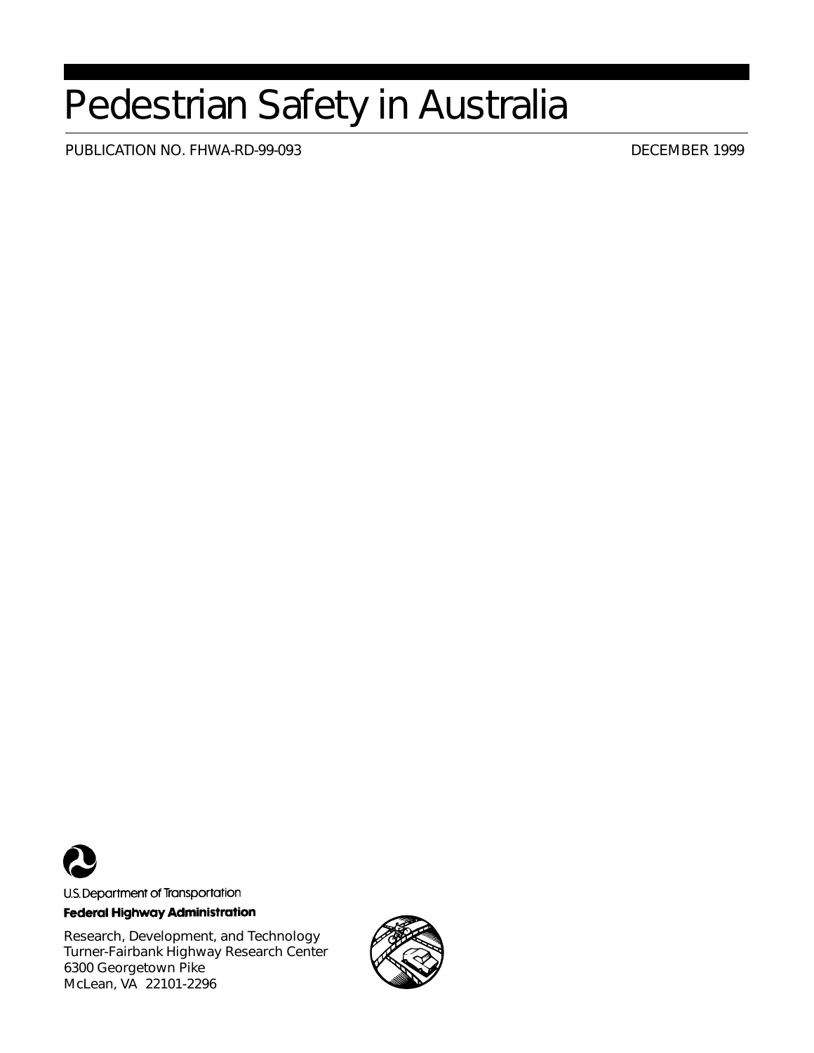# Pedestrian Safety in Australia

PUBLICATION NO. FHWA-RD-99-093 DECEMBER 1999

U.S. Department of Transportation

**Federal Highway Administration**

Research, Development, and Technology
Turner-Fairbank Highway Research Center
6300 Georgetown Pike
McLean, VA 22101-2296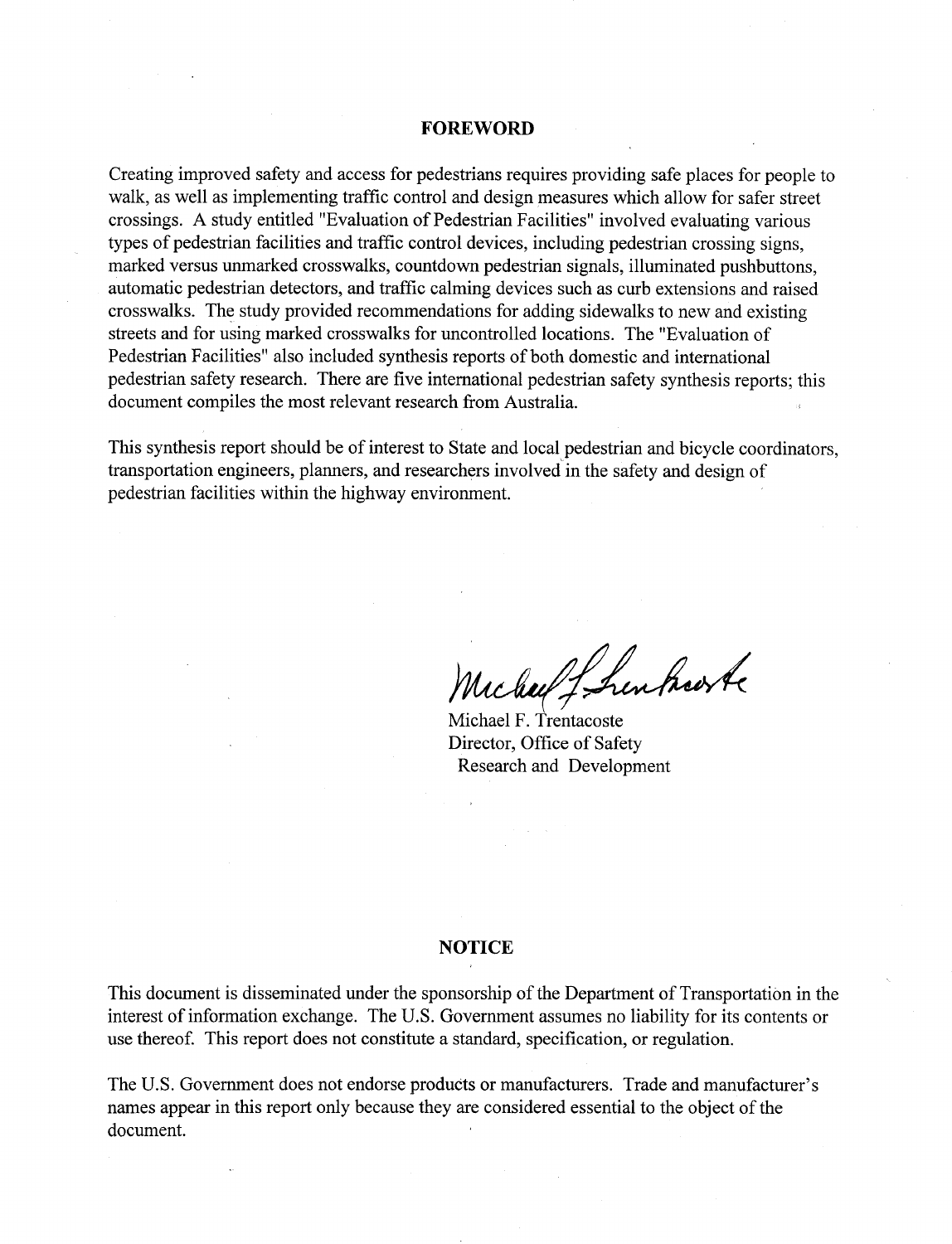## FOREWORD

Creating improved safety and access for pedestrians requires providing safe places for people to walk, as well as implementing traffic control and design measures which allow for safer street crossings. A study entitled "Evaluation of Pedestrian Facilities" involved evaluating various types of pedestrian facilities and traffic control devices, including pedestrian crossing signs, marked versus unmarked crosswalks, countdown pedestrian signals, illuminated pushbuttons, automatic pedestrian detectors, and traffic calming devices such as curb extensions and raised crosswalks. The study provided recommendations for adding sidewalks to new and existing streets and for using marked crosswalks for uncontrolled locations. The "Evaluation of Pedestrian Facilities" also included synthesis reports of both domestic and international pedestrian safety research. There are five international pedestrian safety synthesis reports; this document compiles the most relevant research from Australia.

This synthesis report should be of interest to State and local pedestrian and bicycle coordinators, transportation engineers, planners, and researchers involved in the safety and design of pedestrian facilities within the highway environment.

Michael F. Trentacoste
Director, Office of Safety
Research and Development

## NOTICE

This document is disseminated under the sponsorship of the Department of Transportation in the interest of information exchange. The U.S. Government assumes no liability for its contents or use thereof. This report does not constitute a standard, specification, or regulation.

The U.S. Government does not endorse products or manufacturers. Trade and manufacturer's names appear in this report only because they are considered essential to the object of the document.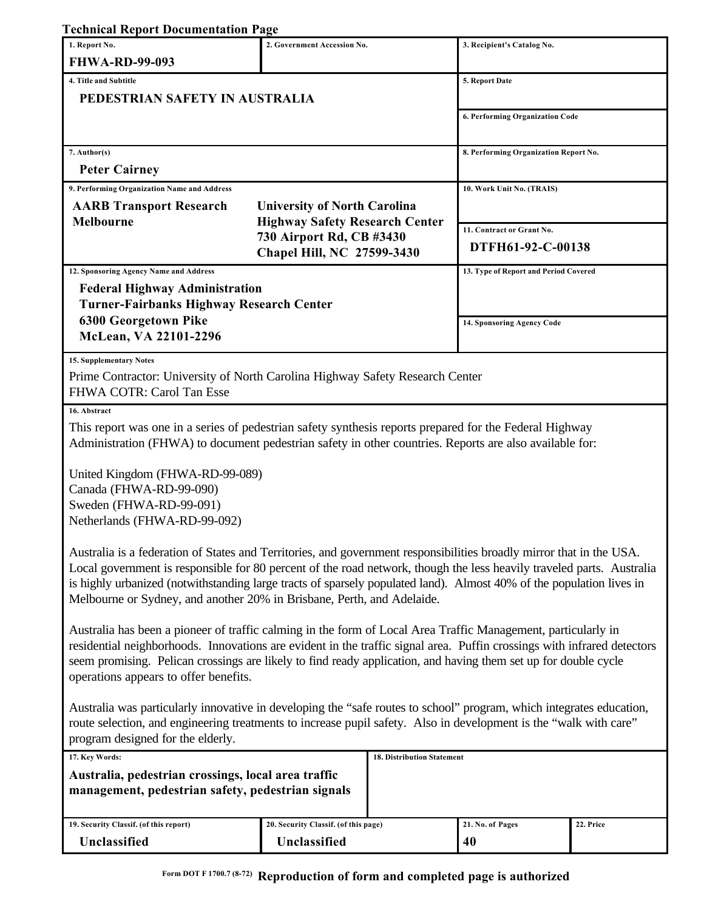**Technical Report Documentation Page**

| 1. Report No. | 2. Government Accession No. | 3. Recipient's Catalog No. |
|---|---|---|
| **FHWA-RD-99-093** | | |
| 4. Title and Subtitle | | 5. Report Date |
| **PEDESTRIAN SAFETY IN AUSTRALIA** | | |
| | | 6. Performing Organization Code |
| 7. Author(s) | | 8. Performing Organization Report No. |
| **Peter Cairney** | | |
| 9. Performing Organization Name and Address | | 10. Work Unit No. (TRAIS) |
| **AARB Transport Research Melbourne** | **University of North Carolina Highway Safety Research Center 730 Airport Rd, CB #3430 Chapel Hill, NC 27599-3430** | 11. Contract or Grant No. **DTFH61-92-C-00138** |
| 12. Sponsoring Agency Name and Address | | 13. Type of Report and Period Covered |
| **Federal Highway Administration Turner-Fairbanks Highway Research Center 6300 Georgetown Pike McLean, VA 22101-2296** | | 14. Sponsoring Agency Code |

**15. Supplementary Notes**

Prime Contractor: University of North Carolina Highway Safety Research Center
FHWA COTR: Carol Tan Esse

**16. Abstract**

This report was one in a series of pedestrian safety synthesis reports prepared for the Federal Highway Administration (FHWA) to document pedestrian safety in other countries. Reports are also available for:

United Kingdom (FHWA-RD-99-089)
Canada (FHWA-RD-99-090)
Sweden (FHWA-RD-99-091)
Netherlands (FHWA-RD-99-092)

Australia is a federation of States and Territories, and government responsibilities broadly mirror that in the USA. Local government is responsible for 80 percent of the road network, though the less heavily traveled parts. Australia is highly urbanized (notwithstanding large tracts of sparsely populated land). Almost 40% of the population lives in Melbourne or Sydney, and another 20% in Brisbane, Perth, and Adelaide.

Australia has been a pioneer of traffic calming in the form of Local Area Traffic Management, particularly in residential neighborhoods. Innovations are evident in the traffic signal area. Puffin crossings with infrared detectors seem promising. Pelican crossings are likely to find ready application, and having them set up for double cycle operations appears to offer benefits.

Australia was particularly innovative in developing the "safe routes to school" program, which integrates education, route selection, and engineering treatments to increase pupil safety. Also in development is the "walk with care" program designed for the elderly.

| 17. Key Words: | 18. Distribution Statement | | |
|---|---|---|---|
| **Australia, pedestrian crossings, local area traffic management, pedestrian safety, pedestrian signals** | | | |
| 19. Security Classif. (of this report) | 20. Security Classif. (of this page) | 21. No. of Pages | 22. Price |
| **Unclassified** | **Unclassified** | **40** | |

Form DOT F 1700.7 (8-72) **Reproduction of form and completed page is authorized**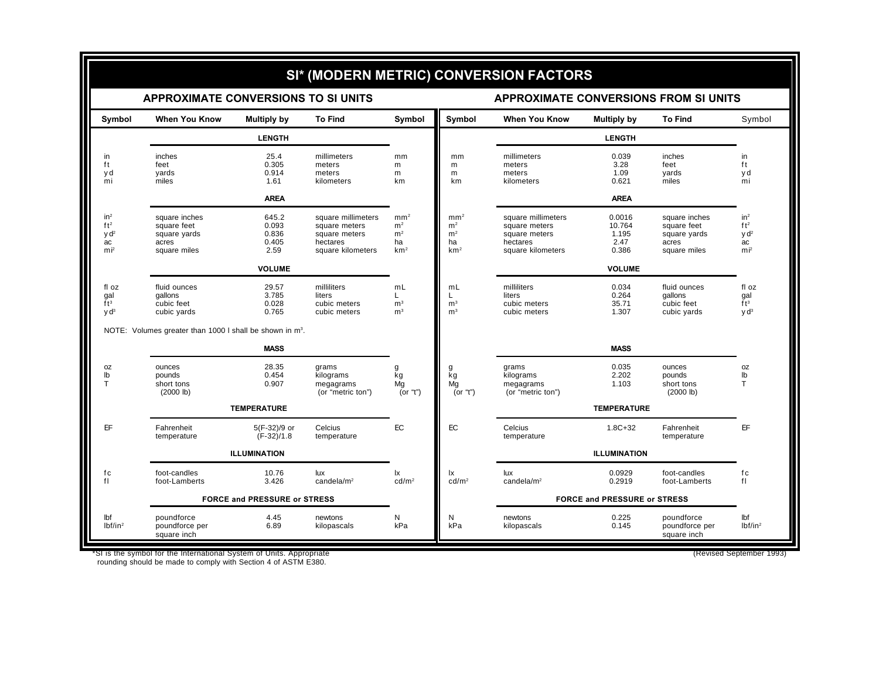# SI* (MODERN METRIC) CONVERSION FACTORS

## APPROXIMATE CONVERSIONS TO SI UNITS

| Symbol | When You Know | Multiply by | To Find | Symbol |
|---|---|---|---|---|
| | | **LENGTH** | | |
| in | inches | 25.4 | millimeters | mm |
| ft | feet | 0.305 | meters | m |
| yd | yards | 0.914 | meters | m |
| mi | miles | 1.61 | kilometers | km |
| | | **AREA** | | |
| $in^2$ | square inches | 645.2 | square millimeters | $mm^2$ |
| $ft^2$ | square feet | 0.093 | square meters | $m^2$ |
| $yd^2$ | square yards | 0.836 | square meters | $m^2$ |
| ac | acres | 0.405 | hectares | ha |
| $mi^2$ | square miles | 2.59 | square kilometers | $km^2$ |
| | | **VOLUME** | | |
| fl oz | fluid ounces | 29.57 | milliliters | mL |
| gal | gallons | 3.785 | liters | L |
| $ft^3$ | cubic feet | 0.028 | cubic meters | $m^3$ |
| $yd^3$ | cubic yards | 0.765 | cubic meters | $m^3$ |
| | NOTE: Volumes greater than 1000 l shall be shown in $m^3$. | | | |
| | | **MASS** | | |
| oz | ounces | 28.35 | grams | g |
| lb | pounds | 0.454 | kilograms | kg |
| T | short tons (2000 lb) | 0.907 | megagrams (or "metric ton") | Mg (or "t") |
| | | **TEMPERATURE** | | |
| EF | Fahrenheit temperature | 5(F-32)/9 or (F-32)/1.8 | Celcius temperature | EC |
| | | **ILLUMINATION** | | |
| fc | foot-candles | 10.76 | lux | lx |
| fl | foot-Lamberts | 3.426 | candela/$m^2$ | cd/$m^2$ |
| | | **FORCE and PRESSURE or STRESS** | | |
| lbf | poundforce | 4.45 | newtons | N |
| lbf/$in^2$ | poundforce per square inch | 6.89 | kilopascals | kPa |

## APPROXIMATE CONVERSIONS FROM SI UNITS

| Symbol | When You Know | Multiply by | To Find | Symbol |
|---|---|---|---|---|
| | | **LENGTH** | | |
| mm | millimeters | 0.039 | inches | in |
| m | meters | 3.28 | feet | ft |
| m | meters | 1.09 | yards | yd |
| km | kilometers | 0.621 | miles | mi |
| | | **AREA** | | |
| $mm^2$ | square millimeters | 0.0016 | square inches | $in^2$ |
| $m^2$ | square meters | 10.764 | square feet | $ft^2$ |
| $m^2$ | square meters | 1.195 | square yards | $yd^2$ |
| ha | hectares | 2.47 | acres | ac |
| $km^2$ | square kilometers | 0.386 | square miles | $mi^2$ |
| | | **VOLUME** | | |
| mL | milliliters | 0.034 | fluid ounces | fl oz |
| L | liters | 0.264 | gallons | gal |
| $m^3$ | cubic meters | 35.71 | cubic feet | $ft^3$ |
| $m^3$ | cubic meters | 1.307 | cubic yards | $yd^3$ |
| | | **MASS** | | |
| g | grams | 0.035 | ounces | oz |
| kg | kilograms | 2.202 | pounds | lb |
| Mg (or "t") | megagrams (or "metric ton") | 1.103 | short tons (2000 lb) | T |
| | | **TEMPERATURE** | | |
| EC | Celcius temperature | 1.8C+32 | Fahrenheit temperature | EF |
| | | **ILLUMINATION** | | |
| lx | lux | 0.0929 | foot-candles | fc |
| cd/$m^2$ | candela/$m^2$ | 0.2919 | foot-Lamberts | fl |
| | | **FORCE and PRESSURE or STRESS** | | |
| N | newtons | 0.225 | poundforce | lbf |
| kPa | kilopascals | 0.145 | poundforce per square inch | lbf/$in^2$ |

*SI is the symbol for the International System of Units. Appropriate rounding should be made to comply with Section 4 of ASTM E380.

(Revised September 1993)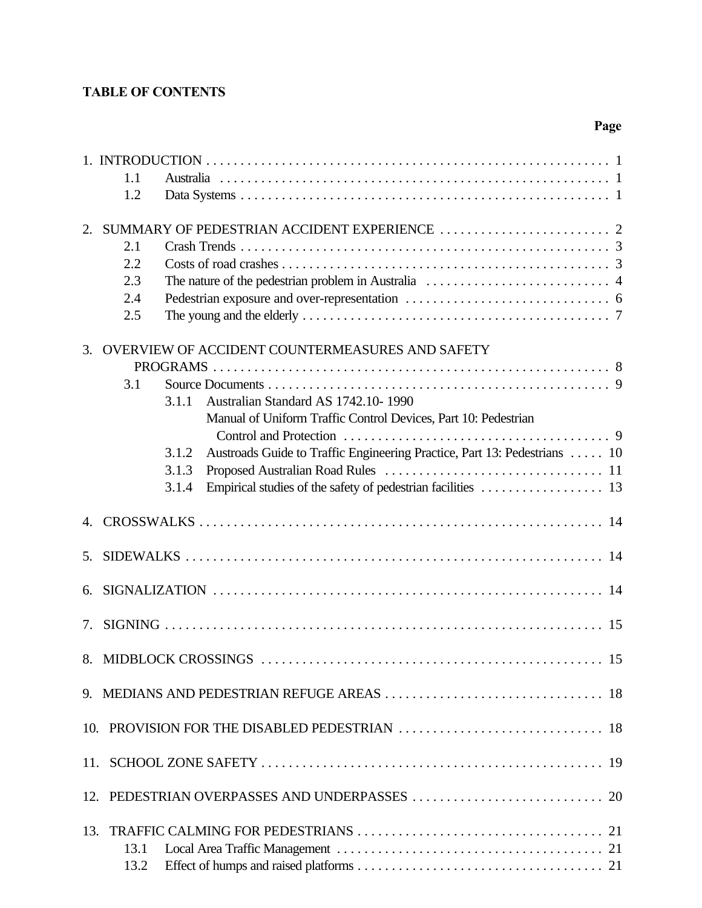**TABLE OF CONTENTS**

| | Page |
|---|---|
| 1. INTRODUCTION | 1 |
| 1.1 Australia | 1 |
| 1.2 Data Systems | 1 |
| 2. SUMMARY OF PEDESTRIAN ACCIDENT EXPERIENCE | 2 |
| 2.1 Crash Trends | 3 |
| 2.2 Costs of road crashes | 3 |
| 2.3 The nature of the pedestrian problem in Australia | 4 |
| 2.4 Pedestrian exposure and over-representation | 6 |
| 2.5 The young and the elderly | 7 |
| 3. OVERVIEW OF ACCIDENT COUNTERMEASURES AND SAFETY PROGRAMS | 8 |
| 3.1 Source Documents | 9 |
| 3.1.1 Australian Standard AS 1742.10- 1990 Manual of Uniform Traffic Control Devices, Part 10: Pedestrian Control and Protection | 9 |
| 3.1.2 Austroads Guide to Traffic Engineering Practice, Part 13: Pedestrians | 10 |
| 3.1.3 Proposed Australian Road Rules | 11 |
| 3.1.4 Empirical studies of the safety of pedestrian facilities | 13 |
| 4. CROSSWALKS | 14 |
| 5. SIDEWALKS | 14 |
| 6. SIGNALIZATION | 14 |
| 7. SIGNING | 15 |
| 8. MIDBLOCK CROSSINGS | 15 |
| 9. MEDIANS AND PEDESTRIAN REFUGE AREAS | 18 |
| 10. PROVISION FOR THE DISABLED PEDESTRIAN | 18 |
| 11. SCHOOL ZONE SAFETY | 19 |
| 12. PEDESTRIAN OVERPASSES AND UNDERPASSES | 20 |
| 13. TRAFFIC CALMING FOR PEDESTRIANS | 21 |
| 13.1 Local Area Traffic Management | 21 |
| 13.2 Effect of humps and raised platforms | 21 |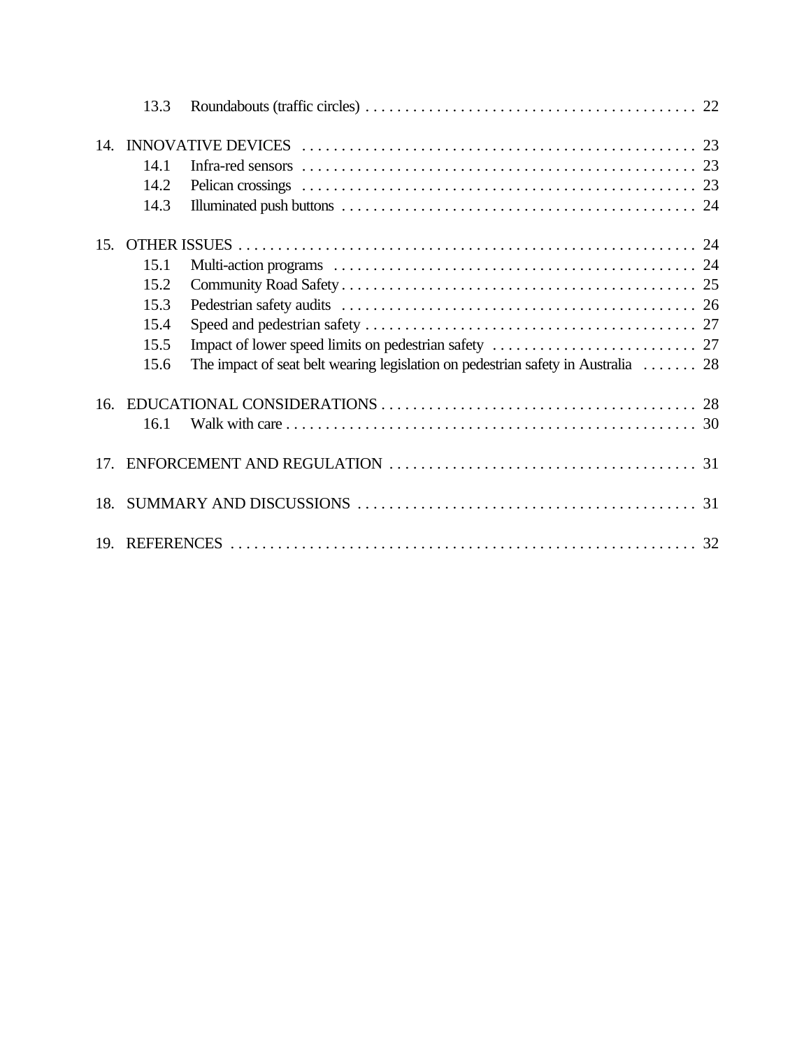13.3 Roundabouts (traffic circles) . . . . . . . . . . . . . . . . . . . . . . . . . . . . . . . . . . . . . . . . . 22

14. INNOVATIVE DEVICES . . . . . . . . . . . . . . . . . . . . . . . . . . . . . . . . . . . . . . . . . . . . . . . . . . 23
    14.1 Infra-red sensors . . . . . . . . . . . . . . . . . . . . . . . . . . . . . . . . . . . . . . . . . . . . . . . . . . 23
    14.2 Pelican crossings . . . . . . . . . . . . . . . . . . . . . . . . . . . . . . . . . . . . . . . . . . . . . . . . . . 23
    14.3 Illuminated push buttons . . . . . . . . . . . . . . . . . . . . . . . . . . . . . . . . . . . . . . . . . . . . . 24

15. OTHER ISSUES . . . . . . . . . . . . . . . . . . . . . . . . . . . . . . . . . . . . . . . . . . . . . . . . . . . . . . . . . 24
    15.1 Multi-action programs . . . . . . . . . . . . . . . . . . . . . . . . . . . . . . . . . . . . . . . . . . . . . . 24
    15.2 Community Road Safety . . . . . . . . . . . . . . . . . . . . . . . . . . . . . . . . . . . . . . . . . . . . . 25
    15.3 Pedestrian safety audits . . . . . . . . . . . . . . . . . . . . . . . . . . . . . . . . . . . . . . . . . . . . . 26
    15.4 Speed and pedestrian safety . . . . . . . . . . . . . . . . . . . . . . . . . . . . . . . . . . . . . . . . . . 27
    15.5 Impact of lower speed limits on pedestrian safety . . . . . . . . . . . . . . . . . . . . . . . . . . 27
    15.6 The impact of seat belt wearing legislation on pedestrian safety in Australia . . . . . . . 28

16. EDUCATIONAL CONSIDERATIONS . . . . . . . . . . . . . . . . . . . . . . . . . . . . . . . . . . . . . . . . 28
    16.1 Walk with care . . . . . . . . . . . . . . . . . . . . . . . . . . . . . . . . . . . . . . . . . . . . . . . . . . . . 30

17. ENFORCEMENT AND REGULATION . . . . . . . . . . . . . . . . . . . . . . . . . . . . . . . . . . . . . . . 31

18. SUMMARY AND DISCUSSIONS . . . . . . . . . . . . . . . . . . . . . . . . . . . . . . . . . . . . . . . . . . . 31

19. REFERENCES . . . . . . . . . . . . . . . . . . . . . . . . . . . . . . . . . . . . . . . . . . . . . . . . . . . . . . . . . . . 32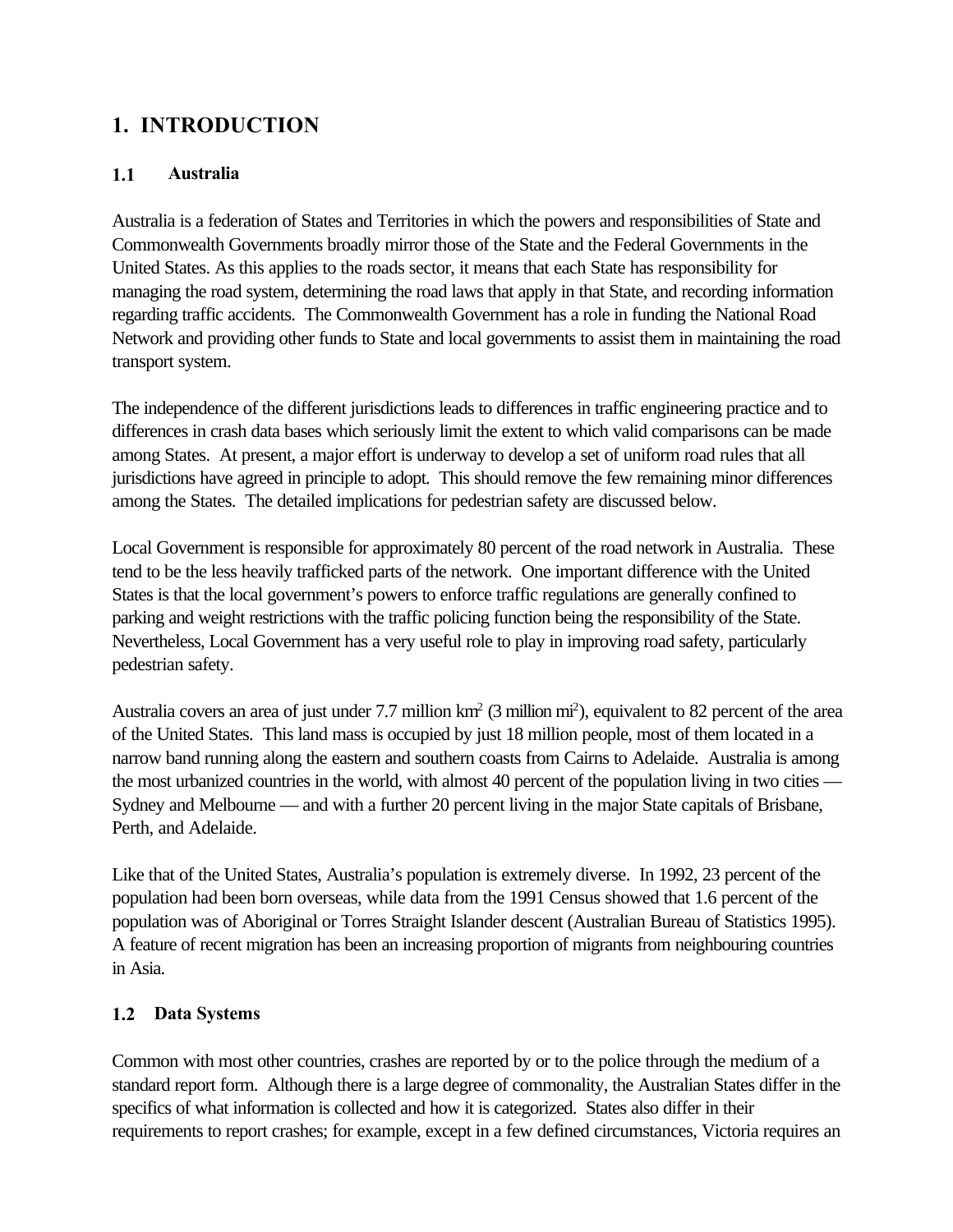# 1. INTRODUCTION

## 1.1 Australia

Australia is a federation of States and Territories in which the powers and responsibilities of State and Commonwealth Governments broadly mirror those of the State and the Federal Governments in the United States. As this applies to the roads sector, it means that each State has responsibility for managing the road system, determining the road laws that apply in that State, and recording information regarding traffic accidents. The Commonwealth Government has a role in funding the National Road Network and providing other funds to State and local governments to assist them in maintaining the road transport system.

The independence of the different jurisdictions leads to differences in traffic engineering practice and to differences in crash data bases which seriously limit the extent to which valid comparisons can be made among States. At present, a major effort is underway to develop a set of uniform road rules that all jurisdictions have agreed in principle to adopt. This should remove the few remaining minor differences among the States. The detailed implications for pedestrian safety are discussed below.

Local Government is responsible for approximately 80 percent of the road network in Australia. These tend to be the less heavily trafficked parts of the network. One important difference with the United States is that the local government's powers to enforce traffic regulations are generally confined to parking and weight restrictions with the traffic policing function being the responsibility of the State. Nevertheless, Local Government has a very useful role to play in improving road safety, particularly pedestrian safety.

Australia covers an area of just under 7.7 million km$^2$ (3 million mi$^2$), equivalent to 82 percent of the area of the United States. This land mass is occupied by just 18 million people, most of them located in a narrow band running along the eastern and southern coasts from Cairns to Adelaide. Australia is among the most urbanized countries in the world, with almost 40 percent of the population living in two cities — Sydney and Melbourne — and with a further 20 percent living in the major State capitals of Brisbane, Perth, and Adelaide.

Like that of the United States, Australia's population is extremely diverse. In 1992, 23 percent of the population had been born overseas, while data from the 1991 Census showed that 1.6 percent of the population was of Aboriginal or Torres Straight Islander descent (Australian Bureau of Statistics 1995). A feature of recent migration has been an increasing proportion of migrants from neighbouring countries in Asia.

## 1.2 Data Systems

Common with most other countries, crashes are reported by or to the police through the medium of a standard report form. Although there is a large degree of commonality, the Australian States differ in the specifics of what information is collected and how it is categorized. States also differ in their requirements to report crashes; for example, except in a few defined circumstances, Victoria requires an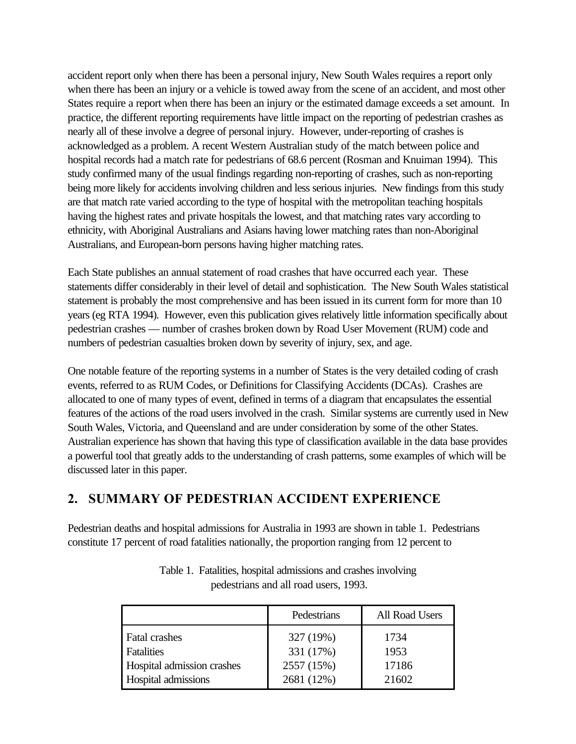accident report only when there has been a personal injury, New South Wales requires a report only when there has been an injury or a vehicle is towed away from the scene of an accident, and most other States require a report when there has been an injury or the estimated damage exceeds a set amount. In practice, the different reporting requirements have little impact on the reporting of pedestrian crashes as nearly all of these involve a degree of personal injury. However, under-reporting of crashes is acknowledged as a problem. A recent Western Australian study of the match between police and hospital records had a match rate for pedestrians of 68.6 percent (Rosman and Knuiman 1994). This study confirmed many of the usual findings regarding non-reporting of crashes, such as non-reporting being more likely for accidents involving children and less serious injuries. New findings from this study are that match rate varied according to the type of hospital with the metropolitan teaching hospitals having the highest rates and private hospitals the lowest, and that matching rates vary according to ethnicity, with Aboriginal Australians and Asians having lower matching rates than non-Aboriginal Australians, and European-born persons having higher matching rates.

Each State publishes an annual statement of road crashes that have occurred each year. These statements differ considerably in their level of detail and sophistication. The New South Wales statistical statement is probably the most comprehensive and has been issued in its current form for more than 10 years (eg RTA 1994). However, even this publication gives relatively little information specifically about pedestrian crashes — number of crashes broken down by Road User Movement (RUM) code and numbers of pedestrian casualties broken down by severity of injury, sex, and age.

One notable feature of the reporting systems in a number of States is the very detailed coding of crash events, referred to as RUM Codes, or Definitions for Classifying Accidents (DCAs). Crashes are allocated to one of many types of event, defined in terms of a diagram that encapsulates the essential features of the actions of the road users involved in the crash. Similar systems are currently used in New South Wales, Victoria, and Queensland and are under consideration by some of the other States. Australian experience has shown that having this type of classification available in the data base provides a powerful tool that greatly adds to the understanding of crash patterns, some examples of which will be discussed later in this paper.

## 2. SUMMARY OF PEDESTRIAN ACCIDENT EXPERIENCE

Pedestrian deaths and hospital admissions for Australia in 1993 are shown in table 1. Pedestrians constitute 17 percent of road fatalities nationally, the proportion ranging from 12 percent to

Table 1. Fatalities, hospital admissions and crashes involving pedestrians and all road users, 1993.

| | Pedestrians | All Road Users |
|---|---|---|
| Fatal crashes | 327 (19%) | 1734 |
| Fatalities | 331 (17%) | 1953 |
| Hospital admission crashes | 2557 (15%) | 17186 |
| Hospital admissions | 2681 (12%) | 21602 |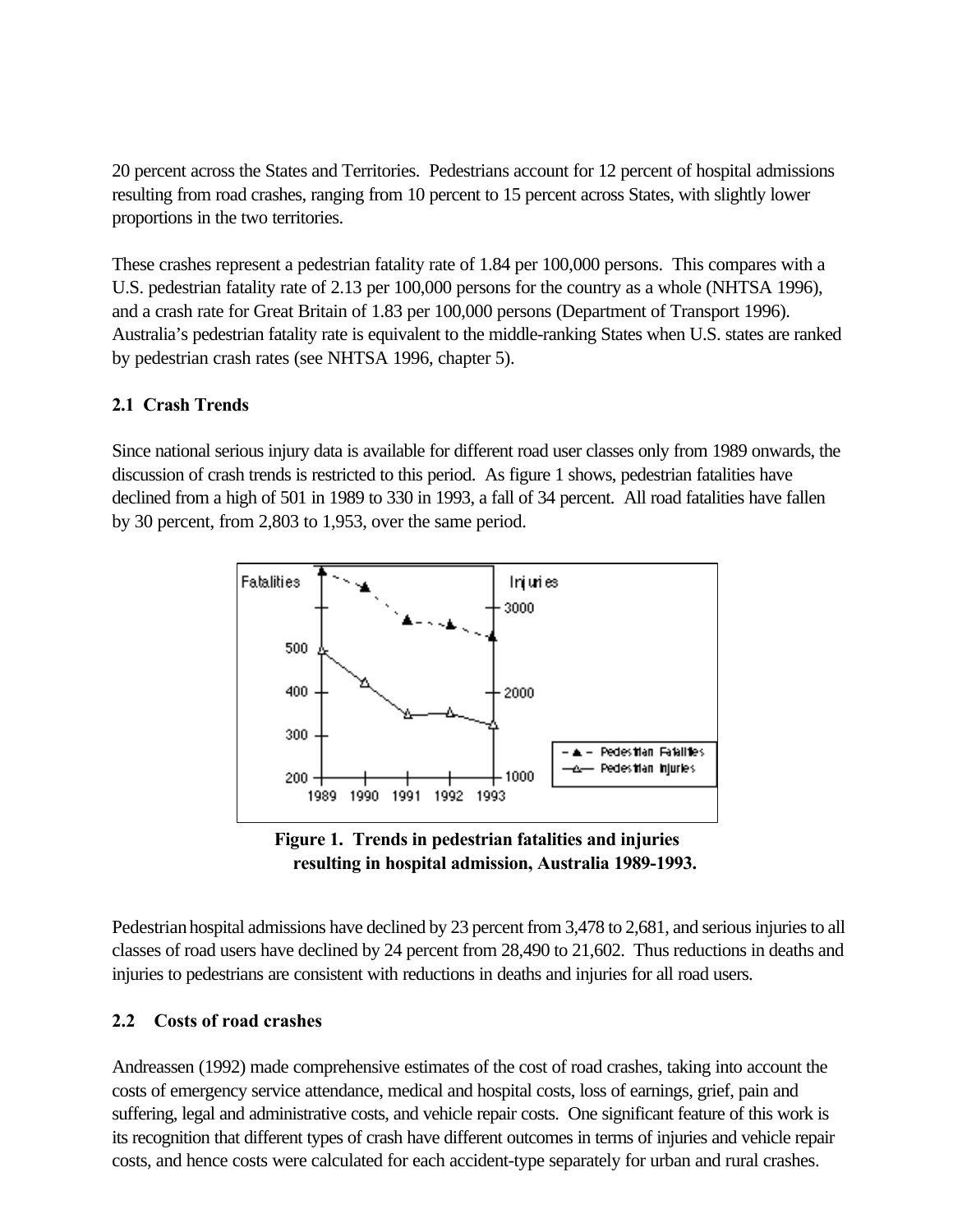20 percent across the States and Territories. Pedestrians account for 12 percent of hospital admissions resulting from road crashes, ranging from 10 percent to 15 percent across States, with slightly lower proportions in the two territories.

These crashes represent a pedestrian fatality rate of 1.84 per 100,000 persons. This compares with a U.S. pedestrian fatality rate of 2.13 per 100,000 persons for the country as a whole (NHTSA 1996), and a crash rate for Great Britain of 1.83 per 100,000 persons (Department of Transport 1996). Australia's pedestrian fatality rate is equivalent to the middle-ranking States when U.S. states are ranked by pedestrian crash rates (see NHTSA 1996, chapter 5).

### 2.1 Crash Trends

Since national serious injury data is available for different road user classes only from 1989 onwards, the discussion of crash trends is restricted to this period. As figure 1 shows, pedestrian fatalities have declined from a high of 501 in 1989 to 330 in 1993, a fall of 34 percent. All road fatalities have fallen by 30 percent, from 2,803 to 1,953, over the same period.

**Figure 1. Trends in pedestrian fatalities and injuries resulting in hospital admission, Australia 1989-1993.**

Pedestrian hospital admissions have declined by 23 percent from 3,478 to 2,681, and serious injuries to all classes of road users have declined by 24 percent from 28,490 to 21,602. Thus reductions in deaths and injuries to pedestrians are consistent with reductions in deaths and injuries for all road users.

### 2.2 Costs of road crashes

Andreassen (1992) made comprehensive estimates of the cost of road crashes, taking into account the costs of emergency service attendance, medical and hospital costs, loss of earnings, grief, pain and suffering, legal and administrative costs, and vehicle repair costs. One significant feature of this work is its recognition that different types of crash have different outcomes in terms of injuries and vehicle repair costs, and hence costs were calculated for each accident-type separately for urban and rural crashes.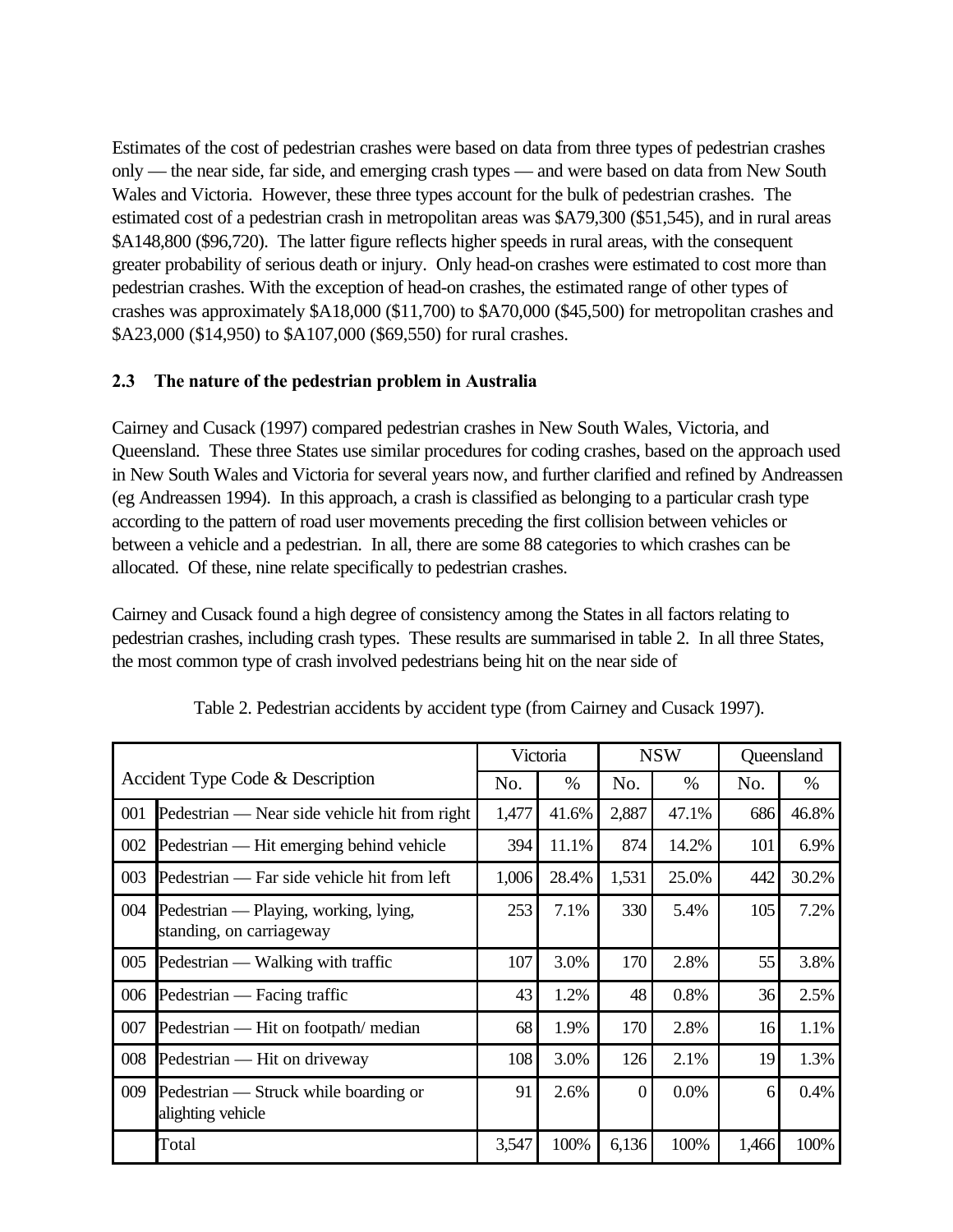Estimates of the cost of pedestrian crashes were based on data from three types of pedestrian crashes only — the near side, far side, and emerging crash types — and were based on data from New South Wales and Victoria. However, these three types account for the bulk of pedestrian crashes. The estimated cost of a pedestrian crash in metropolitan areas was $A79,300 ($51,545), and in rural areas $A148,800 ($96,720). The latter figure reflects higher speeds in rural areas, with the consequent greater probability of serious death or injury. Only head-on crashes were estimated to cost more than pedestrian crashes. With the exception of head-on crashes, the estimated range of other types of crashes was approximately $A18,000 ($11,700) to $A70,000 ($45,500) for metropolitan crashes and $A23,000 ($14,950) to $A107,000 ($69,550) for rural crashes.

### 2.3 The nature of the pedestrian problem in Australia

Cairney and Cusack (1997) compared pedestrian crashes in New South Wales, Victoria, and Queensland. These three States use similar procedures for coding crashes, based on the approach used in New South Wales and Victoria for several years now, and further clarified and refined by Andreassen (eg Andreassen 1994). In this approach, a crash is classified as belonging to a particular crash type according to the pattern of road user movements preceding the first collision between vehicles or between a vehicle and a pedestrian. In all, there are some 88 categories to which crashes can be allocated. Of these, nine relate specifically to pedestrian crashes.

Cairney and Cusack found a high degree of consistency among the States in all factors relating to pedestrian crashes, including crash types. These results are summarised in table 2. In all three States, the most common type of crash involved pedestrians being hit on the near side of

Table 2. Pedestrian accidents by accident type (from Cairney and Cusack 1997).

| Accident Type Code & Description | | Victoria | | NSW | | Queensland | |
|---|---|---|---|---|---|---|---|
| | | No. | % | No. | % | No. | % |
| 001 | Pedestrian — Near side vehicle hit from right | 1,477 | 41.6% | 2,887 | 47.1% | 686 | 46.8% |
| 002 | Pedestrian — Hit emerging behind vehicle | 394 | 11.1% | 874 | 14.2% | 101 | 6.9% |
| 003 | Pedestrian — Far side vehicle hit from left | 1,006 | 28.4% | 1,531 | 25.0% | 442 | 30.2% |
| 004 | Pedestrian — Playing, working, lying, standing, on carriageway | 253 | 7.1% | 330 | 5.4% | 105 | 7.2% |
| 005 | Pedestrian — Walking with traffic | 107 | 3.0% | 170 | 2.8% | 55 | 3.8% |
| 006 | Pedestrian — Facing traffic | 43 | 1.2% | 48 | 0.8% | 36 | 2.5% |
| 007 | Pedestrian — Hit on footpath/ median | 68 | 1.9% | 170 | 2.8% | 16 | 1.1% |
| 008 | Pedestrian — Hit on driveway | 108 | 3.0% | 126 | 2.1% | 19 | 1.3% |
| 009 | Pedestrian — Struck while boarding or alighting vehicle | 91 | 2.6% | 0 | 0.0% | 6 | 0.4% |
| | Total | 3,547 | 100% | 6,136 | 100% | 1,466 | 100% |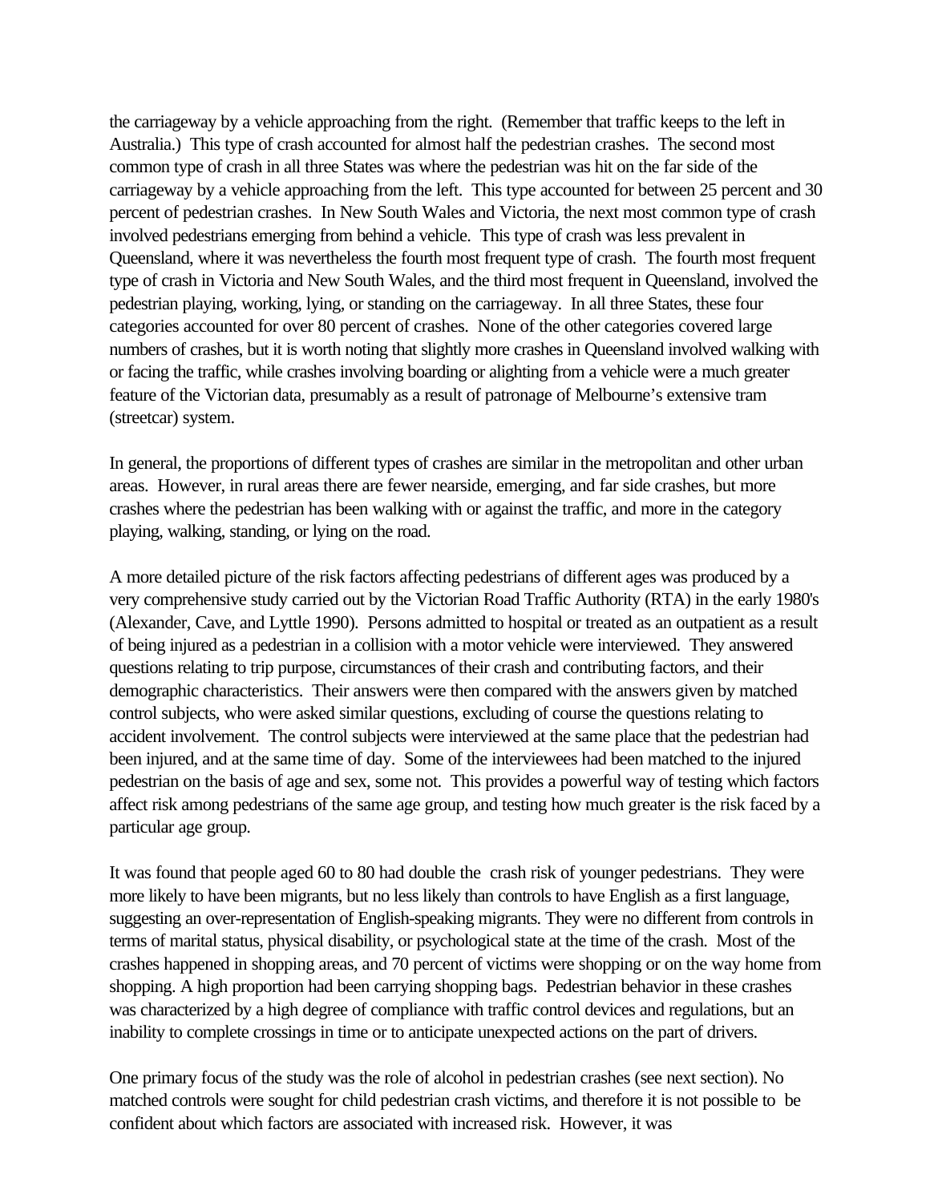the carriageway by a vehicle approaching from the right. (Remember that traffic keeps to the left in Australia.) This type of crash accounted for almost half the pedestrian crashes. The second most common type of crash in all three States was where the pedestrian was hit on the far side of the carriageway by a vehicle approaching from the left. This type accounted for between 25 percent and 30 percent of pedestrian crashes. In New South Wales and Victoria, the next most common type of crash involved pedestrians emerging from behind a vehicle. This type of crash was less prevalent in Queensland, where it was nevertheless the fourth most frequent type of crash. The fourth most frequent type of crash in Victoria and New South Wales, and the third most frequent in Queensland, involved the pedestrian playing, working, lying, or standing on the carriageway. In all three States, these four categories accounted for over 80 percent of crashes. None of the other categories covered large numbers of crashes, but it is worth noting that slightly more crashes in Queensland involved walking with or facing the traffic, while crashes involving boarding or alighting from a vehicle were a much greater feature of the Victorian data, presumably as a result of patronage of Melbourne's extensive tram (streetcar) system.

In general, the proportions of different types of crashes are similar in the metropolitan and other urban areas. However, in rural areas there are fewer nearside, emerging, and far side crashes, but more crashes where the pedestrian has been walking with or against the traffic, and more in the category playing, walking, standing, or lying on the road.

A more detailed picture of the risk factors affecting pedestrians of different ages was produced by a very comprehensive study carried out by the Victorian Road Traffic Authority (RTA) in the early 1980's (Alexander, Cave, and Lyttle 1990). Persons admitted to hospital or treated as an outpatient as a result of being injured as a pedestrian in a collision with a motor vehicle were interviewed. They answered questions relating to trip purpose, circumstances of their crash and contributing factors, and their demographic characteristics. Their answers were then compared with the answers given by matched control subjects, who were asked similar questions, excluding of course the questions relating to accident involvement. The control subjects were interviewed at the same place that the pedestrian had been injured, and at the same time of day. Some of the interviewees had been matched to the injured pedestrian on the basis of age and sex, some not. This provides a powerful way of testing which factors affect risk among pedestrians of the same age group, and testing how much greater is the risk faced by a particular age group.

It was found that people aged 60 to 80 had double the crash risk of younger pedestrians. They were more likely to have been migrants, but no less likely than controls to have English as a first language, suggesting an over-representation of English-speaking migrants. They were no different from controls in terms of marital status, physical disability, or psychological state at the time of the crash. Most of the crashes happened in shopping areas, and 70 percent of victims were shopping or on the way home from shopping. A high proportion had been carrying shopping bags. Pedestrian behavior in these crashes was characterized by a high degree of compliance with traffic control devices and regulations, but an inability to complete crossings in time or to anticipate unexpected actions on the part of drivers.

One primary focus of the study was the role of alcohol in pedestrian crashes (see next section). No matched controls were sought for child pedestrian crash victims, and therefore it is not possible to be confident about which factors are associated with increased risk. However, it was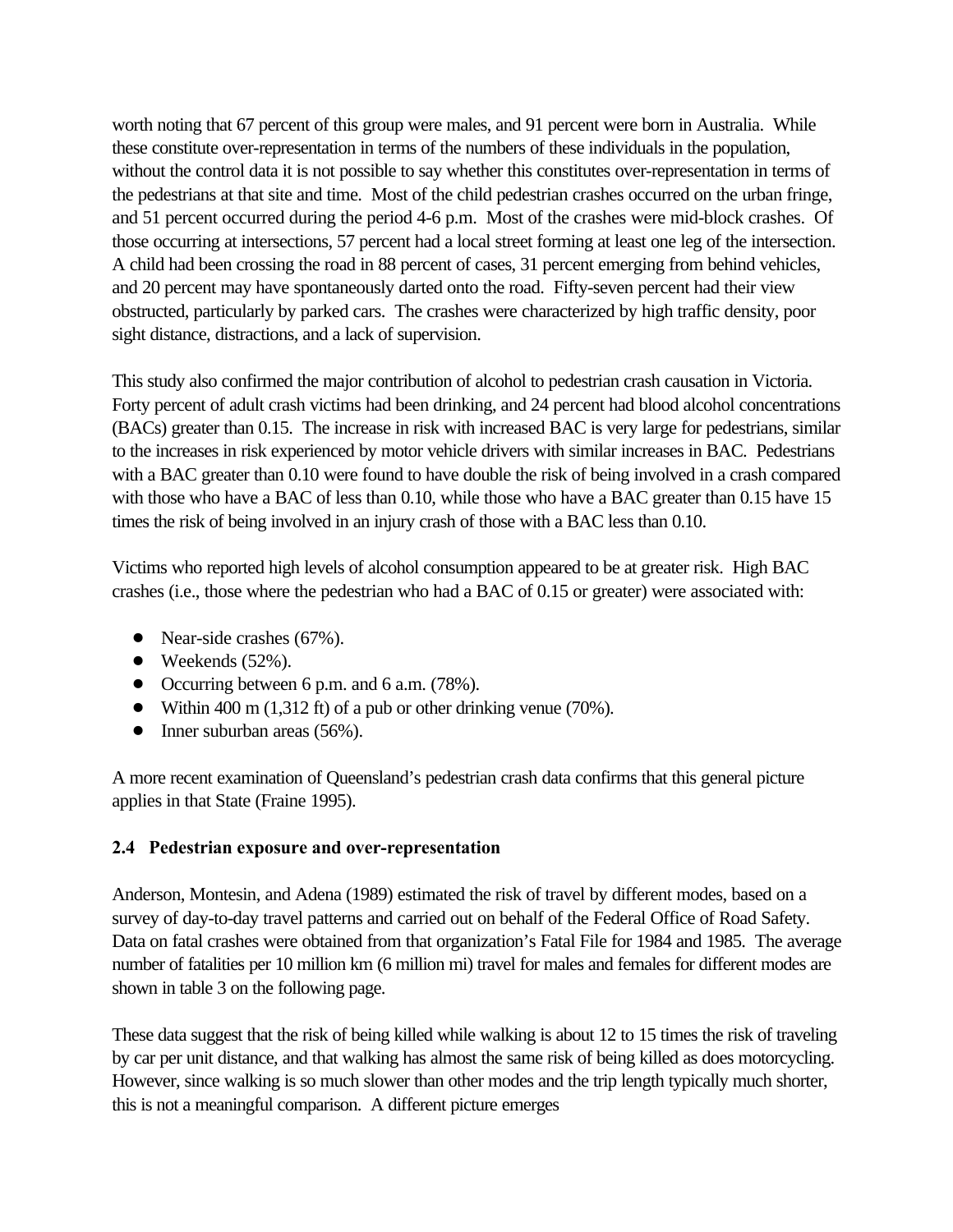worth noting that 67 percent of this group were males, and 91 percent were born in Australia. While these constitute over-representation in terms of the numbers of these individuals in the population, without the control data it is not possible to say whether this constitutes over-representation in terms of the pedestrians at that site and time. Most of the child pedestrian crashes occurred on the urban fringe, and 51 percent occurred during the period 4-6 p.m. Most of the crashes were mid-block crashes. Of those occurring at intersections, 57 percent had a local street forming at least one leg of the intersection. A child had been crossing the road in 88 percent of cases, 31 percent emerging from behind vehicles, and 20 percent may have spontaneously darted onto the road. Fifty-seven percent had their view obstructed, particularly by parked cars. The crashes were characterized by high traffic density, poor sight distance, distractions, and a lack of supervision.

This study also confirmed the major contribution of alcohol to pedestrian crash causation in Victoria. Forty percent of adult crash victims had been drinking, and 24 percent had blood alcohol concentrations (BACs) greater than 0.15. The increase in risk with increased BAC is very large for pedestrians, similar to the increases in risk experienced by motor vehicle drivers with similar increases in BAC. Pedestrians with a BAC greater than 0.10 were found to have double the risk of being involved in a crash compared with those who have a BAC of less than 0.10, while those who have a BAC greater than 0.15 have 15 times the risk of being involved in an injury crash of those with a BAC less than 0.10.

Victims who reported high levels of alcohol consumption appeared to be at greater risk. High BAC crashes (i.e., those where the pedestrian who had a BAC of 0.15 or greater) were associated with:

- Near-side crashes (67%).
- Weekends (52%).
- Occurring between 6 p.m. and 6 a.m. (78%).
- Within 400 m (1,312 ft) of a pub or other drinking venue (70%).
- Inner suburban areas (56%).

A more recent examination of Queensland's pedestrian crash data confirms that this general picture applies in that State (Fraine 1995).

## 2.4 Pedestrian exposure and over-representation

Anderson, Montesin, and Adena (1989) estimated the risk of travel by different modes, based on a survey of day-to-day travel patterns and carried out on behalf of the Federal Office of Road Safety. Data on fatal crashes were obtained from that organization's Fatal File for 1984 and 1985. The average number of fatalities per 10 million km (6 million mi) travel for males and females for different modes are shown in table 3 on the following page.

These data suggest that the risk of being killed while walking is about 12 to 15 times the risk of traveling by car per unit distance, and that walking has almost the same risk of being killed as does motorcycling. However, since walking is so much slower than other modes and the trip length typically much shorter, this is not a meaningful comparison. A different picture emerges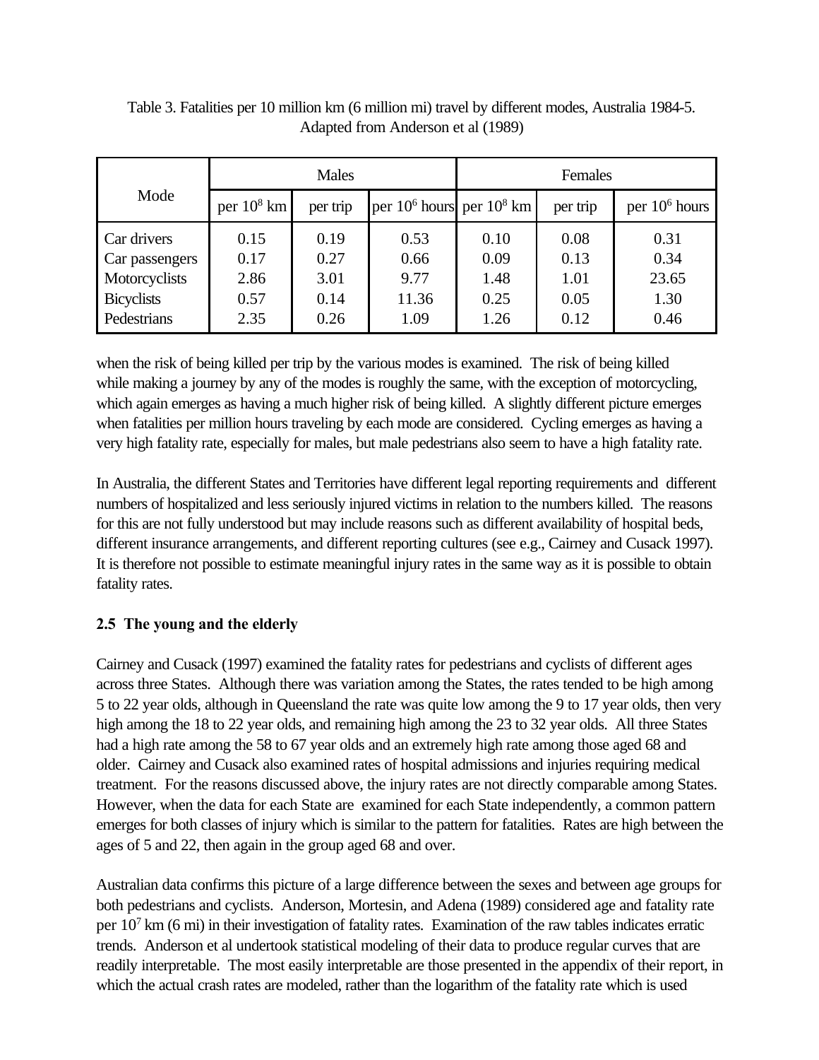Table 3. Fatalities per 10 million km (6 million mi) travel by different modes, Australia 1984-5. Adapted from Anderson et al (1989)

| Mode | Males | | | Females | | |
|---|---|---|---|---|---|---|
| | per $10^8$ km | per trip | per $10^6$ hours | per $10^8$ km | per trip | per $10^6$ hours |
| Car drivers | 0.15 | 0.19 | 0.53 | 0.10 | 0.08 | 0.31 |
| Car passengers | 0.17 | 0.27 | 0.66 | 0.09 | 0.13 | 0.34 |
| Motorcyclists | 2.86 | 3.01 | 9.77 | 1.48 | 1.01 | 23.65 |
| Bicyclists | 0.57 | 0.14 | 11.36 | 0.25 | 0.05 | 1.30 |
| Pedestrians | 2.35 | 0.26 | 1.09 | 1.26 | 0.12 | 0.46 |

when the risk of being killed per trip by the various modes is examined. The risk of being killed while making a journey by any of the modes is roughly the same, with the exception of motorcycling, which again emerges as having a much higher risk of being killed. A slightly different picture emerges when fatalities per million hours traveling by each mode are considered. Cycling emerges as having a very high fatality rate, especially for males, but male pedestrians also seem to have a high fatality rate.

In Australia, the different States and Territories have different legal reporting requirements and different numbers of hospitalized and less seriously injured victims in relation to the numbers killed. The reasons for this are not fully understood but may include reasons such as different availability of hospital beds, different insurance arrangements, and different reporting cultures (see e.g., Cairney and Cusack 1997). It is therefore not possible to estimate meaningful injury rates in the same way as it is possible to obtain fatality rates.

### 2.5 The young and the elderly

Cairney and Cusack (1997) examined the fatality rates for pedestrians and cyclists of different ages across three States. Although there was variation among the States, the rates tended to be high among 5 to 22 year olds, although in Queensland the rate was quite low among the 9 to 17 year olds, then very high among the 18 to 22 year olds, and remaining high among the 23 to 32 year olds. All three States had a high rate among the 58 to 67 year olds and an extremely high rate among those aged 68 and older. Cairney and Cusack also examined rates of hospital admissions and injuries requiring medical treatment. For the reasons discussed above, the injury rates are not directly comparable among States. However, when the data for each State are examined for each State independently, a common pattern emerges for both classes of injury which is similar to the pattern for fatalities. Rates are high between the ages of 5 and 22, then again in the group aged 68 and over.

Australian data confirms this picture of a large difference between the sexes and between age groups for both pedestrians and cyclists. Anderson, Mortesin, and Adena (1989) considered age and fatality rate per $10^7$ km (6 mi) in their investigation of fatality rates. Examination of the raw tables indicates erratic trends. Anderson et al undertook statistical modeling of their data to produce regular curves that are readily interpretable. The most easily interpretable are those presented in the appendix of their report, in which the actual crash rates are modeled, rather than the logarithm of the fatality rate which is used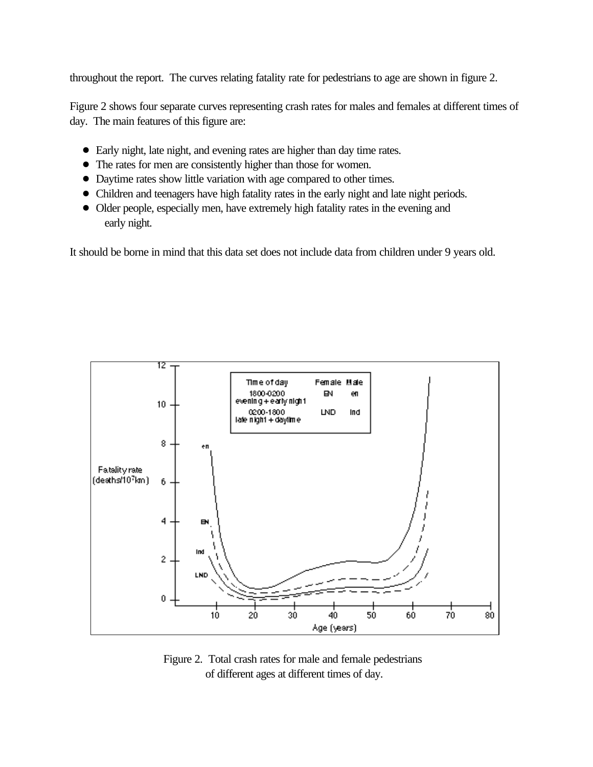throughout the report. The curves relating fatality rate for pedestrians to age are shown in figure 2.

Figure 2 shows four separate curves representing crash rates for males and females at different times of day. The main features of this figure are:

- Early night, late night, and evening rates are higher than day time rates.
- The rates for men are consistently higher than those for women.
- Daytime rates show little variation with age compared to other times.
- Children and teenagers have high fatality rates in the early night and late night periods.
- Older people, especially men, have extremely high fatality rates in the evening and early night.

It should be borne in mind that this data set does not include data from children under 9 years old.

Figure 2. Total crash rates for male and female pedestrians of different ages at different times of day.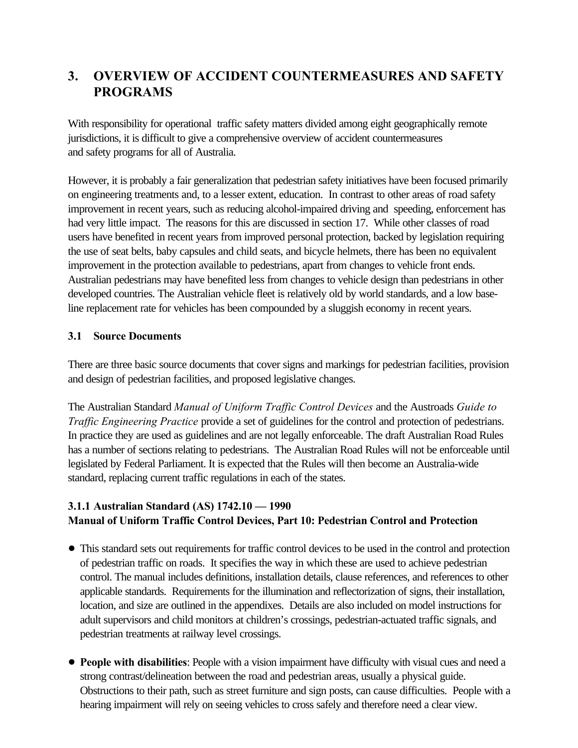# 3. OVERVIEW OF ACCIDENT COUNTERMEASURES AND SAFETY PROGRAMS

With responsibility for operational traffic safety matters divided among eight geographically remote jurisdictions, it is difficult to give a comprehensive overview of accident countermeasures and safety programs for all of Australia.

However, it is probably a fair generalization that pedestrian safety initiatives have been focused primarily on engineering treatments and, to a lesser extent, education. In contrast to other areas of road safety improvement in recent years, such as reducing alcohol-impaired driving and speeding, enforcement has had very little impact. The reasons for this are discussed in section 17. While other classes of road users have benefited in recent years from improved personal protection, backed by legislation requiring the use of seat belts, baby capsules and child seats, and bicycle helmets, there has been no equivalent improvement in the protection available to pedestrians, apart from changes to vehicle front ends. Australian pedestrians may have benefited less from changes to vehicle design than pedestrians in other developed countries. The Australian vehicle fleet is relatively old by world standards, and a low base-line replacement rate for vehicles has been compounded by a sluggish economy in recent years.

## 3.1 Source Documents

There are three basic source documents that cover signs and markings for pedestrian facilities, provision and design of pedestrian facilities, and proposed legislative changes.

The Australian Standard *Manual of Uniform Traffic Control Devices* and the Austroads *Guide to Traffic Engineering Practice* provide a set of guidelines for the control and protection of pedestrians. In practice they are used as guidelines and are not legally enforceable. The draft Australian Road Rules has a number of sections relating to pedestrians. The Australian Road Rules will not be enforceable until legislated by Federal Parliament. It is expected that the Rules will then become an Australia-wide standard, replacing current traffic regulations in each of the states.

### 3.1.1 Australian Standard (AS) 1742.10 — 1990 Manual of Uniform Traffic Control Devices, Part 10: Pedestrian Control and Protection

- This standard sets out requirements for traffic control devices to be used in the control and protection of pedestrian traffic on roads. It specifies the way in which these are used to achieve pedestrian control. The manual includes definitions, installation details, clause references, and references to other applicable standards. Requirements for the illumination and reflectorization of signs, their installation, location, and size are outlined in the appendixes. Details are also included on model instructions for adult supervisors and child monitors at children's crossings, pedestrian-actuated traffic signals, and pedestrian treatments at railway level crossings.

- **People with disabilities**: People with a vision impairment have difficulty with visual cues and need a strong contrast/delineation between the road and pedestrian areas, usually a physical guide. Obstructions to their path, such as street furniture and sign posts, can cause difficulties. People with a hearing impairment will rely on seeing vehicles to cross safely and therefore need a clear view.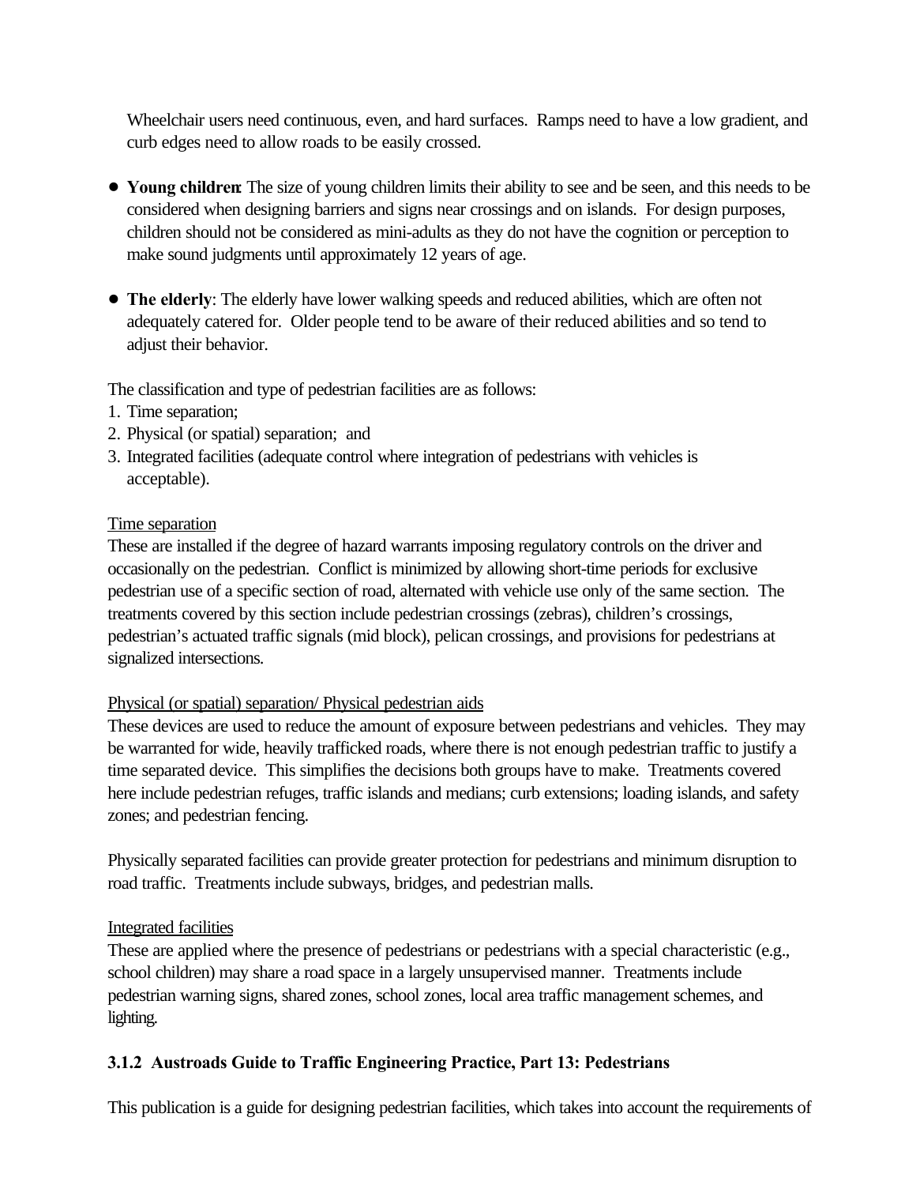Wheelchair users need continuous, even, and hard surfaces. Ramps need to have a low gradient, and curb edges need to allow roads to be easily crossed.

- **Young children**: The size of young children limits their ability to see and be seen, and this needs to be considered when designing barriers and signs near crossings and on islands. For design purposes, children should not be considered as mini-adults as they do not have the cognition or perception to make sound judgments until approximately 12 years of age.

- **The elderly**: The elderly have lower walking speeds and reduced abilities, which are often not adequately catered for. Older people tend to be aware of their reduced abilities and so tend to adjust their behavior.

The classification and type of pedestrian facilities are as follows:

1. Time separation;
2. Physical (or spatial) separation; and
3. Integrated facilities (adequate control where integration of pedestrians with vehicles is acceptable).

<u>Time separation</u>
These are installed if the degree of hazard warrants imposing regulatory controls on the driver and occasionally on the pedestrian. Conflict is minimized by allowing short-time periods for exclusive pedestrian use of a specific section of road, alternated with vehicle use only of the same section. The treatments covered by this section include pedestrian crossings (zebras), children's crossings, pedestrian's actuated traffic signals (mid block), pelican crossings, and provisions for pedestrians at signalized intersections.

<u>Physical (or spatial) separation/ Physical pedestrian aids</u>
These devices are used to reduce the amount of exposure between pedestrians and vehicles. They may be warranted for wide, heavily trafficked roads, where there is not enough pedestrian traffic to justify a time separated device. This simplifies the decisions both groups have to make. Treatments covered here include pedestrian refuges, traffic islands and medians; curb extensions; loading islands, and safety zones; and pedestrian fencing.

Physically separated facilities can provide greater protection for pedestrians and minimum disruption to road traffic. Treatments include subways, bridges, and pedestrian malls.

<u>Integrated facilities</u>
These are applied where the presence of pedestrians or pedestrians with a special characteristic (e.g., school children) may share a road space in a largely unsupervised manner. Treatments include pedestrian warning signs, shared zones, school zones, local area traffic management schemes, and lighting.

### 3.1.2 Austroads Guide to Traffic Engineering Practice, Part 13: Pedestrians

This publication is a guide for designing pedestrian facilities, which takes into account the requirements of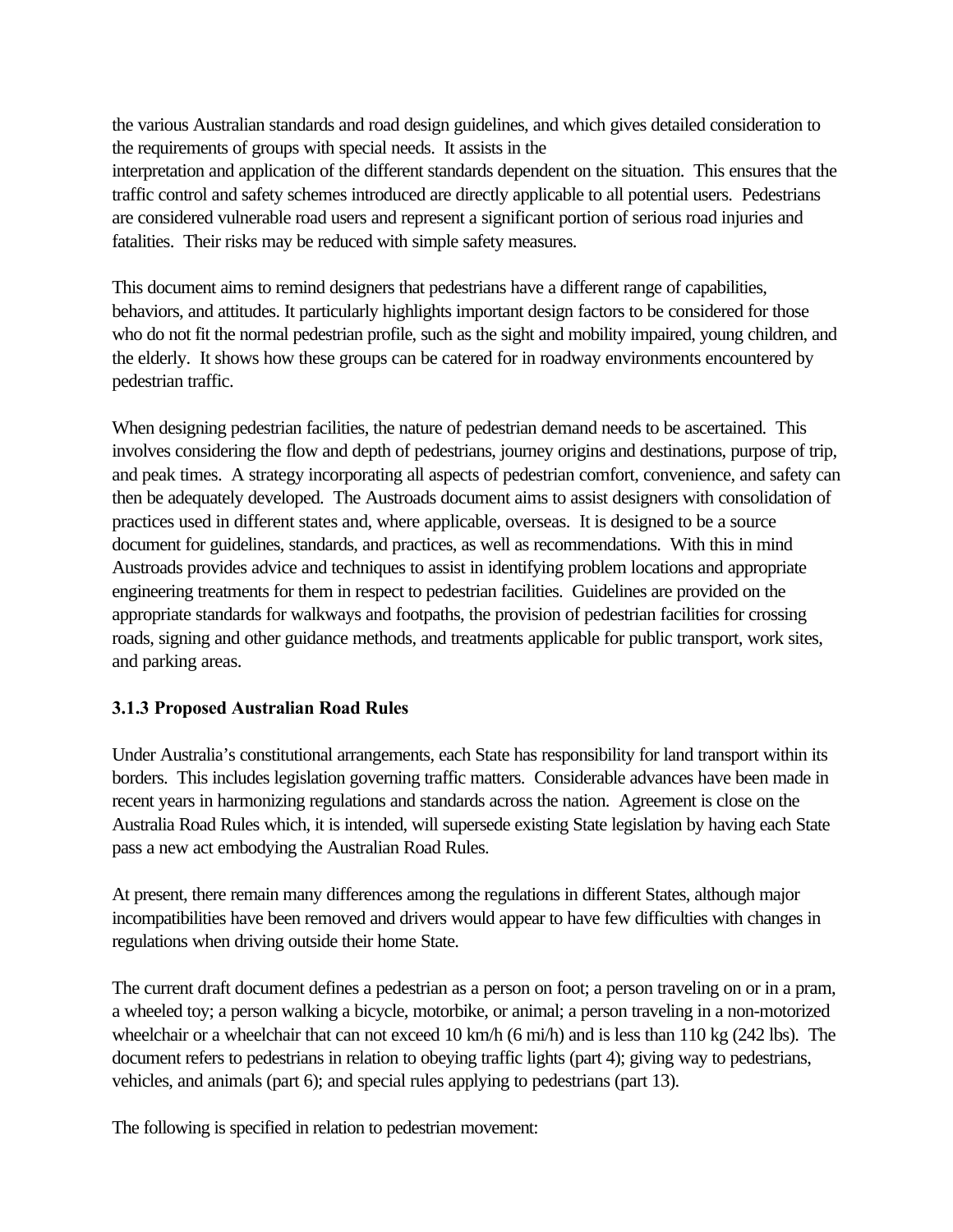the various Australian standards and road design guidelines, and which gives detailed consideration to the requirements of groups with special needs. It assists in the interpretation and application of the different standards dependent on the situation. This ensures that the traffic control and safety schemes introduced are directly applicable to all potential users. Pedestrians are considered vulnerable road users and represent a significant portion of serious road injuries and fatalities. Their risks may be reduced with simple safety measures.

This document aims to remind designers that pedestrians have a different range of capabilities, behaviors, and attitudes. It particularly highlights important design factors to be considered for those who do not fit the normal pedestrian profile, such as the sight and mobility impaired, young children, and the elderly. It shows how these groups can be catered for in roadway environments encountered by pedestrian traffic.

When designing pedestrian facilities, the nature of pedestrian demand needs to be ascertained. This involves considering the flow and depth of pedestrians, journey origins and destinations, purpose of trip, and peak times. A strategy incorporating all aspects of pedestrian comfort, convenience, and safety can then be adequately developed. The Austroads document aims to assist designers with consolidation of practices used in different states and, where applicable, overseas. It is designed to be a source document for guidelines, standards, and practices, as well as recommendations. With this in mind Austroads provides advice and techniques to assist in identifying problem locations and appropriate engineering treatments for them in respect to pedestrian facilities. Guidelines are provided on the appropriate standards for walkways and footpaths, the provision of pedestrian facilities for crossing roads, signing and other guidance methods, and treatments applicable for public transport, work sites, and parking areas.

### 3.1.3 Proposed Australian Road Rules

Under Australia's constitutional arrangements, each State has responsibility for land transport within its borders. This includes legislation governing traffic matters. Considerable advances have been made in recent years in harmonizing regulations and standards across the nation. Agreement is close on the Australia Road Rules which, it is intended, will supersede existing State legislation by having each State pass a new act embodying the Australian Road Rules.

At present, there remain many differences among the regulations in different States, although major incompatibilities have been removed and drivers would appear to have few difficulties with changes in regulations when driving outside their home State.

The current draft document defines a pedestrian as a person on foot; a person traveling on or in a pram, a wheeled toy; a person walking a bicycle, motorbike, or animal; a person traveling in a non-motorized wheelchair or a wheelchair that can not exceed 10 km/h (6 mi/h) and is less than 110 kg (242 lbs). The document refers to pedestrians in relation to obeying traffic lights (part 4); giving way to pedestrians, vehicles, and animals (part 6); and special rules applying to pedestrians (part 13).

The following is specified in relation to pedestrian movement: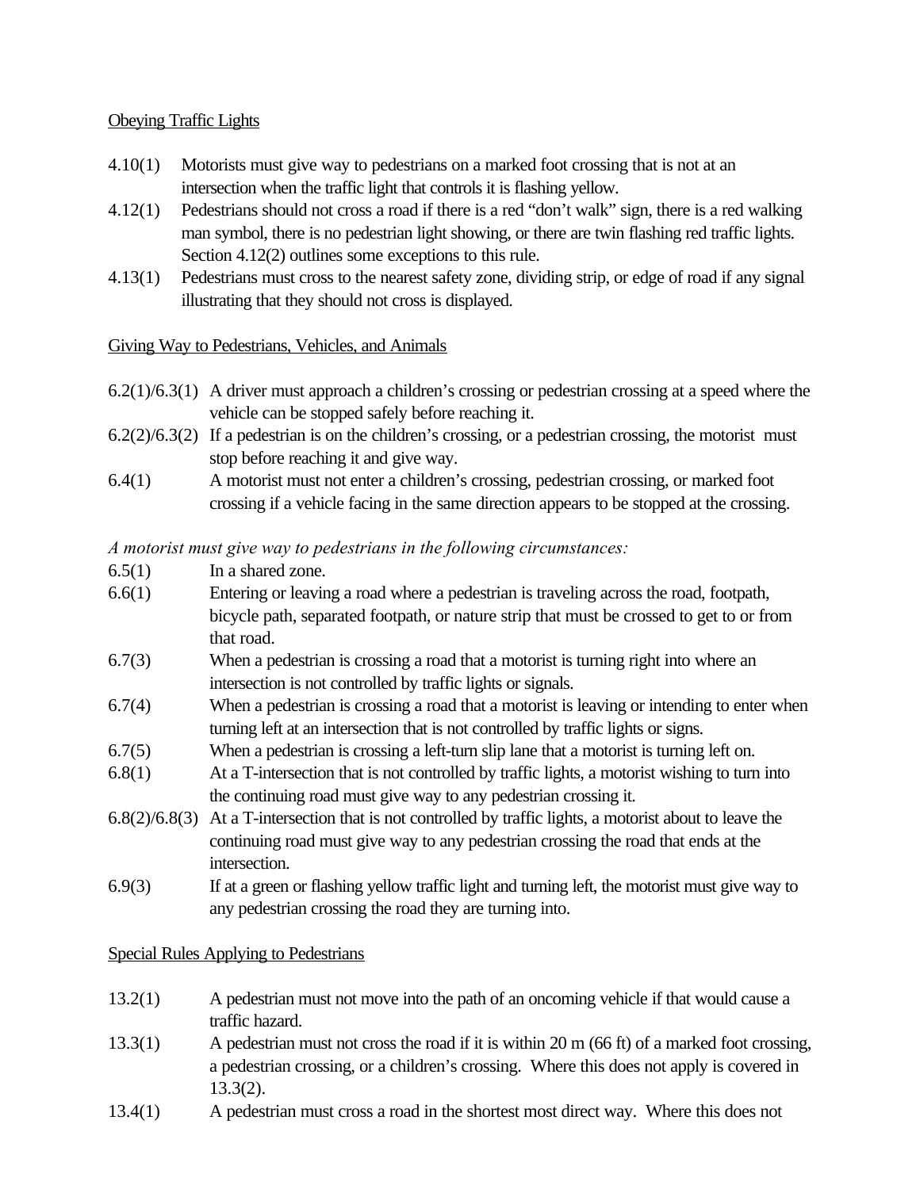Obeying Traffic Lights

4.10(1) Motorists must give way to pedestrians on a marked foot crossing that is not at an intersection when the traffic light that controls it is flashing yellow.

4.12(1) Pedestrians should not cross a road if there is a red "don't walk" sign, there is a red walking man symbol, there is no pedestrian light showing, or there are twin flashing red traffic lights. Section 4.12(2) outlines some exceptions to this rule.

4.13(1) Pedestrians must cross to the nearest safety zone, dividing strip, or edge of road if any signal illustrating that they should not cross is displayed.

Giving Way to Pedestrians, Vehicles, and Animals

6.2(1)/6.3(1) A driver must approach a children's crossing or pedestrian crossing at a speed where the vehicle can be stopped safely before reaching it.

6.2(2)/6.3(2) If a pedestrian is on the children's crossing, or a pedestrian crossing, the motorist must stop before reaching it and give way.

6.4(1) A motorist must not enter a children's crossing, pedestrian crossing, or marked foot crossing if a vehicle facing in the same direction appears to be stopped at the crossing.

*A motorist must give way to pedestrians in the following circumstances:*

6.5(1) In a shared zone.

6.6(1) Entering or leaving a road where a pedestrian is traveling across the road, footpath, bicycle path, separated footpath, or nature strip that must be crossed to get to or from that road.

6.7(3) When a pedestrian is crossing a road that a motorist is turning right into where an intersection is not controlled by traffic lights or signals.

6.7(4) When a pedestrian is crossing a road that a motorist is leaving or intending to enter when turning left at an intersection that is not controlled by traffic lights or signs.

6.7(5) When a pedestrian is crossing a left-turn slip lane that a motorist is turning left on.

6.8(1) At a T-intersection that is not controlled by traffic lights, a motorist wishing to turn into the continuing road must give way to any pedestrian crossing it.

6.8(2)/6.8(3) At a T-intersection that is not controlled by traffic lights, a motorist about to leave the continuing road must give way to any pedestrian crossing the road that ends at the intersection.

6.9(3) If at a green or flashing yellow traffic light and turning left, the motorist must give way to any pedestrian crossing the road they are turning into.

Special Rules Applying to Pedestrians

13.2(1) A pedestrian must not move into the path of an oncoming vehicle if that would cause a traffic hazard.

13.3(1) A pedestrian must not cross the road if it is within 20 m (66 ft) of a marked foot crossing, a pedestrian crossing, or a children's crossing. Where this does not apply is covered in 13.3(2).

13.4(1) A pedestrian must cross a road in the shortest most direct way. Where this does not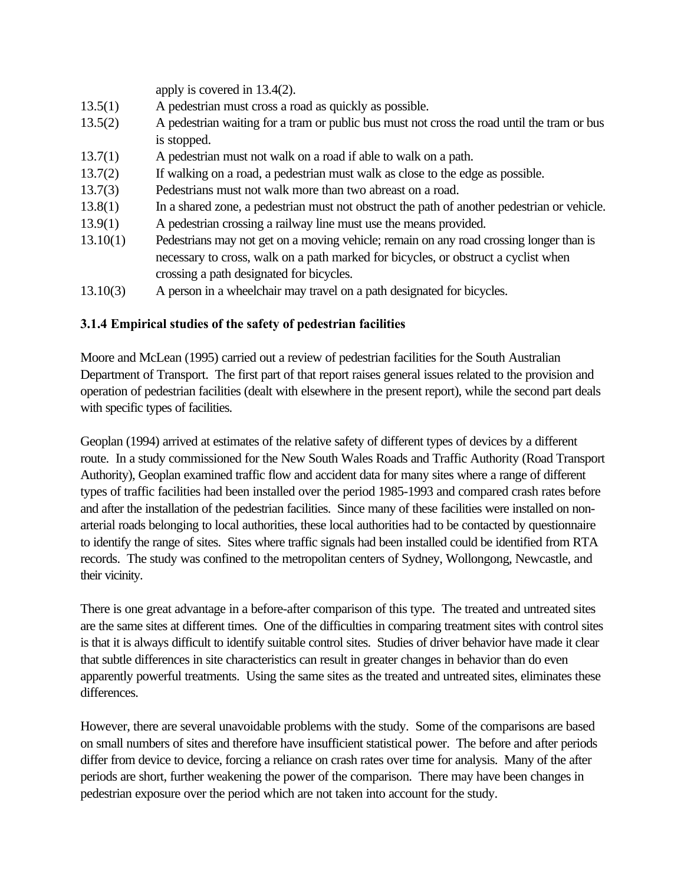apply is covered in 13.4(2).

| | |
|---|---|
| 13.5(1) | A pedestrian must cross a road as quickly as possible. |
| 13.5(2) | A pedestrian waiting for a tram or public bus must not cross the road until the tram or bus is stopped. |
| 13.7(1) | A pedestrian must not walk on a road if able to walk on a path. |
| 13.7(2) | If walking on a road, a pedestrian must walk as close to the edge as possible. |
| 13.7(3) | Pedestrians must not walk more than two abreast on a road. |
| 13.8(1) | In a shared zone, a pedestrian must not obstruct the path of another pedestrian or vehicle. |
| 13.9(1) | A pedestrian crossing a railway line must use the means provided. |
| 13.10(1) | Pedestrians may not get on a moving vehicle; remain on any road crossing longer than is necessary to cross, walk on a path marked for bicycles, or obstruct a cyclist when crossing a path designated for bicycles. |
| 13.10(3) | A person in a wheelchair may travel on a path designated for bicycles. |

### 3.1.4 Empirical studies of the safety of pedestrian facilities

Moore and McLean (1995) carried out a review of pedestrian facilities for the South Australian Department of Transport. The first part of that report raises general issues related to the provision and operation of pedestrian facilities (dealt with elsewhere in the present report), while the second part deals with specific types of facilities.

Geoplan (1994) arrived at estimates of the relative safety of different types of devices by a different route. In a study commissioned for the New South Wales Roads and Traffic Authority (Road Transport Authority), Geoplan examined traffic flow and accident data for many sites where a range of different types of traffic facilities had been installed over the period 1985-1993 and compared crash rates before and after the installation of the pedestrian facilities. Since many of these facilities were installed on non-arterial roads belonging to local authorities, these local authorities had to be contacted by questionnaire to identify the range of sites. Sites where traffic signals had been installed could be identified from RTA records. The study was confined to the metropolitan centers of Sydney, Wollongong, Newcastle, and their vicinity.

There is one great advantage in a before-after comparison of this type. The treated and untreated sites are the same sites at different times. One of the difficulties in comparing treatment sites with control sites is that it is always difficult to identify suitable control sites. Studies of driver behavior have made it clear that subtle differences in site characteristics can result in greater changes in behavior than do even apparently powerful treatments. Using the same sites as the treated and untreated sites, eliminates these differences.

However, there are several unavoidable problems with the study. Some of the comparisons are based on small numbers of sites and therefore have insufficient statistical power. The before and after periods differ from device to device, forcing a reliance on crash rates over time for analysis. Many of the after periods are short, further weakening the power of the comparison. There may have been changes in pedestrian exposure over the period which are not taken into account for the study.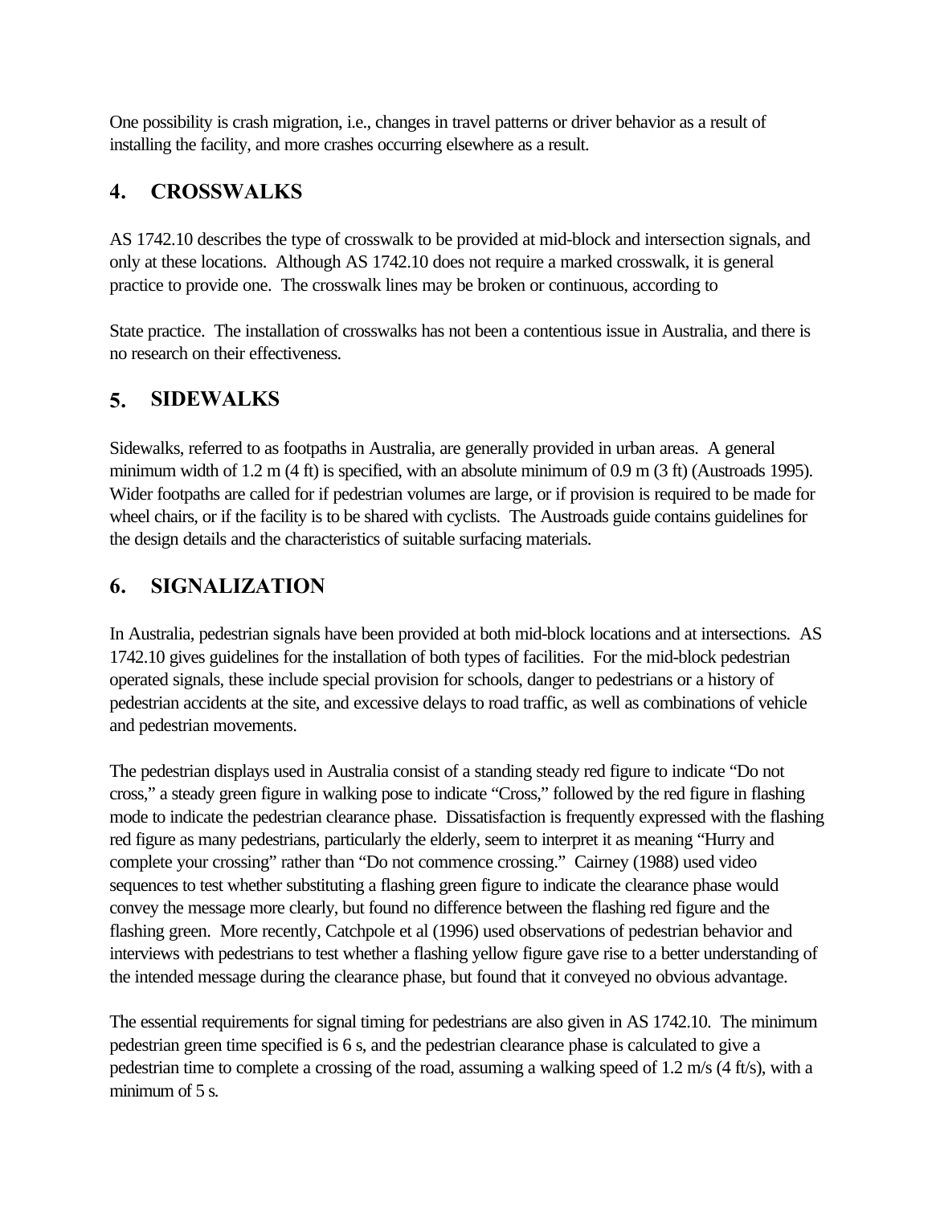One possibility is crash migration, i.e., changes in travel patterns or driver behavior as a result of installing the facility, and more crashes occurring elsewhere as a result.

## 4. CROSSWALKS

AS 1742.10 describes the type of crosswalk to be provided at mid-block and intersection signals, and only at these locations. Although AS 1742.10 does not require a marked crosswalk, it is general practice to provide one. The crosswalk lines may be broken or continuous, according to State practice. The installation of crosswalks has not been a contentious issue in Australia, and there is no research on their effectiveness.

## 5. SIDEWALKS

Sidewalks, referred to as footpaths in Australia, are generally provided in urban areas. A general minimum width of 1.2 m (4 ft) is specified, with an absolute minimum of 0.9 m (3 ft) (Austroads 1995). Wider footpaths are called for if pedestrian volumes are large, or if provision is required to be made for wheel chairs, or if the facility is to be shared with cyclists. The Austroads guide contains guidelines for the design details and the characteristics of suitable surfacing materials.

## 6. SIGNALIZATION

In Australia, pedestrian signals have been provided at both mid-block locations and at intersections. AS 1742.10 gives guidelines for the installation of both types of facilities. For the mid-block pedestrian operated signals, these include special provision for schools, danger to pedestrians or a history of pedestrian accidents at the site, and excessive delays to road traffic, as well as combinations of vehicle and pedestrian movements.

The pedestrian displays used in Australia consist of a standing steady red figure to indicate "Do not cross," a steady green figure in walking pose to indicate "Cross," followed by the red figure in flashing mode to indicate the pedestrian clearance phase. Dissatisfaction is frequently expressed with the flashing red figure as many pedestrians, particularly the elderly, seem to interpret it as meaning "Hurry and complete your crossing" rather than "Do not commence crossing." Cairney (1988) used video sequences to test whether substituting a flashing green figure to indicate the clearance phase would convey the message more clearly, but found no difference between the flashing red figure and the flashing green. More recently, Catchpole et al (1996) used observations of pedestrian behavior and interviews with pedestrians to test whether a flashing yellow figure gave rise to a better understanding of the intended message during the clearance phase, but found that it conveyed no obvious advantage.

The essential requirements for signal timing for pedestrians are also given in AS 1742.10. The minimum pedestrian green time specified is 6 s, and the pedestrian clearance phase is calculated to give a pedestrian time to complete a crossing of the road, assuming a walking speed of 1.2 m/s (4 ft/s), with a minimum of 5 s.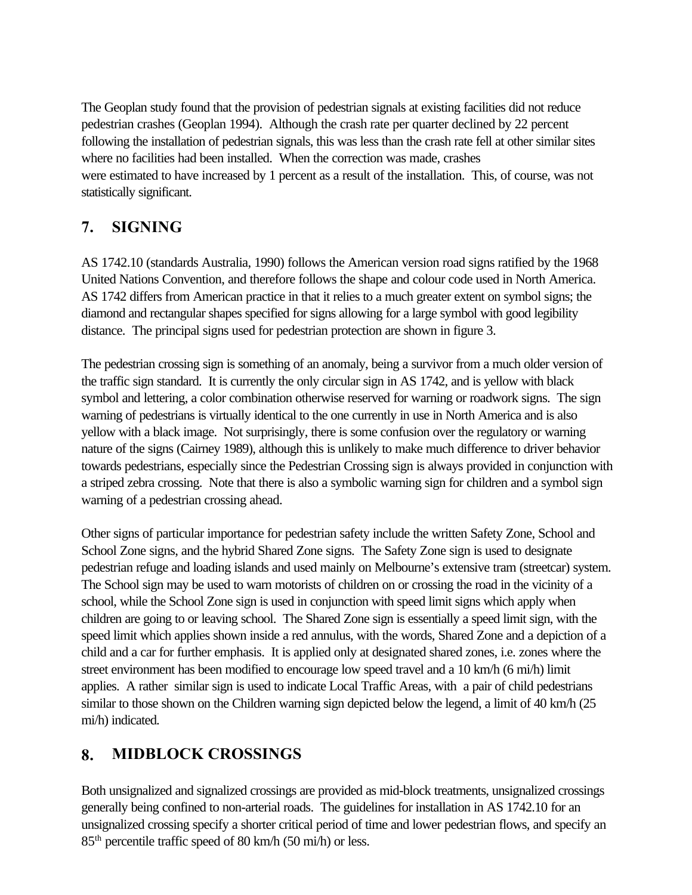The Geoplan study found that the provision of pedestrian signals at existing facilities did not reduce pedestrian crashes (Geoplan 1994). Although the crash rate per quarter declined by 22 percent following the installation of pedestrian signals, this was less than the crash rate fell at other similar sites where no facilities had been installed. When the correction was made, crashes were estimated to have increased by 1 percent as a result of the installation. This, of course, was not statistically significant.

## 7. SIGNING

AS 1742.10 (standards Australia, 1990) follows the American version road signs ratified by the 1968 United Nations Convention, and therefore follows the shape and colour code used in North America. AS 1742 differs from American practice in that it relies to a much greater extent on symbol signs; the diamond and rectangular shapes specified for signs allowing for a large symbol with good legibility distance. The principal signs used for pedestrian protection are shown in figure 3.

The pedestrian crossing sign is something of an anomaly, being a survivor from a much older version of the traffic sign standard. It is currently the only circular sign in AS 1742, and is yellow with black symbol and lettering, a color combination otherwise reserved for warning or roadwork signs. The sign warning of pedestrians is virtually identical to the one currently in use in North America and is also yellow with a black image. Not surprisingly, there is some confusion over the regulatory or warning nature of the signs (Cairney 1989), although this is unlikely to make much difference to driver behavior towards pedestrians, especially since the Pedestrian Crossing sign is always provided in conjunction with a striped zebra crossing. Note that there is also a symbolic warning sign for children and a symbol sign warning of a pedestrian crossing ahead.

Other signs of particular importance for pedestrian safety include the written Safety Zone, School and School Zone signs, and the hybrid Shared Zone signs. The Safety Zone sign is used to designate pedestrian refuge and loading islands and used mainly on Melbourne's extensive tram (streetcar) system. The School sign may be used to warn motorists of children on or crossing the road in the vicinity of a school, while the School Zone sign is used in conjunction with speed limit signs which apply when children are going to or leaving school. The Shared Zone sign is essentially a speed limit sign, with the speed limit which applies shown inside a red annulus, with the words, Shared Zone and a depiction of a child and a car for further emphasis. It is applied only at designated shared zones, i.e. zones where the street environment has been modified to encourage low speed travel and a 10 km/h (6 mi/h) limit applies. A rather similar sign is used to indicate Local Traffic Areas, with a pair of child pedestrians similar to those shown on the Children warning sign depicted below the legend, a limit of 40 km/h (25 mi/h) indicated.

## 8. MIDBLOCK CROSSINGS

Both unsignalized and signalized crossings are provided as mid-block treatments, unsignalized crossings generally being confined to non-arterial roads. The guidelines for installation in AS 1742.10 for an unsignalized crossing specify a shorter critical period of time and lower pedestrian flows, and specify an 85$^{th}$ percentile traffic speed of 80 km/h (50 mi/h) or less.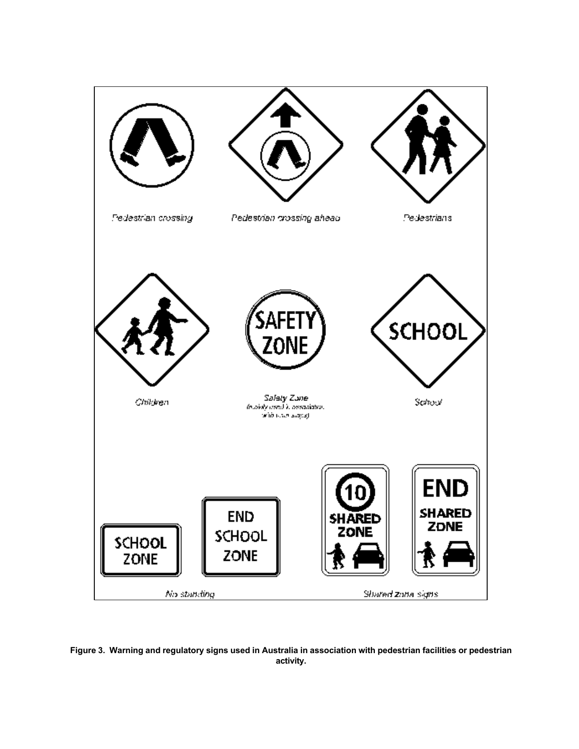Pedestrian crossing

Pedestrian crossing ahead

Pedestrians

Children

Safety Zone
(mainly used in association with wombat stops)

School

SCHOOL ZONE

END SCHOOL ZONE

No standing

10 SHARED ZONE

END SHARED ZONE

Shared zone signs

**Figure 3. Warning and regulatory signs used in Australia in association with pedestrian facilities or pedestrian activity.**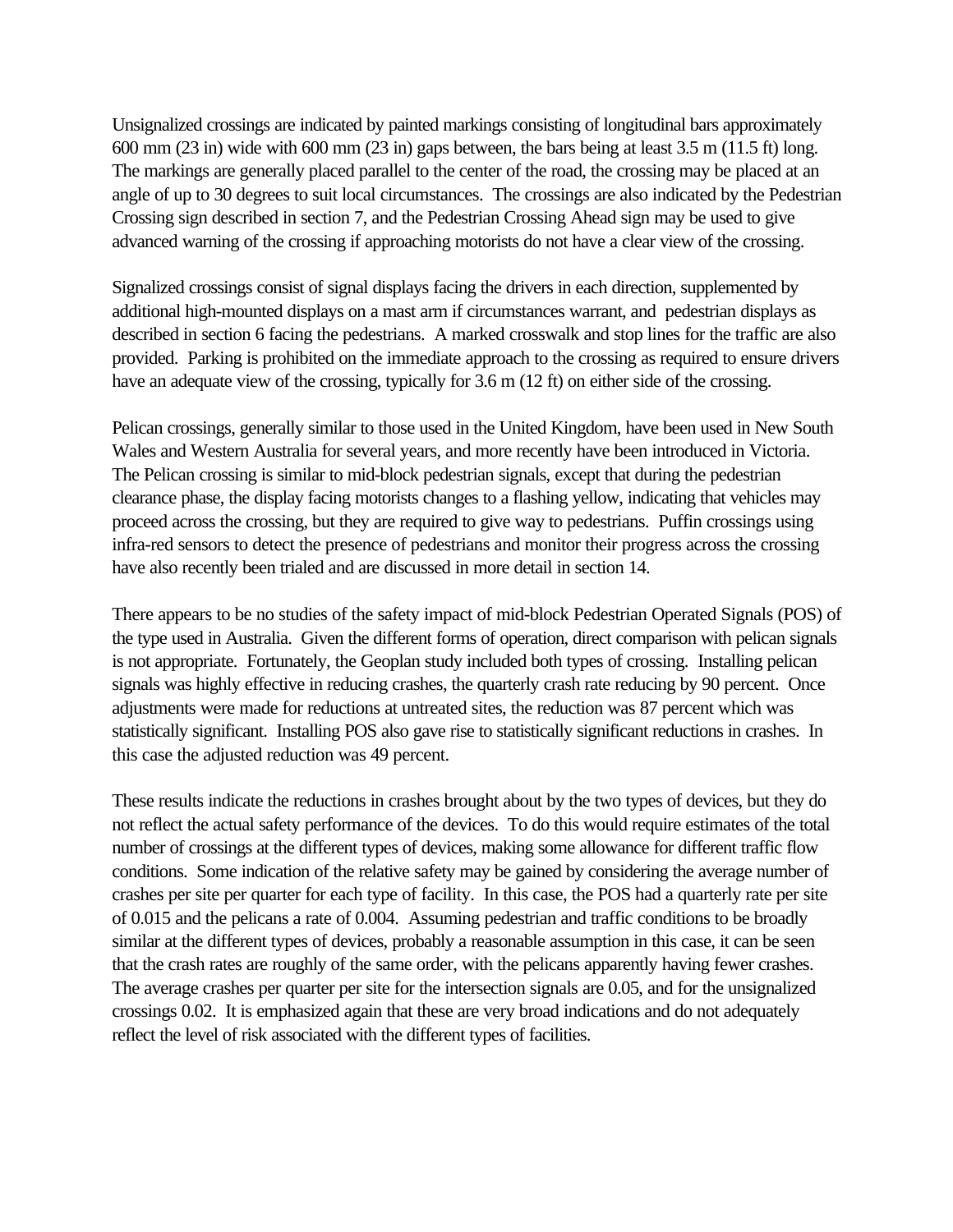Unsignalized crossings are indicated by painted markings consisting of longitudinal bars approximately 600 mm (23 in) wide with 600 mm (23 in) gaps between, the bars being at least 3.5 m (11.5 ft) long. The markings are generally placed parallel to the center of the road, the crossing may be placed at an angle of up to 30 degrees to suit local circumstances. The crossings are also indicated by the Pedestrian Crossing sign described in section 7, and the Pedestrian Crossing Ahead sign may be used to give advanced warning of the crossing if approaching motorists do not have a clear view of the crossing.

Signalized crossings consist of signal displays facing the drivers in each direction, supplemented by additional high-mounted displays on a mast arm if circumstances warrant, and pedestrian displays as described in section 6 facing the pedestrians. A marked crosswalk and stop lines for the traffic are also provided. Parking is prohibited on the immediate approach to the crossing as required to ensure drivers have an adequate view of the crossing, typically for 3.6 m (12 ft) on either side of the crossing.

Pelican crossings, generally similar to those used in the United Kingdom, have been used in New South Wales and Western Australia for several years, and more recently have been introduced in Victoria. The Pelican crossing is similar to mid-block pedestrian signals, except that during the pedestrian clearance phase, the display facing motorists changes to a flashing yellow, indicating that vehicles may proceed across the crossing, but they are required to give way to pedestrians. Puffin crossings using infra-red sensors to detect the presence of pedestrians and monitor their progress across the crossing have also recently been trialed and are discussed in more detail in section 14.

There appears to be no studies of the safety impact of mid-block Pedestrian Operated Signals (POS) of the type used in Australia. Given the different forms of operation, direct comparison with pelican signals is not appropriate. Fortunately, the Geoplan study included both types of crossing. Installing pelican signals was highly effective in reducing crashes, the quarterly crash rate reducing by 90 percent. Once adjustments were made for reductions at untreated sites, the reduction was 87 percent which was statistically significant. Installing POS also gave rise to statistically significant reductions in crashes. In this case the adjusted reduction was 49 percent.

These results indicate the reductions in crashes brought about by the two types of devices, but they do not reflect the actual safety performance of the devices. To do this would require estimates of the total number of crossings at the different types of devices, making some allowance for different traffic flow conditions. Some indication of the relative safety may be gained by considering the average number of crashes per site per quarter for each type of facility. In this case, the POS had a quarterly rate per site of 0.015 and the pelicans a rate of 0.004. Assuming pedestrian and traffic conditions to be broadly similar at the different types of devices, probably a reasonable assumption in this case, it can be seen that the crash rates are roughly of the same order, with the pelicans apparently having fewer crashes. The average crashes per quarter per site for the intersection signals are 0.05, and for the unsignalized crossings 0.02. It is emphasized again that these are very broad indications and do not adequately reflect the level of risk associated with the different types of facilities.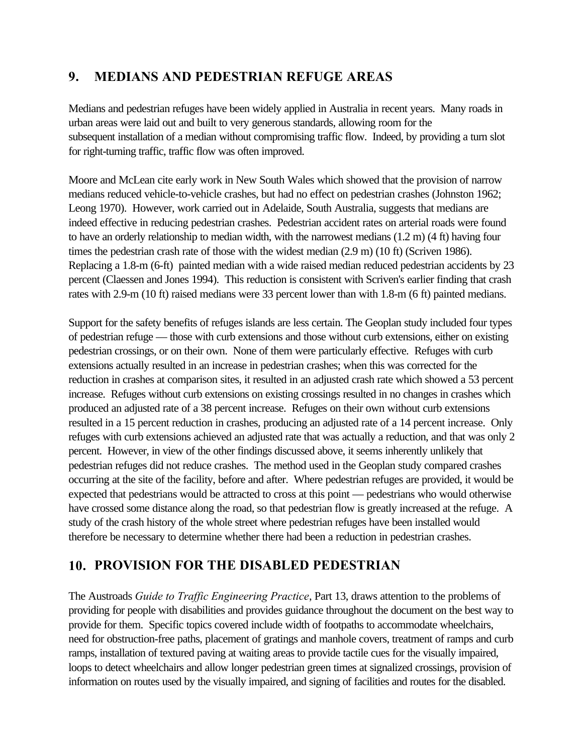## 9. MEDIANS AND PEDESTRIAN REFUGE AREAS

Medians and pedestrian refuges have been widely applied in Australia in recent years. Many roads in urban areas were laid out and built to very generous standards, allowing room for the subsequent installation of a median without compromising traffic flow. Indeed, by providing a turn slot for right-turning traffic, traffic flow was often improved.

Moore and McLean cite early work in New South Wales which showed that the provision of narrow medians reduced vehicle-to-vehicle crashes, but had no effect on pedestrian crashes (Johnston 1962; Leong 1970). However, work carried out in Adelaide, South Australia, suggests that medians are indeed effective in reducing pedestrian crashes. Pedestrian accident rates on arterial roads were found to have an orderly relationship to median width, with the narrowest medians (1.2 m) (4 ft) having four times the pedestrian crash rate of those with the widest median (2.9 m) (10 ft) (Scriven 1986). Replacing a 1.8-m (6-ft) painted median with a wide raised median reduced pedestrian accidents by 23 percent (Claessen and Jones 1994). This reduction is consistent with Scriven's earlier finding that crash rates with 2.9-m (10 ft) raised medians were 33 percent lower than with 1.8-m (6 ft) painted medians.

Support for the safety benefits of refuges islands are less certain. The Geoplan study included four types of pedestrian refuge — those with curb extensions and those without curb extensions, either on existing pedestrian crossings, or on their own. None of them were particularly effective. Refuges with curb extensions actually resulted in an increase in pedestrian crashes; when this was corrected for the reduction in crashes at comparison sites, it resulted in an adjusted crash rate which showed a 53 percent increase. Refuges without curb extensions on existing crossings resulted in no changes in crashes which produced an adjusted rate of a 38 percent increase. Refuges on their own without curb extensions resulted in a 15 percent reduction in crashes, producing an adjusted rate of a 14 percent increase. Only refuges with curb extensions achieved an adjusted rate that was actually a reduction, and that was only 2 percent. However, in view of the other findings discussed above, it seems inherently unlikely that pedestrian refuges did not reduce crashes. The method used in the Geoplan study compared crashes occurring at the site of the facility, before and after. Where pedestrian refuges are provided, it would be expected that pedestrians would be attracted to cross at this point — pedestrians who would otherwise have crossed some distance along the road, so that pedestrian flow is greatly increased at the refuge. A study of the crash history of the whole street where pedestrian refuges have been installed would therefore be necessary to determine whether there had been a reduction in pedestrian crashes.

## 10. PROVISION FOR THE DISABLED PEDESTRIAN

The Austroads *Guide to Traffic Engineering Practice*, Part 13, draws attention to the problems of providing for people with disabilities and provides guidance throughout the document on the best way to provide for them. Specific topics covered include width of footpaths to accommodate wheelchairs, need for obstruction-free paths, placement of gratings and manhole covers, treatment of ramps and curb ramps, installation of textured paving at waiting areas to provide tactile cues for the visually impaired, loops to detect wheelchairs and allow longer pedestrian green times at signalized crossings, provision of information on routes used by the visually impaired, and signing of facilities and routes for the disabled.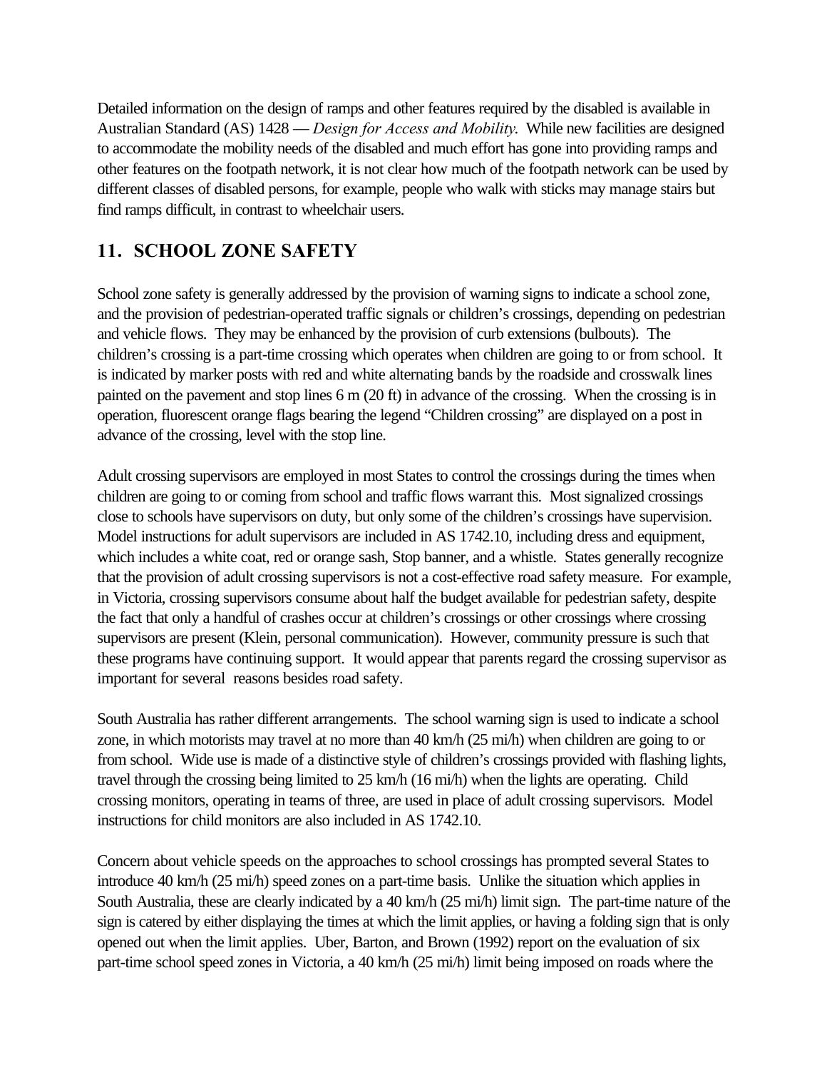Detailed information on the design of ramps and other features required by the disabled is available in Australian Standard (AS) 1428 — *Design for Access and Mobility.* While new facilities are designed to accommodate the mobility needs of the disabled and much effort has gone into providing ramps and other features on the footpath network, it is not clear how much of the footpath network can be used by different classes of disabled persons, for example, people who walk with sticks may manage stairs but find ramps difficult, in contrast to wheelchair users.

## 11. SCHOOL ZONE SAFETY

School zone safety is generally addressed by the provision of warning signs to indicate a school zone, and the provision of pedestrian-operated traffic signals or children's crossings, depending on pedestrian and vehicle flows. They may be enhanced by the provision of curb extensions (bulbouts). The children's crossing is a part-time crossing which operates when children are going to or from school. It is indicated by marker posts with red and white alternating bands by the roadside and crosswalk lines painted on the pavement and stop lines 6 m (20 ft) in advance of the crossing. When the crossing is in operation, fluorescent orange flags bearing the legend "Children crossing" are displayed on a post in advance of the crossing, level with the stop line.

Adult crossing supervisors are employed in most States to control the crossings during the times when children are going to or coming from school and traffic flows warrant this. Most signalized crossings close to schools have supervisors on duty, but only some of the children's crossings have supervision. Model instructions for adult supervisors are included in AS 1742.10, including dress and equipment, which includes a white coat, red or orange sash, Stop banner, and a whistle. States generally recognize that the provision of adult crossing supervisors is not a cost-effective road safety measure. For example, in Victoria, crossing supervisors consume about half the budget available for pedestrian safety, despite the fact that only a handful of crashes occur at children's crossings or other crossings where crossing supervisors are present (Klein, personal communication). However, community pressure is such that these programs have continuing support. It would appear that parents regard the crossing supervisor as important for several reasons besides road safety.

South Australia has rather different arrangements. The school warning sign is used to indicate a school zone, in which motorists may travel at no more than 40 km/h (25 mi/h) when children are going to or from school. Wide use is made of a distinctive style of children's crossings provided with flashing lights, travel through the crossing being limited to 25 km/h (16 mi/h) when the lights are operating. Child crossing monitors, operating in teams of three, are used in place of adult crossing supervisors. Model instructions for child monitors are also included in AS 1742.10.

Concern about vehicle speeds on the approaches to school crossings has prompted several States to introduce 40 km/h (25 mi/h) speed zones on a part-time basis. Unlike the situation which applies in South Australia, these are clearly indicated by a 40 km/h (25 mi/h) limit sign. The part-time nature of the sign is catered by either displaying the times at which the limit applies, or having a folding sign that is only opened out when the limit applies. Uber, Barton, and Brown (1992) report on the evaluation of six part-time school speed zones in Victoria, a 40 km/h (25 mi/h) limit being imposed on roads where the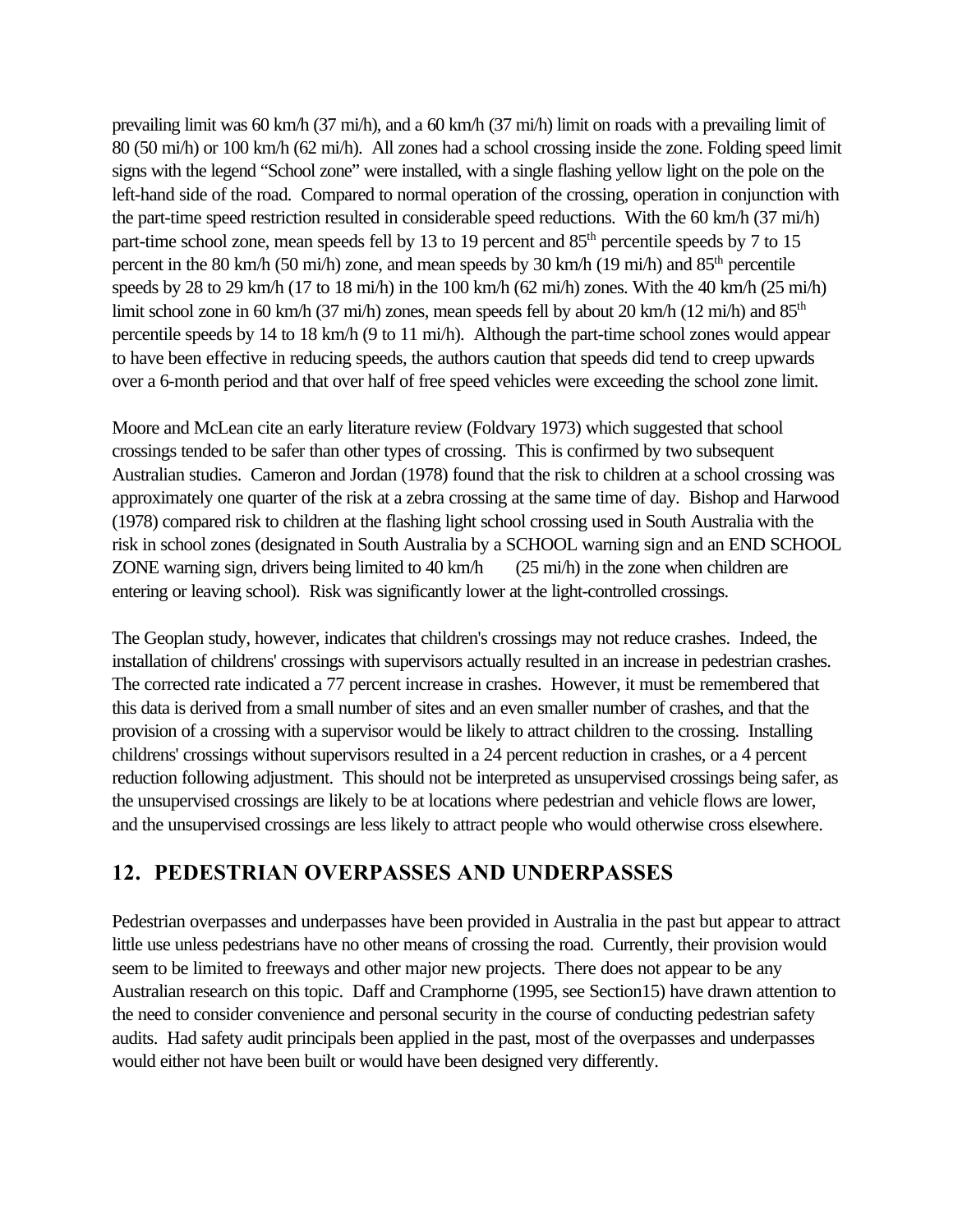prevailing limit was 60 km/h (37 mi/h), and a 60 km/h (37 mi/h) limit on roads with a prevailing limit of 80 (50 mi/h) or 100 km/h (62 mi/h). All zones had a school crossing inside the zone. Folding speed limit signs with the legend "School zone" were installed, with a single flashing yellow light on the pole on the left-hand side of the road. Compared to normal operation of the crossing, operation in conjunction with the part-time speed restriction resulted in considerable speed reductions. With the 60 km/h (37 mi/h) part-time school zone, mean speeds fell by 13 to 19 percent and 85th percentile speeds by 7 to 15 percent in the 80 km/h (50 mi/h) zone, and mean speeds by 30 km/h (19 mi/h) and 85th percentile speeds by 28 to 29 km/h (17 to 18 mi/h) in the 100 km/h (62 mi/h) zones. With the 40 km/h (25 mi/h) limit school zone in 60 km/h (37 mi/h) zones, mean speeds fell by about 20 km/h (12 mi/h) and 85th percentile speeds by 14 to 18 km/h (9 to 11 mi/h). Although the part-time school zones would appear to have been effective in reducing speeds, the authors caution that speeds did tend to creep upwards over a 6-month period and that over half of free speed vehicles were exceeding the school zone limit.

Moore and McLean cite an early literature review (Foldvary 1973) which suggested that school crossings tended to be safer than other types of crossing. This is confirmed by two subsequent Australian studies. Cameron and Jordan (1978) found that the risk to children at a school crossing was approximately one quarter of the risk at a zebra crossing at the same time of day. Bishop and Harwood (1978) compared risk to children at the flashing light school crossing used in South Australia with the risk in school zones (designated in South Australia by a SCHOOL warning sign and an END SCHOOL ZONE warning sign, drivers being limited to 40 km/h (25 mi/h) in the zone when children are entering or leaving school). Risk was significantly lower at the light-controlled crossings.

The Geoplan study, however, indicates that children's crossings may not reduce crashes. Indeed, the installation of childrens' crossings with supervisors actually resulted in an increase in pedestrian crashes. The corrected rate indicated a 77 percent increase in crashes. However, it must be remembered that this data is derived from a small number of sites and an even smaller number of crashes, and that the provision of a crossing with a supervisor would be likely to attract children to the crossing. Installing childrens' crossings without supervisors resulted in a 24 percent reduction in crashes, or a 4 percent reduction following adjustment. This should not be interpreted as unsupervised crossings being safer, as the unsupervised crossings are likely to be at locations where pedestrian and vehicle flows are lower, and the unsupervised crossings are less likely to attract people who would otherwise cross elsewhere.

## 12. PEDESTRIAN OVERPASSES AND UNDERPASSES

Pedestrian overpasses and underpasses have been provided in Australia in the past but appear to attract little use unless pedestrians have no other means of crossing the road. Currently, their provision would seem to be limited to freeways and other major new projects. There does not appear to be any Australian research on this topic. Daff and Cramphorne (1995, see Section15) have drawn attention to the need to consider convenience and personal security in the course of conducting pedestrian safety audits. Had safety audit principals been applied in the past, most of the overpasses and underpasses would either not have been built or would have been designed very differently.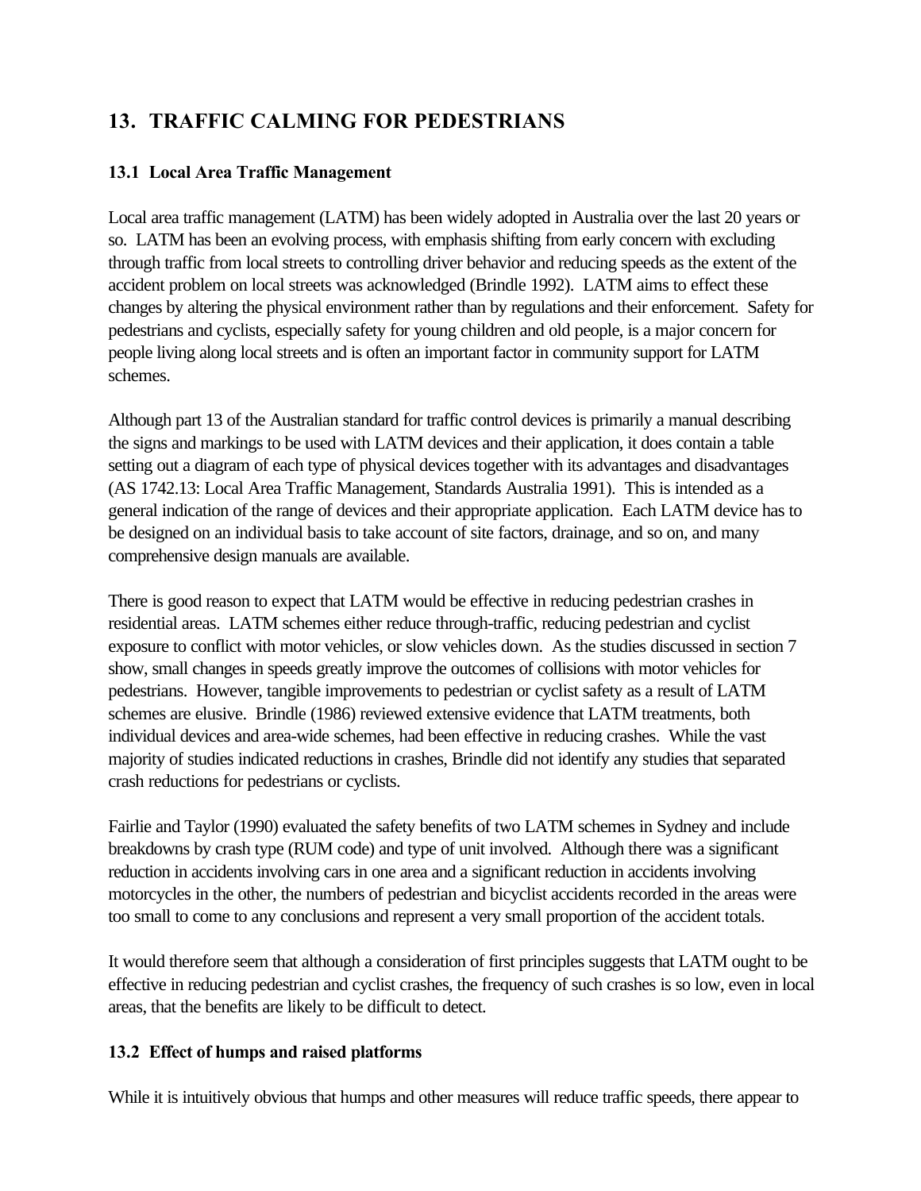## 13. TRAFFIC CALMING FOR PEDESTRIANS

### 13.1 Local Area Traffic Management

Local area traffic management (LATM) has been widely adopted in Australia over the last 20 years or so. LATM has been an evolving process, with emphasis shifting from early concern with excluding through traffic from local streets to controlling driver behavior and reducing speeds as the extent of the accident problem on local streets was acknowledged (Brindle 1992). LATM aims to effect these changes by altering the physical environment rather than by regulations and their enforcement. Safety for pedestrians and cyclists, especially safety for young children and old people, is a major concern for people living along local streets and is often an important factor in community support for LATM schemes.

Although part 13 of the Australian standard for traffic control devices is primarily a manual describing the signs and markings to be used with LATM devices and their application, it does contain a table setting out a diagram of each type of physical devices together with its advantages and disadvantages (AS 1742.13: Local Area Traffic Management, Standards Australia 1991). This is intended as a general indication of the range of devices and their appropriate application. Each LATM device has to be designed on an individual basis to take account of site factors, drainage, and so on, and many comprehensive design manuals are available.

There is good reason to expect that LATM would be effective in reducing pedestrian crashes in residential areas. LATM schemes either reduce through-traffic, reducing pedestrian and cyclist exposure to conflict with motor vehicles, or slow vehicles down. As the studies discussed in section 7 show, small changes in speeds greatly improve the outcomes of collisions with motor vehicles for pedestrians. However, tangible improvements to pedestrian or cyclist safety as a result of LATM schemes are elusive. Brindle (1986) reviewed extensive evidence that LATM treatments, both individual devices and area-wide schemes, had been effective in reducing crashes. While the vast majority of studies indicated reductions in crashes, Brindle did not identify any studies that separated crash reductions for pedestrians or cyclists.

Fairlie and Taylor (1990) evaluated the safety benefits of two LATM schemes in Sydney and include breakdowns by crash type (RUM code) and type of unit involved. Although there was a significant reduction in accidents involving cars in one area and a significant reduction in accidents involving motorcycles in the other, the numbers of pedestrian and bicyclist accidents recorded in the areas were too small to come to any conclusions and represent a very small proportion of the accident totals.

It would therefore seem that although a consideration of first principles suggests that LATM ought to be effective in reducing pedestrian and cyclist crashes, the frequency of such crashes is so low, even in local areas, that the benefits are likely to be difficult to detect.

### 13.2 Effect of humps and raised platforms

While it is intuitively obvious that humps and other measures will reduce traffic speeds, there appear to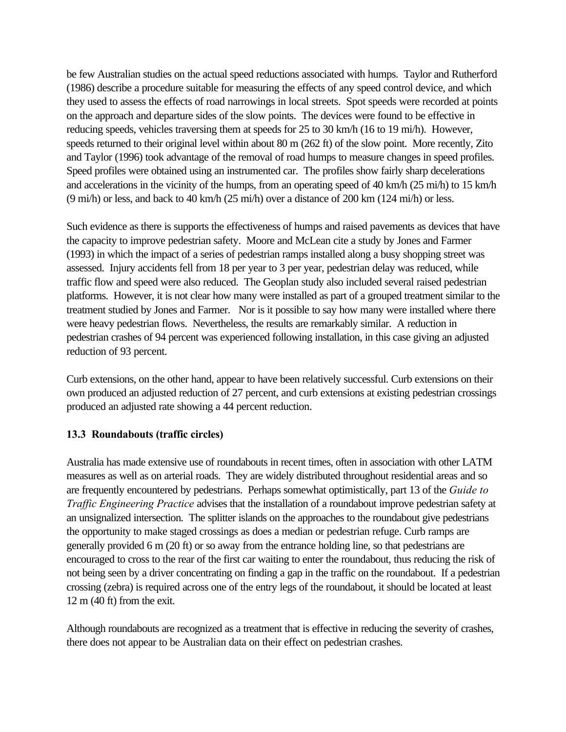be few Australian studies on the actual speed reductions associated with humps. Taylor and Rutherford (1986) describe a procedure suitable for measuring the effects of any speed control device, and which they used to assess the effects of road narrowings in local streets. Spot speeds were recorded at points on the approach and departure sides of the slow points. The devices were found to be effective in reducing speeds, vehicles traversing them at speeds for 25 to 30 km/h (16 to 19 mi/h). However, speeds returned to their original level within about 80 m (262 ft) of the slow point. More recently, Zito and Taylor (1996) took advantage of the removal of road humps to measure changes in speed profiles. Speed profiles were obtained using an instrumented car. The profiles show fairly sharp decelerations and accelerations in the vicinity of the humps, from an operating speed of 40 km/h (25 mi/h) to 15 km/h (9 mi/h) or less, and back to 40 km/h (25 mi/h) over a distance of 200 km (124 mi/h) or less.

Such evidence as there is supports the effectiveness of humps and raised pavements as devices that have the capacity to improve pedestrian safety. Moore and McLean cite a study by Jones and Farmer (1993) in which the impact of a series of pedestrian ramps installed along a busy shopping street was assessed. Injury accidents fell from 18 per year to 3 per year, pedestrian delay was reduced, while traffic flow and speed were also reduced. The Geoplan study also included several raised pedestrian platforms. However, it is not clear how many were installed as part of a grouped treatment similar to the treatment studied by Jones and Farmer. Nor is it possible to say how many were installed where there were heavy pedestrian flows. Nevertheless, the results are remarkably similar. A reduction in pedestrian crashes of 94 percent was experienced following installation, in this case giving an adjusted reduction of 93 percent.

Curb extensions, on the other hand, appear to have been relatively successful. Curb extensions on their own produced an adjusted reduction of 27 percent, and curb extensions at existing pedestrian crossings produced an adjusted rate showing a 44 percent reduction.

### 13.3 Roundabouts (traffic circles)

Australia has made extensive use of roundabouts in recent times, often in association with other LATM measures as well as on arterial roads. They are widely distributed throughout residential areas and so are frequently encountered by pedestrians. Perhaps somewhat optimistically, part 13 of the *Guide to Traffic Engineering Practice* advises that the installation of a roundabout improve pedestrian safety at an unsignalized intersection. The splitter islands on the approaches to the roundabout give pedestrians the opportunity to make staged crossings as does a median or pedestrian refuge. Curb ramps are generally provided 6 m (20 ft) or so away from the entrance holding line, so that pedestrians are encouraged to cross to the rear of the first car waiting to enter the roundabout, thus reducing the risk of not being seen by a driver concentrating on finding a gap in the traffic on the roundabout. If a pedestrian crossing (zebra) is required across one of the entry legs of the roundabout, it should be located at least 12 m (40 ft) from the exit.

Although roundabouts are recognized as a treatment that is effective in reducing the severity of crashes, there does not appear to be Australian data on their effect on pedestrian crashes.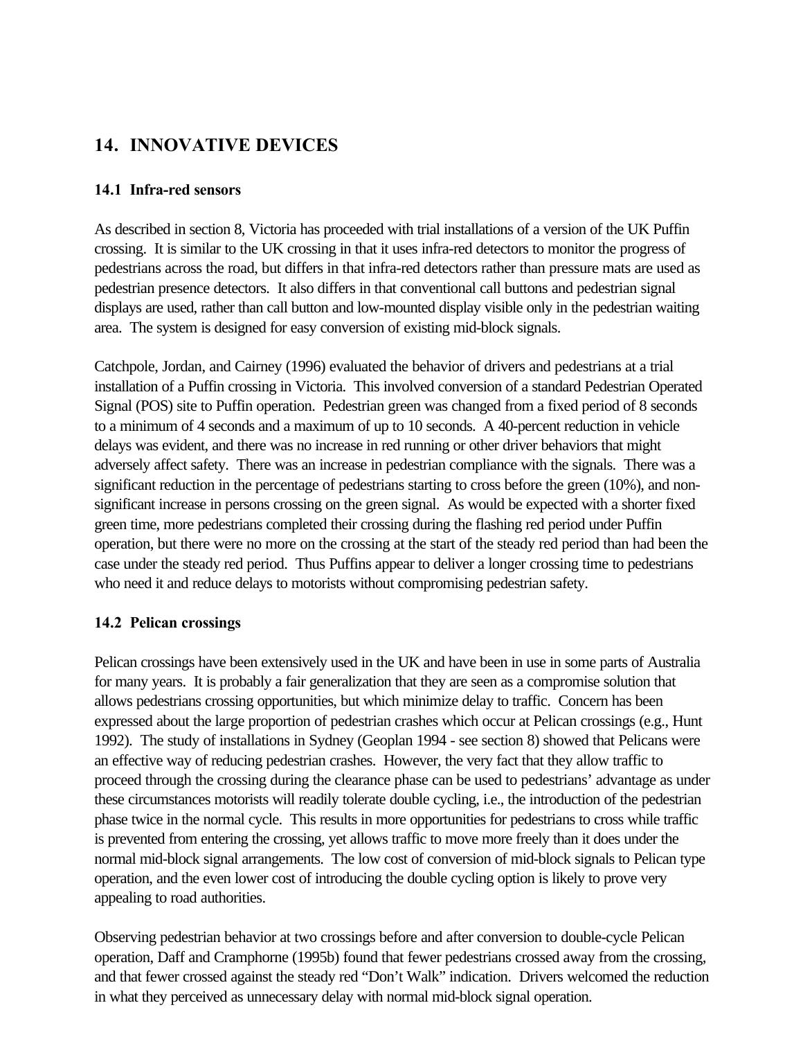# 14. INNOVATIVE DEVICES

## 14.1 Infra-red sensors

As described in section 8, Victoria has proceeded with trial installations of a version of the UK Puffin crossing. It is similar to the UK crossing in that it uses infra-red detectors to monitor the progress of pedestrians across the road, but differs in that infra-red detectors rather than pressure mats are used as pedestrian presence detectors. It also differs in that conventional call buttons and pedestrian signal displays are used, rather than call button and low-mounted display visible only in the pedestrian waiting area. The system is designed for easy conversion of existing mid-block signals.

Catchpole, Jordan, and Cairney (1996) evaluated the behavior of drivers and pedestrians at a trial installation of a Puffin crossing in Victoria. This involved conversion of a standard Pedestrian Operated Signal (POS) site to Puffin operation. Pedestrian green was changed from a fixed period of 8 seconds to a minimum of 4 seconds and a maximum of up to 10 seconds. A 40-percent reduction in vehicle delays was evident, and there was no increase in red running or other driver behaviors that might adversely affect safety. There was an increase in pedestrian compliance with the signals. There was a significant reduction in the percentage of pedestrians starting to cross before the green (10%), and non-significant increase in persons crossing on the green signal. As would be expected with a shorter fixed green time, more pedestrians completed their crossing during the flashing red period under Puffin operation, but there were no more on the crossing at the start of the steady red period than had been the case under the steady red period. Thus Puffins appear to deliver a longer crossing time to pedestrians who need it and reduce delays to motorists without compromising pedestrian safety.

## 14.2 Pelican crossings

Pelican crossings have been extensively used in the UK and have been in use in some parts of Australia for many years. It is probably a fair generalization that they are seen as a compromise solution that allows pedestrians crossing opportunities, but which minimize delay to traffic. Concern has been expressed about the large proportion of pedestrian crashes which occur at Pelican crossings (e.g., Hunt 1992). The study of installations in Sydney (Geoplan 1994 - see section 8) showed that Pelicans were an effective way of reducing pedestrian crashes. However, the very fact that they allow traffic to proceed through the crossing during the clearance phase can be used to pedestrians' advantage as under these circumstances motorists will readily tolerate double cycling, i.e., the introduction of the pedestrian phase twice in the normal cycle. This results in more opportunities for pedestrians to cross while traffic is prevented from entering the crossing, yet allows traffic to move more freely than it does under the normal mid-block signal arrangements. The low cost of conversion of mid-block signals to Pelican type operation, and the even lower cost of introducing the double cycling option is likely to prove very appealing to road authorities.

Observing pedestrian behavior at two crossings before and after conversion to double-cycle Pelican operation, Daff and Cramphorne (1995b) found that fewer pedestrians crossed away from the crossing, and that fewer crossed against the steady red "Don't Walk" indication. Drivers welcomed the reduction in what they perceived as unnecessary delay with normal mid-block signal operation.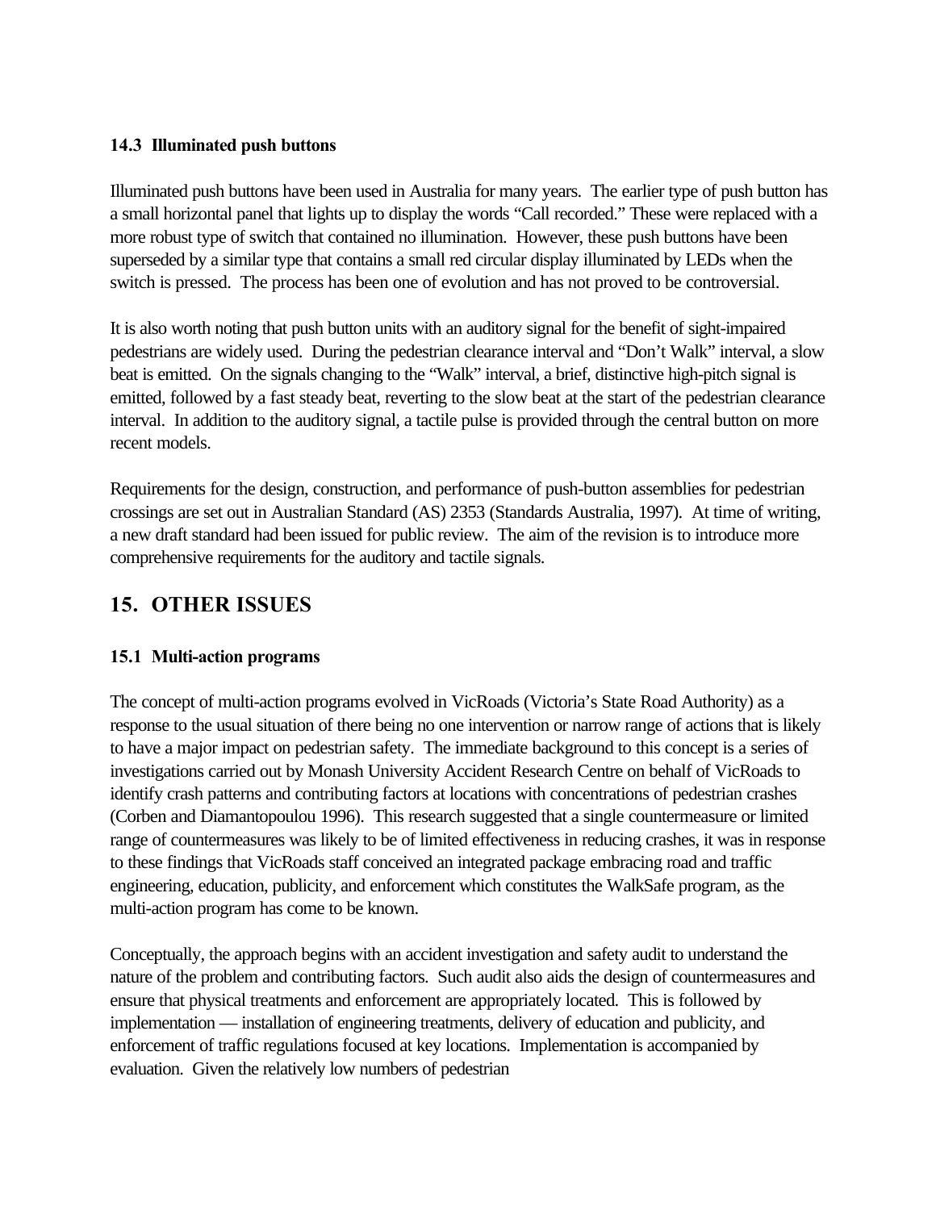### 14.3 Illuminated push buttons

Illuminated push buttons have been used in Australia for many years. The earlier type of push button has a small horizontal panel that lights up to display the words "Call recorded." These were replaced with a more robust type of switch that contained no illumination. However, these push buttons have been superseded by a similar type that contains a small red circular display illuminated by LEDs when the switch is pressed. The process has been one of evolution and has not proved to be controversial.

It is also worth noting that push button units with an auditory signal for the benefit of sight-impaired pedestrians are widely used. During the pedestrian clearance interval and "Don't Walk" interval, a slow beat is emitted. On the signals changing to the "Walk" interval, a brief, distinctive high-pitch signal is emitted, followed by a fast steady beat, reverting to the slow beat at the start of the pedestrian clearance interval. In addition to the auditory signal, a tactile pulse is provided through the central button on more recent models.

Requirements for the design, construction, and performance of push-button assemblies for pedestrian crossings are set out in Australian Standard (AS) 2353 (Standards Australia, 1997). At time of writing, a new draft standard had been issued for public review. The aim of the revision is to introduce more comprehensive requirements for the auditory and tactile signals.

## 15. OTHER ISSUES

### 15.1 Multi-action programs

The concept of multi-action programs evolved in VicRoads (Victoria's State Road Authority) as a response to the usual situation of there being no one intervention or narrow range of actions that is likely to have a major impact on pedestrian safety. The immediate background to this concept is a series of investigations carried out by Monash University Accident Research Centre on behalf of VicRoads to identify crash patterns and contributing factors at locations with concentrations of pedestrian crashes (Corben and Diamantopoulou 1996). This research suggested that a single countermeasure or limited range of countermeasures was likely to be of limited effectiveness in reducing crashes, it was in response to these findings that VicRoads staff conceived an integrated package embracing road and traffic engineering, education, publicity, and enforcement which constitutes the WalkSafe program, as the multi-action program has come to be known.

Conceptually, the approach begins with an accident investigation and safety audit to understand the nature of the problem and contributing factors. Such audit also aids the design of countermeasures and ensure that physical treatments and enforcement are appropriately located. This is followed by implementation — installation of engineering treatments, delivery of education and publicity, and enforcement of traffic regulations focused at key locations. Implementation is accompanied by evaluation. Given the relatively low numbers of pedestrian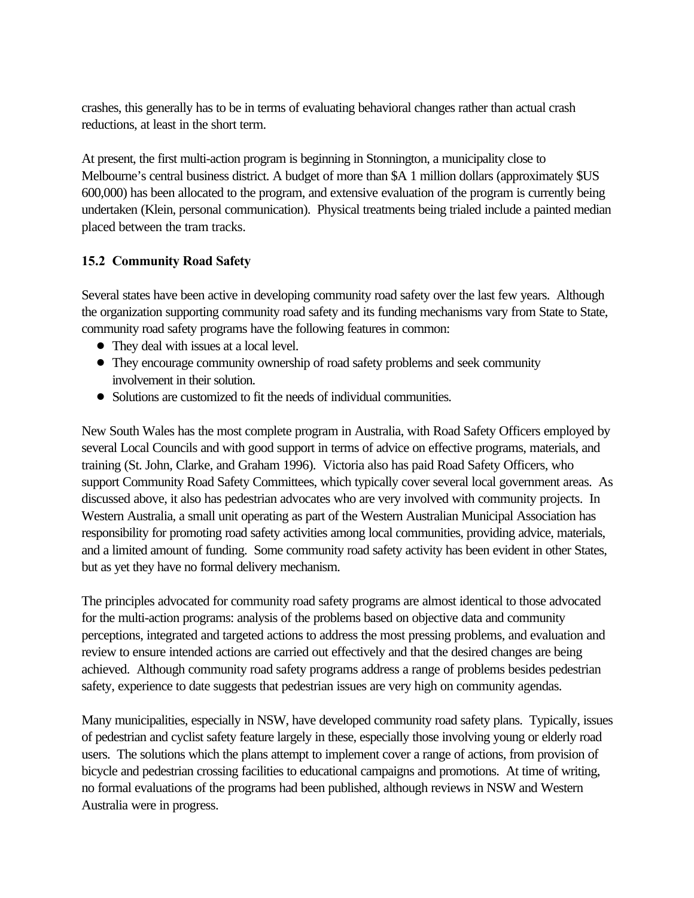crashes, this generally has to be in terms of evaluating behavioral changes rather than actual crash reductions, at least in the short term.

At present, the first multi-action program is beginning in Stonnington, a municipality close to Melbourne's central business district. A budget of more than $A 1 million dollars (approximately $US 600,000) has been allocated to the program, and extensive evaluation of the program is currently being undertaken (Klein, personal communication). Physical treatments being trialed include a painted median placed between the tram tracks.

### 15.2 Community Road Safety

Several states have been active in developing community road safety over the last few years. Although the organization supporting community road safety and its funding mechanisms vary from State to State, community road safety programs have the following features in common:

- They deal with issues at a local level.
- They encourage community ownership of road safety problems and seek community involvement in their solution.
- Solutions are customized to fit the needs of individual communities.

New South Wales has the most complete program in Australia, with Road Safety Officers employed by several Local Councils and with good support in terms of advice on effective programs, materials, and training (St. John, Clarke, and Graham 1996). Victoria also has paid Road Safety Officers, who support Community Road Safety Committees, which typically cover several local government areas. As discussed above, it also has pedestrian advocates who are very involved with community projects. In Western Australia, a small unit operating as part of the Western Australian Municipal Association has responsibility for promoting road safety activities among local communities, providing advice, materials, and a limited amount of funding. Some community road safety activity has been evident in other States, but as yet they have no formal delivery mechanism.

The principles advocated for community road safety programs are almost identical to those advocated for the multi-action programs: analysis of the problems based on objective data and community perceptions, integrated and targeted actions to address the most pressing problems, and evaluation and review to ensure intended actions are carried out effectively and that the desired changes are being achieved. Although community road safety programs address a range of problems besides pedestrian safety, experience to date suggests that pedestrian issues are very high on community agendas.

Many municipalities, especially in NSW, have developed community road safety plans. Typically, issues of pedestrian and cyclist safety feature largely in these, especially those involving young or elderly road users. The solutions which the plans attempt to implement cover a range of actions, from provision of bicycle and pedestrian crossing facilities to educational campaigns and promotions. At time of writing, no formal evaluations of the programs had been published, although reviews in NSW and Western Australia were in progress.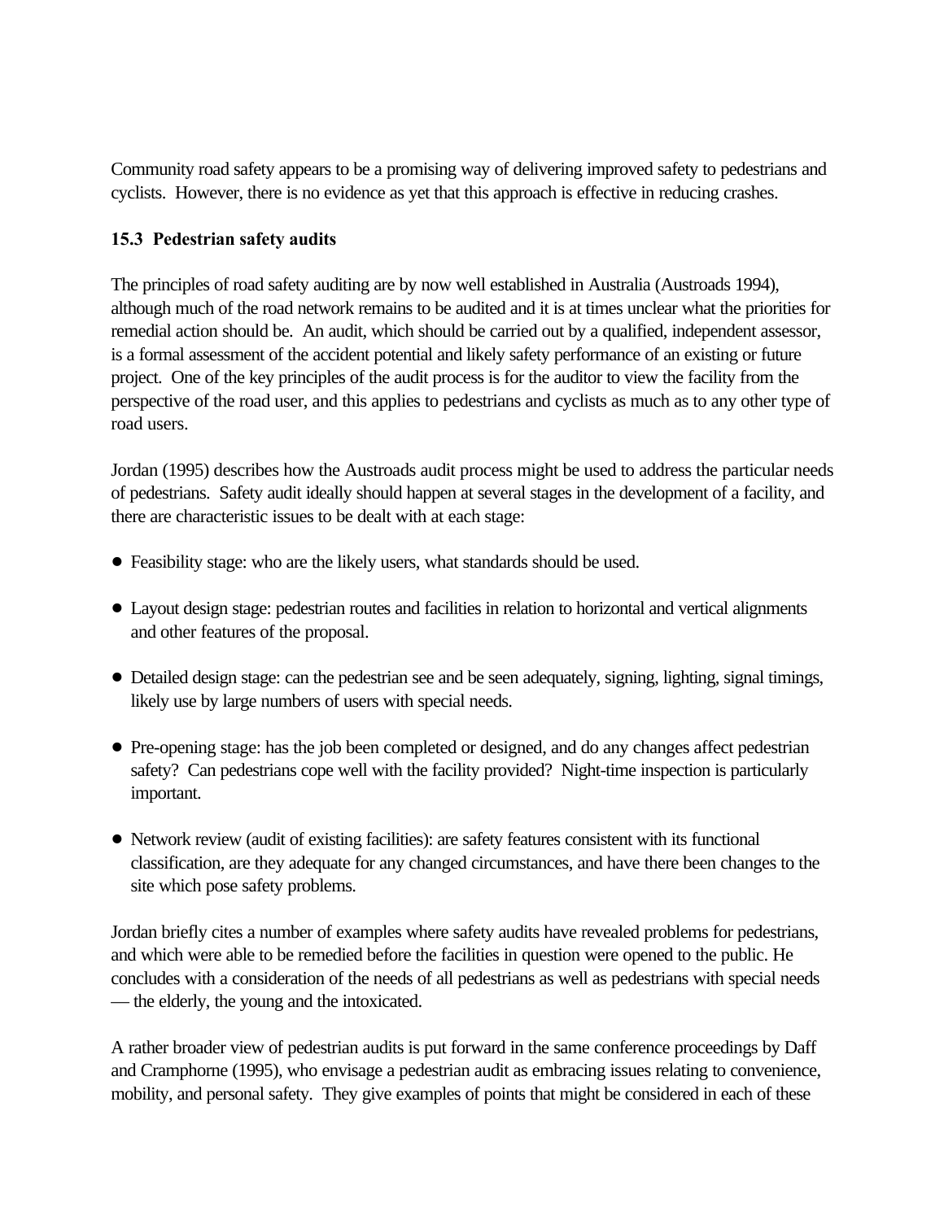Community road safety appears to be a promising way of delivering improved safety to pedestrians and cyclists. However, there is no evidence as yet that this approach is effective in reducing crashes.

### 15.3 Pedestrian safety audits

The principles of road safety auditing are by now well established in Australia (Austroads 1994), although much of the road network remains to be audited and it is at times unclear what the priorities for remedial action should be. An audit, which should be carried out by a qualified, independent assessor, is a formal assessment of the accident potential and likely safety performance of an existing or future project. One of the key principles of the audit process is for the auditor to view the facility from the perspective of the road user, and this applies to pedestrians and cyclists as much as to any other type of road users.

Jordan (1995) describes how the Austroads audit process might be used to address the particular needs of pedestrians. Safety audit ideally should happen at several stages in the development of a facility, and there are characteristic issues to be dealt with at each stage:

- Feasibility stage: who are the likely users, what standards should be used.
- Layout design stage: pedestrian routes and facilities in relation to horizontal and vertical alignments and other features of the proposal.
- Detailed design stage: can the pedestrian see and be seen adequately, signing, lighting, signal timings, likely use by large numbers of users with special needs.
- Pre-opening stage: has the job been completed or designed, and do any changes affect pedestrian safety? Can pedestrians cope well with the facility provided? Night-time inspection is particularly important.
- Network review (audit of existing facilities): are safety features consistent with its functional classification, are they adequate for any changed circumstances, and have there been changes to the site which pose safety problems.

Jordan briefly cites a number of examples where safety audits have revealed problems for pedestrians, and which were able to be remedied before the facilities in question were opened to the public. He concludes with a consideration of the needs of all pedestrians as well as pedestrians with special needs — the elderly, the young and the intoxicated.

A rather broader view of pedestrian audits is put forward in the same conference proceedings by Daff and Cramphorne (1995), who envisage a pedestrian audit as embracing issues relating to convenience, mobility, and personal safety. They give examples of points that might be considered in each of these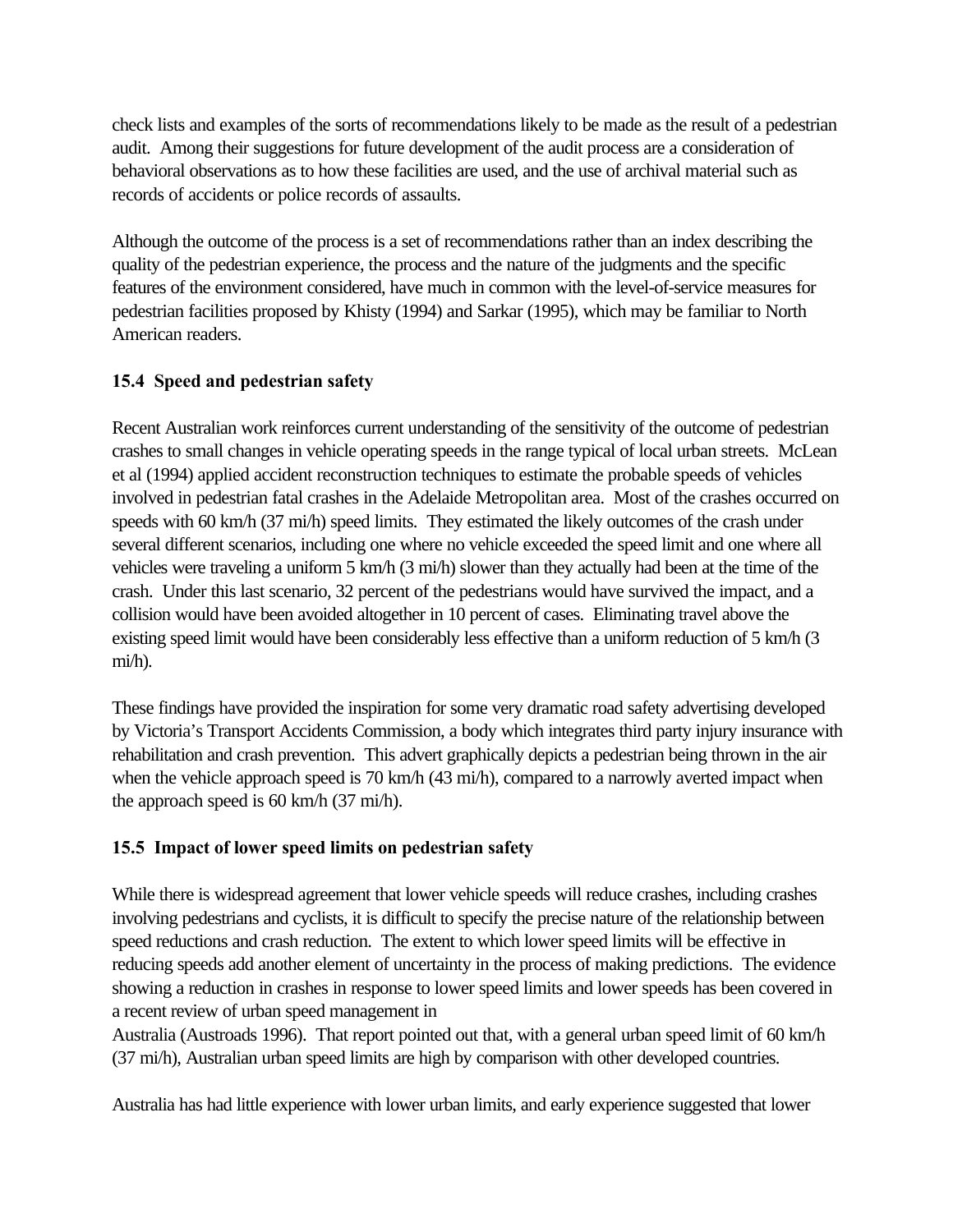check lists and examples of the sorts of recommendations likely to be made as the result of a pedestrian audit. Among their suggestions for future development of the audit process are a consideration of behavioral observations as to how these facilities are used, and the use of archival material such as records of accidents or police records of assaults.

Although the outcome of the process is a set of recommendations rather than an index describing the quality of the pedestrian experience, the process and the nature of the judgments and the specific features of the environment considered, have much in common with the level-of-service measures for pedestrian facilities proposed by Khisty (1994) and Sarkar (1995), which may be familiar to North American readers.

### 15.4 Speed and pedestrian safety

Recent Australian work reinforces current understanding of the sensitivity of the outcome of pedestrian crashes to small changes in vehicle operating speeds in the range typical of local urban streets. McLean et al (1994) applied accident reconstruction techniques to estimate the probable speeds of vehicles involved in pedestrian fatal crashes in the Adelaide Metropolitan area. Most of the crashes occurred on speeds with 60 km/h (37 mi/h) speed limits. They estimated the likely outcomes of the crash under several different scenarios, including one where no vehicle exceeded the speed limit and one where all vehicles were traveling a uniform 5 km/h (3 mi/h) slower than they actually had been at the time of the crash. Under this last scenario, 32 percent of the pedestrians would have survived the impact, and a collision would have been avoided altogether in 10 percent of cases. Eliminating travel above the existing speed limit would have been considerably less effective than a uniform reduction of 5 km/h (3 mi/h).

These findings have provided the inspiration for some very dramatic road safety advertising developed by Victoria's Transport Accidents Commission, a body which integrates third party injury insurance with rehabilitation and crash prevention. This advert graphically depicts a pedestrian being thrown in the air when the vehicle approach speed is 70 km/h (43 mi/h), compared to a narrowly averted impact when the approach speed is 60 km/h (37 mi/h).

### 15.5 Impact of lower speed limits on pedestrian safety

While there is widespread agreement that lower vehicle speeds will reduce crashes, including crashes involving pedestrians and cyclists, it is difficult to specify the precise nature of the relationship between speed reductions and crash reduction. The extent to which lower speed limits will be effective in reducing speeds add another element of uncertainty in the process of making predictions. The evidence showing a reduction in crashes in response to lower speed limits and lower speeds has been covered in a recent review of urban speed management in Australia (Austroads 1996). That report pointed out that, with a general urban speed limit of 60 km/h (37 mi/h), Australian urban speed limits are high by comparison with other developed countries.

Australia has had little experience with lower urban limits, and early experience suggested that lower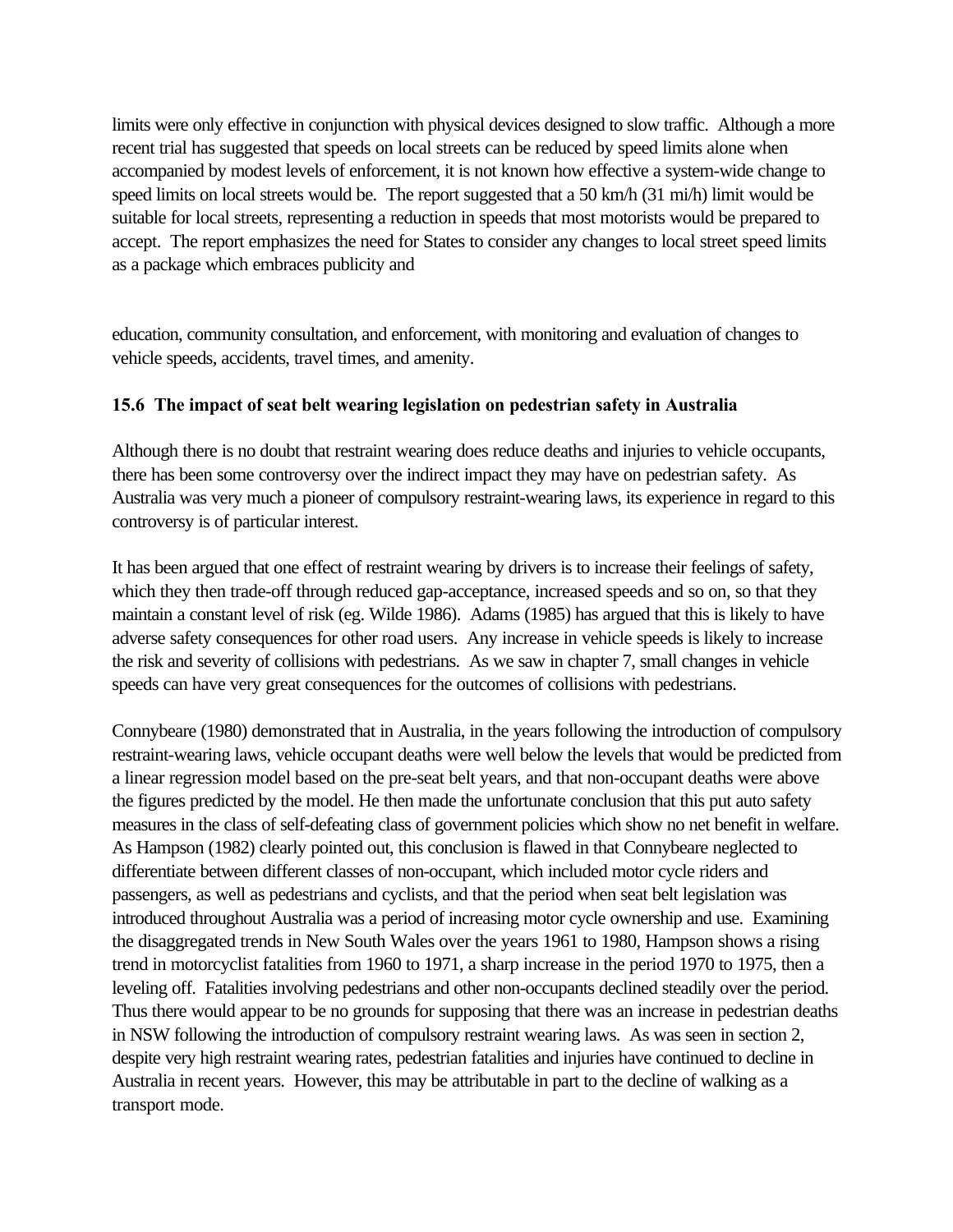limits were only effective in conjunction with physical devices designed to slow traffic. Although a more recent trial has suggested that speeds on local streets can be reduced by speed limits alone when accompanied by modest levels of enforcement, it is not known how effective a system-wide change to speed limits on local streets would be. The report suggested that a 50 km/h (31 mi/h) limit would be suitable for local streets, representing a reduction in speeds that most motorists would be prepared to accept. The report emphasizes the need for States to consider any changes to local street speed limits as a package which embraces publicity and

education, community consultation, and enforcement, with monitoring and evaluation of changes to vehicle speeds, accidents, travel times, and amenity.

### 15.6 The impact of seat belt wearing legislation on pedestrian safety in Australia

Although there is no doubt that restraint wearing does reduce deaths and injuries to vehicle occupants, there has been some controversy over the indirect impact they may have on pedestrian safety. As Australia was very much a pioneer of compulsory restraint-wearing laws, its experience in regard to this controversy is of particular interest.

It has been argued that one effect of restraint wearing by drivers is to increase their feelings of safety, which they then trade-off through reduced gap-acceptance, increased speeds and so on, so that they maintain a constant level of risk (eg. Wilde 1986). Adams (1985) has argued that this is likely to have adverse safety consequences for other road users. Any increase in vehicle speeds is likely to increase the risk and severity of collisions with pedestrians. As we saw in chapter 7, small changes in vehicle speeds can have very great consequences for the outcomes of collisions with pedestrians.

Connybeare (1980) demonstrated that in Australia, in the years following the introduction of compulsory restraint-wearing laws, vehicle occupant deaths were well below the levels that would be predicted from a linear regression model based on the pre-seat belt years, and that non-occupant deaths were above the figures predicted by the model. He then made the unfortunate conclusion that this put auto safety measures in the class of self-defeating class of government policies which show no net benefit in welfare. As Hampson (1982) clearly pointed out, this conclusion is flawed in that Connybeare neglected to differentiate between different classes of non-occupant, which included motor cycle riders and passengers, as well as pedestrians and cyclists, and that the period when seat belt legislation was introduced throughout Australia was a period of increasing motor cycle ownership and use. Examining the disaggregated trends in New South Wales over the years 1961 to 1980, Hampson shows a rising trend in motorcyclist fatalities from 1960 to 1971, a sharp increase in the period 1970 to 1975, then a leveling off. Fatalities involving pedestrians and other non-occupants declined steadily over the period. Thus there would appear to be no grounds for supposing that there was an increase in pedestrian deaths in NSW following the introduction of compulsory restraint wearing laws. As was seen in section 2, despite very high restraint wearing rates, pedestrian fatalities and injuries have continued to decline in Australia in recent years. However, this may be attributable in part to the decline of walking as a transport mode.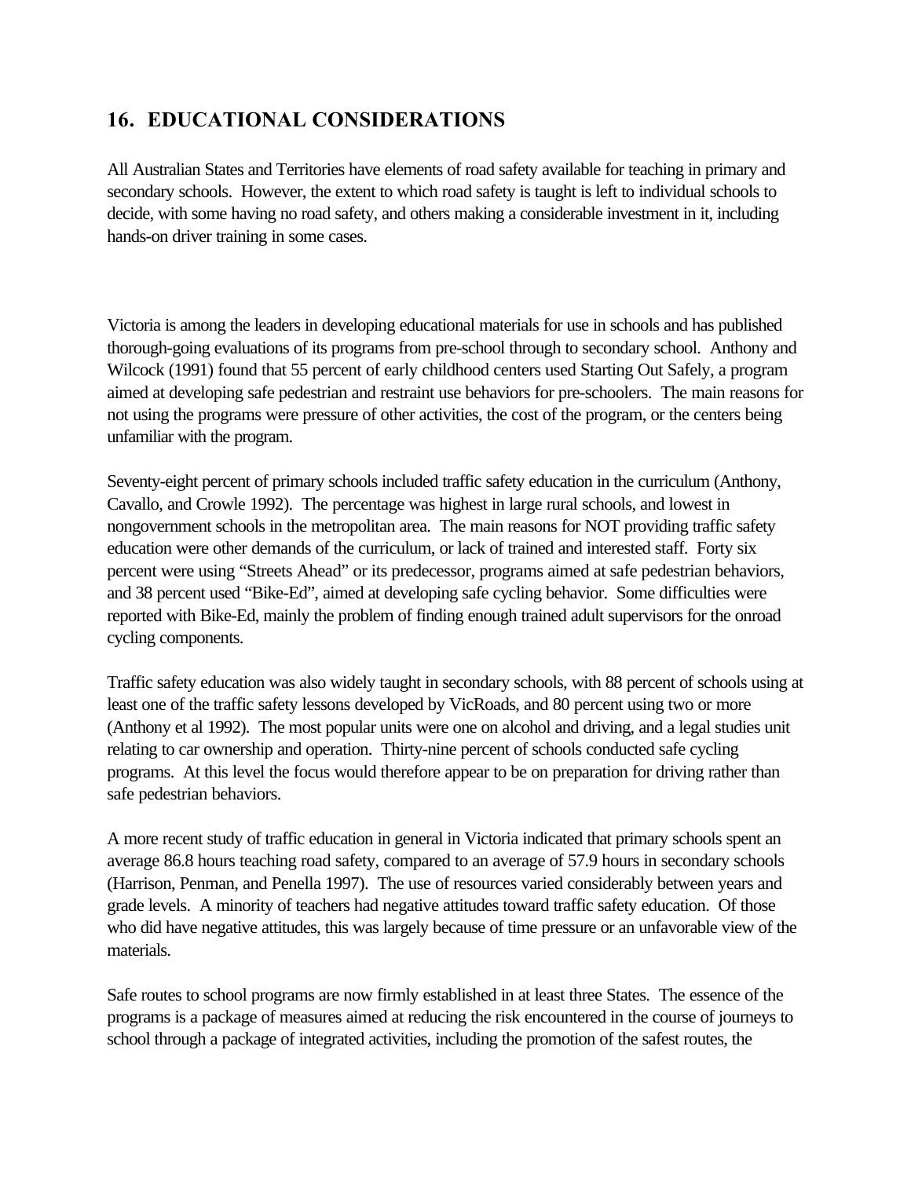## 16. EDUCATIONAL CONSIDERATIONS

All Australian States and Territories have elements of road safety available for teaching in primary and secondary schools. However, the extent to which road safety is taught is left to individual schools to decide, with some having no road safety, and others making a considerable investment in it, including hands-on driver training in some cases.

Victoria is among the leaders in developing educational materials for use in schools and has published thorough-going evaluations of its programs from pre-school through to secondary school. Anthony and Wilcock (1991) found that 55 percent of early childhood centers used Starting Out Safely, a program aimed at developing safe pedestrian and restraint use behaviors for pre-schoolers. The main reasons for not using the programs were pressure of other activities, the cost of the program, or the centers being unfamiliar with the program.

Seventy-eight percent of primary schools included traffic safety education in the curriculum (Anthony, Cavallo, and Crowle 1992). The percentage was highest in large rural schools, and lowest in nongovernment schools in the metropolitan area. The main reasons for NOT providing traffic safety education were other demands of the curriculum, or lack of trained and interested staff. Forty six percent were using "Streets Ahead" or its predecessor, programs aimed at safe pedestrian behaviors, and 38 percent used "Bike-Ed", aimed at developing safe cycling behavior. Some difficulties were reported with Bike-Ed, mainly the problem of finding enough trained adult supervisors for the onroad cycling components.

Traffic safety education was also widely taught in secondary schools, with 88 percent of schools using at least one of the traffic safety lessons developed by VicRoads, and 80 percent using two or more (Anthony et al 1992). The most popular units were one on alcohol and driving, and a legal studies unit relating to car ownership and operation. Thirty-nine percent of schools conducted safe cycling programs. At this level the focus would therefore appear to be on preparation for driving rather than safe pedestrian behaviors.

A more recent study of traffic education in general in Victoria indicated that primary schools spent an average 86.8 hours teaching road safety, compared to an average of 57.9 hours in secondary schools (Harrison, Penman, and Penella 1997). The use of resources varied considerably between years and grade levels. A minority of teachers had negative attitudes toward traffic safety education. Of those who did have negative attitudes, this was largely because of time pressure or an unfavorable view of the materials.

Safe routes to school programs are now firmly established in at least three States. The essence of the programs is a package of measures aimed at reducing the risk encountered in the course of journeys to school through a package of integrated activities, including the promotion of the safest routes, the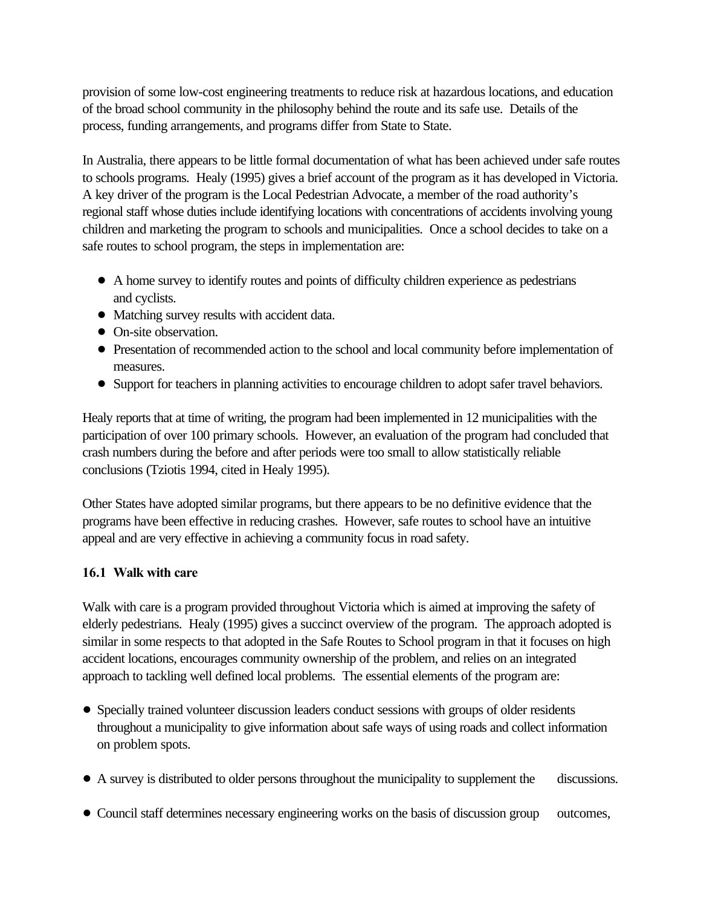provision of some low-cost engineering treatments to reduce risk at hazardous locations, and education of the broad school community in the philosophy behind the route and its safe use. Details of the process, funding arrangements, and programs differ from State to State.

In Australia, there appears to be little formal documentation of what has been achieved under safe routes to schools programs. Healy (1995) gives a brief account of the program as it has developed in Victoria. A key driver of the program is the Local Pedestrian Advocate, a member of the road authority's regional staff whose duties include identifying locations with concentrations of accidents involving young children and marketing the program to schools and municipalities. Once a school decides to take on a safe routes to school program, the steps in implementation are:

- A home survey to identify routes and points of difficulty children experience as pedestrians and cyclists.
- Matching survey results with accident data.
- On-site observation.
- Presentation of recommended action to the school and local community before implementation of measures.
- Support for teachers in planning activities to encourage children to adopt safer travel behaviors.

Healy reports that at time of writing, the program had been implemented in 12 municipalities with the participation of over 100 primary schools. However, an evaluation of the program had concluded that crash numbers during the before and after periods were too small to allow statistically reliable conclusions (Tziotis 1994, cited in Healy 1995).

Other States have adopted similar programs, but there appears to be no definitive evidence that the programs have been effective in reducing crashes. However, safe routes to school have an intuitive appeal and are very effective in achieving a community focus in road safety.

### 16.1 Walk with care

Walk with care is a program provided throughout Victoria which is aimed at improving the safety of elderly pedestrians. Healy (1995) gives a succinct overview of the program. The approach adopted is similar in some respects to that adopted in the Safe Routes to School program in that it focuses on high accident locations, encourages community ownership of the problem, and relies on an integrated approach to tackling well defined local problems. The essential elements of the program are:

- Specially trained volunteer discussion leaders conduct sessions with groups of older residents throughout a municipality to give information about safe ways of using roads and collect information on problem spots.

- A survey is distributed to older persons throughout the municipality to supplement the discussions.

- Council staff determines necessary engineering works on the basis of discussion group outcomes,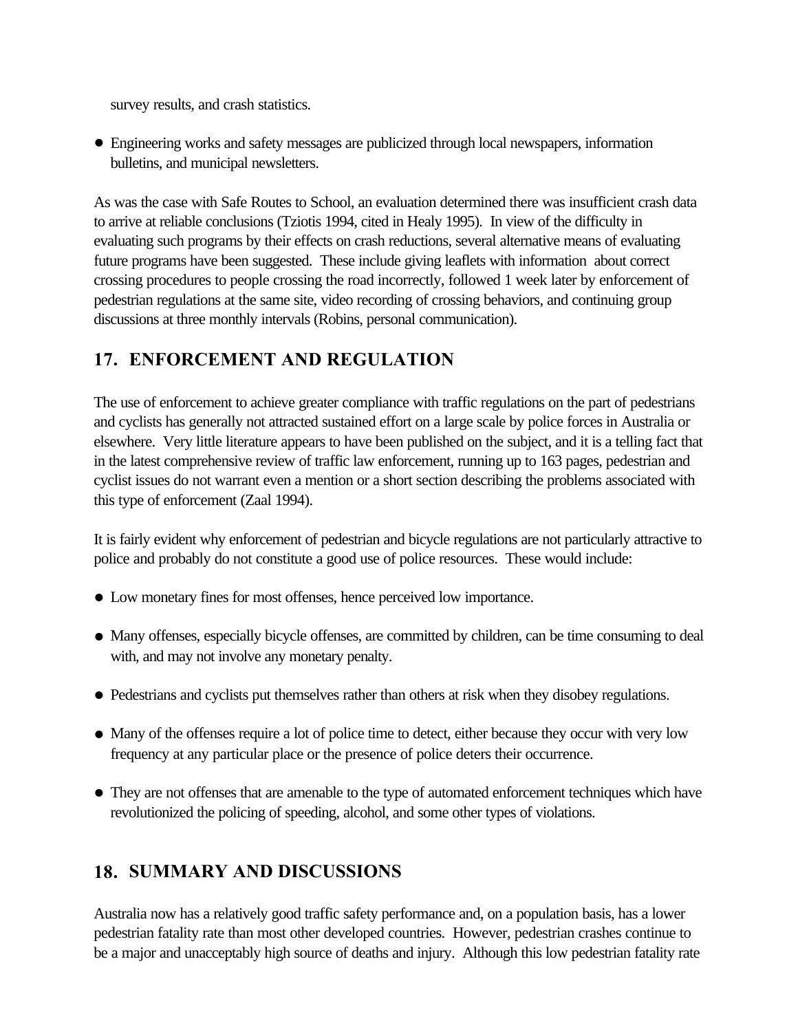survey results, and crash statistics.

- Engineering works and safety messages are publicized through local newspapers, information bulletins, and municipal newsletters.

As was the case with Safe Routes to School, an evaluation determined there was insufficient crash data to arrive at reliable conclusions (Tziotis 1994, cited in Healy 1995). In view of the difficulty in evaluating such programs by their effects on crash reductions, several alternative means of evaluating future programs have been suggested. These include giving leaflets with information about correct crossing procedures to people crossing the road incorrectly, followed 1 week later by enforcement of pedestrian regulations at the same site, video recording of crossing behaviors, and continuing group discussions at three monthly intervals (Robins, personal communication).

## 17. ENFORCEMENT AND REGULATION

The use of enforcement to achieve greater compliance with traffic regulations on the part of pedestrians and cyclists has generally not attracted sustained effort on a large scale by police forces in Australia or elsewhere. Very little literature appears to have been published on the subject, and it is a telling fact that in the latest comprehensive review of traffic law enforcement, running up to 163 pages, pedestrian and cyclist issues do not warrant even a mention or a short section describing the problems associated with this type of enforcement (Zaal 1994).

It is fairly evident why enforcement of pedestrian and bicycle regulations are not particularly attractive to police and probably do not constitute a good use of police resources. These would include:

- Low monetary fines for most offenses, hence perceived low importance.
- Many offenses, especially bicycle offenses, are committed by children, can be time consuming to deal with, and may not involve any monetary penalty.
- Pedestrians and cyclists put themselves rather than others at risk when they disobey regulations.
- Many of the offenses require a lot of police time to detect, either because they occur with very low frequency at any particular place or the presence of police deters their occurrence.
- They are not offenses that are amenable to the type of automated enforcement techniques which have revolutionized the policing of speeding, alcohol, and some other types of violations.

## 18. SUMMARY AND DISCUSSIONS

Australia now has a relatively good traffic safety performance and, on a population basis, has a lower pedestrian fatality rate than most other developed countries. However, pedestrian crashes continue to be a major and unacceptably high source of deaths and injury. Although this low pedestrian fatality rate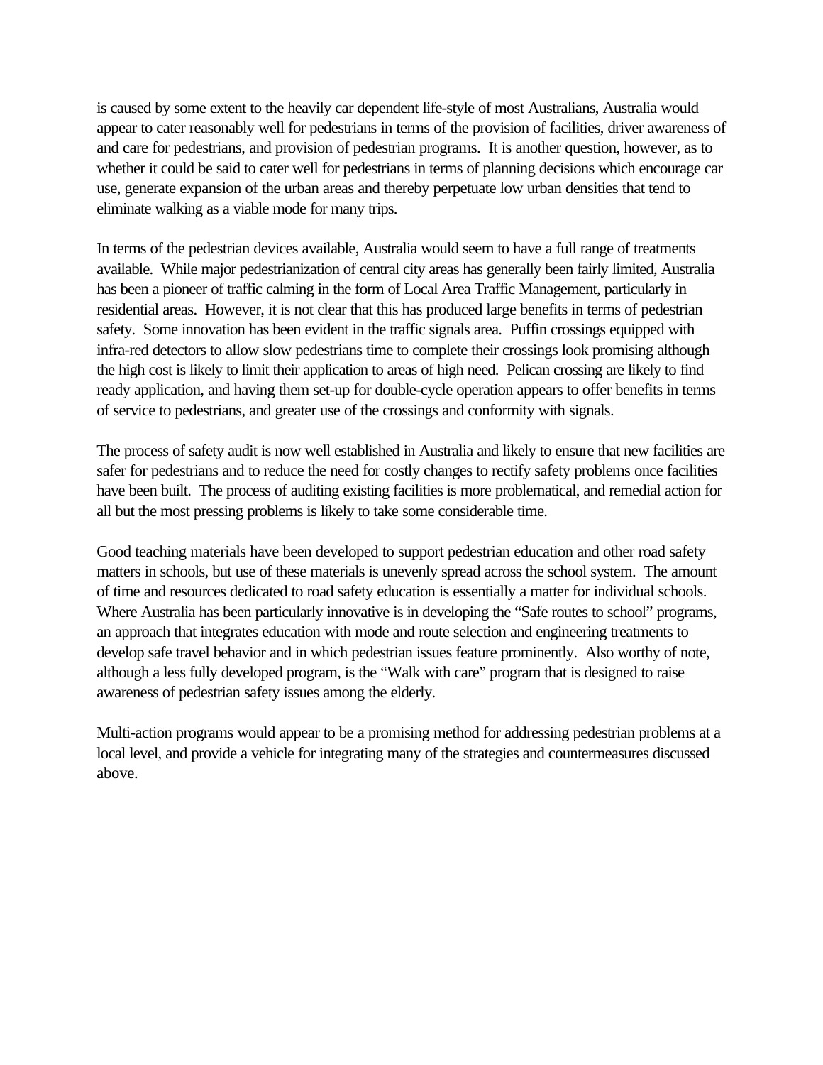is caused by some extent to the heavily car dependent life-style of most Australians, Australia would appear to cater reasonably well for pedestrians in terms of the provision of facilities, driver awareness of and care for pedestrians, and provision of pedestrian programs. It is another question, however, as to whether it could be said to cater well for pedestrians in terms of planning decisions which encourage car use, generate expansion of the urban areas and thereby perpetuate low urban densities that tend to eliminate walking as a viable mode for many trips.

In terms of the pedestrian devices available, Australia would seem to have a full range of treatments available. While major pedestrianization of central city areas has generally been fairly limited, Australia has been a pioneer of traffic calming in the form of Local Area Traffic Management, particularly in residential areas. However, it is not clear that this has produced large benefits in terms of pedestrian safety. Some innovation has been evident in the traffic signals area. Puffin crossings equipped with infra-red detectors to allow slow pedestrians time to complete their crossings look promising although the high cost is likely to limit their application to areas of high need. Pelican crossing are likely to find ready application, and having them set-up for double-cycle operation appears to offer benefits in terms of service to pedestrians, and greater use of the crossings and conformity with signals.

The process of safety audit is now well established in Australia and likely to ensure that new facilities are safer for pedestrians and to reduce the need for costly changes to rectify safety problems once facilities have been built. The process of auditing existing facilities is more problematical, and remedial action for all but the most pressing problems is likely to take some considerable time.

Good teaching materials have been developed to support pedestrian education and other road safety matters in schools, but use of these materials is unevenly spread across the school system. The amount of time and resources dedicated to road safety education is essentially a matter for individual schools. Where Australia has been particularly innovative is in developing the "Safe routes to school" programs, an approach that integrates education with mode and route selection and engineering treatments to develop safe travel behavior and in which pedestrian issues feature prominently. Also worthy of note, although a less fully developed program, is the "Walk with care" program that is designed to raise awareness of pedestrian safety issues among the elderly.

Multi-action programs would appear to be a promising method for addressing pedestrian problems at a local level, and provide a vehicle for integrating many of the strategies and countermeasures discussed above.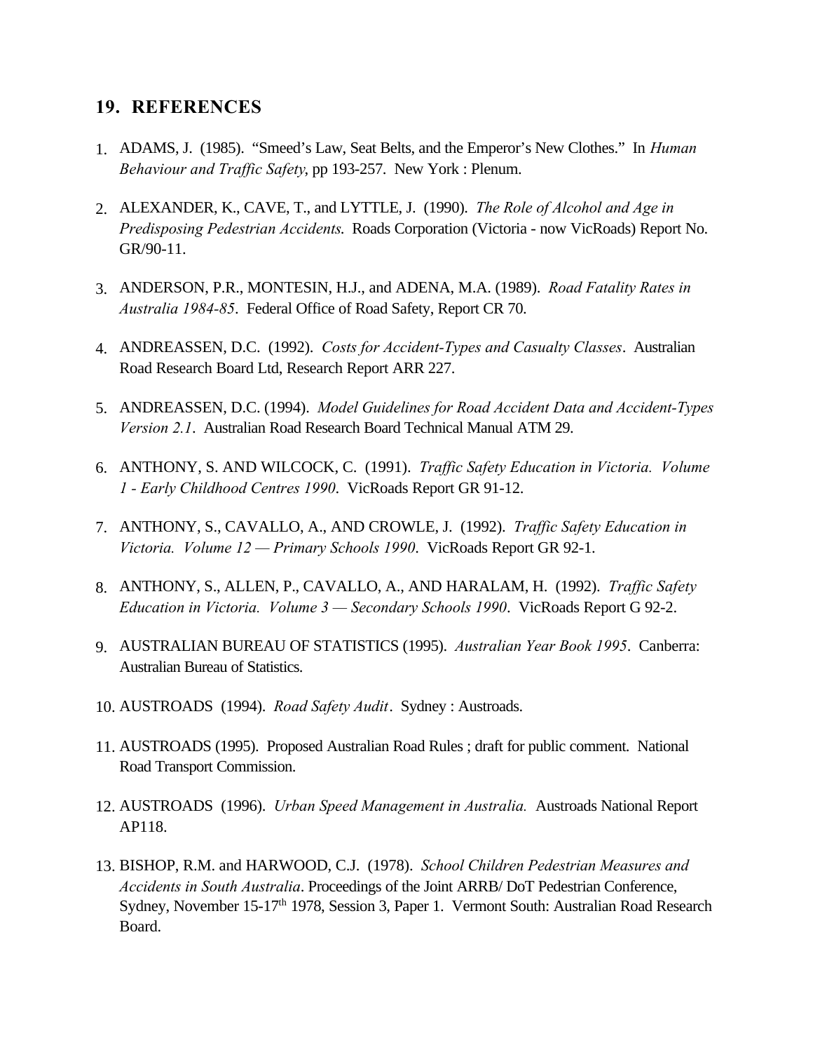## 19. REFERENCES

1. ADAMS, J. (1985). "Smeed's Law, Seat Belts, and the Emperor's New Clothes." In *Human Behaviour and Traffic Safety*, pp 193-257. New York : Plenum.

2. ALEXANDER, K., CAVE, T., and LYTTLE, J. (1990). *The Role of Alcohol and Age in Predisposing Pedestrian Accidents.* Roads Corporation (Victoria - now VicRoads) Report No. GR/90-11.

3. ANDERSON, P.R., MONTESIN, H.J., and ADENA, M.A. (1989). *Road Fatality Rates in Australia 1984-85*. Federal Office of Road Safety, Report CR 70.

4. ANDREASSEN, D.C. (1992). *Costs for Accident-Types and Casualty Classes*. Australian Road Research Board Ltd, Research Report ARR 227.

5. ANDREASSEN, D.C. (1994). *Model Guidelines for Road Accident Data and Accident-Types Version 2.1*. Australian Road Research Board Technical Manual ATM 29.

6. ANTHONY, S. AND WILCOCK, C. (1991). *Traffic Safety Education in Victoria. Volume 1 - Early Childhood Centres 1990*. VicRoads Report GR 91-12.

7. ANTHONY, S., CAVALLO, A., AND CROWLE, J. (1992). *Traffic Safety Education in Victoria. Volume 12 — Primary Schools 1990*. VicRoads Report GR 92-1.

8. ANTHONY, S., ALLEN, P., CAVALLO, A., AND HARALAM, H. (1992). *Traffic Safety Education in Victoria. Volume 3 — Secondary Schools 1990*. VicRoads Report G 92-2.

9. AUSTRALIAN BUREAU OF STATISTICS (1995). *Australian Year Book 1995*. Canberra: Australian Bureau of Statistics.

10. AUSTROADS (1994). *Road Safety Audit*. Sydney : Austroads.

11. AUSTROADS (1995). Proposed Australian Road Rules ; draft for public comment. National Road Transport Commission.

12. AUSTROADS (1996). *Urban Speed Management in Australia.* Austroads National Report AP118.

13. BISHOP, R.M. and HARWOOD, C.J. (1978). *School Children Pedestrian Measures and Accidents in South Australia*. Proceedings of the Joint ARRB/ DoT Pedestrian Conference, Sydney, November 15-17th 1978, Session 3, Paper 1. Vermont South: Australian Road Research Board.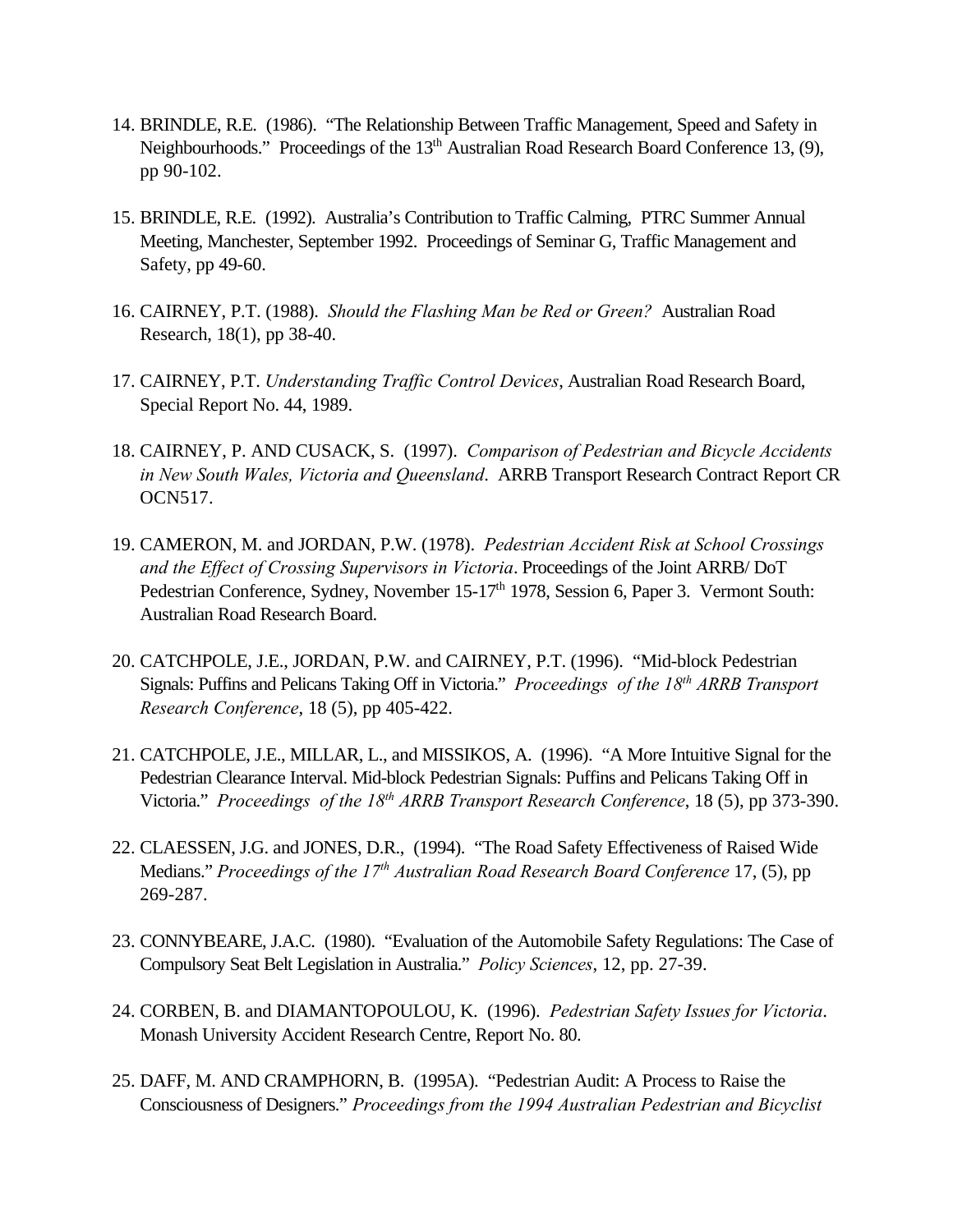14. BRINDLE, R.E. (1986). "The Relationship Between Traffic Management, Speed and Safety in Neighbourhoods." Proceedings of the 13th Australian Road Research Board Conference 13, (9), pp 90-102.

15. BRINDLE, R.E. (1992). Australia's Contribution to Traffic Calming, PTRC Summer Annual Meeting, Manchester, September 1992. Proceedings of Seminar G, Traffic Management and Safety, pp 49-60.

16. CAIRNEY, P.T. (1988). *Should the Flashing Man be Red or Green?* Australian Road Research, 18(1), pp 38-40.

17. CAIRNEY, P.T. *Understanding Traffic Control Devices*, Australian Road Research Board, Special Report No. 44, 1989.

18. CAIRNEY, P. AND CUSACK, S. (1997). *Comparison of Pedestrian and Bicycle Accidents in New South Wales, Victoria and Queensland*. ARRB Transport Research Contract Report CR OCN517.

19. CAMERON, M. and JORDAN, P.W. (1978). *Pedestrian Accident Risk at School Crossings and the Effect of Crossing Supervisors in Victoria*. Proceedings of the Joint ARRB/ DoT Pedestrian Conference, Sydney, November 15-17th 1978, Session 6, Paper 3. Vermont South: Australian Road Research Board.

20. CATCHPOLE, J.E., JORDAN, P.W. and CAIRNEY, P.T. (1996). "Mid-block Pedestrian Signals: Puffins and Pelicans Taking Off in Victoria." *Proceedings of the 18th ARRB Transport Research Conference*, 18 (5), pp 405-422.

21. CATCHPOLE, J.E., MILLAR, L., and MISSIKOS, A. (1996). "A More Intuitive Signal for the Pedestrian Clearance Interval. Mid-block Pedestrian Signals: Puffins and Pelicans Taking Off in Victoria." *Proceedings of the 18th ARRB Transport Research Conference*, 18 (5), pp 373-390.

22. CLAESSEN, J.G. and JONES, D.R., (1994). "The Road Safety Effectiveness of Raised Wide Medians." *Proceedings of the 17th Australian Road Research Board Conference* 17, (5), pp 269-287.

23. CONNYBEARE, J.A.C. (1980). "Evaluation of the Automobile Safety Regulations: The Case of Compulsory Seat Belt Legislation in Australia." *Policy Sciences*, 12, pp. 27-39.

24. CORBEN, B. and DIAMANTOPOULOU, K. (1996). *Pedestrian Safety Issues for Victoria*. Monash University Accident Research Centre, Report No. 80.

25. DAFF, M. AND CRAMPHORN, B. (1995A). "Pedestrian Audit: A Process to Raise the Consciousness of Designers." *Proceedings from the 1994 Australian Pedestrian and Bicyclist*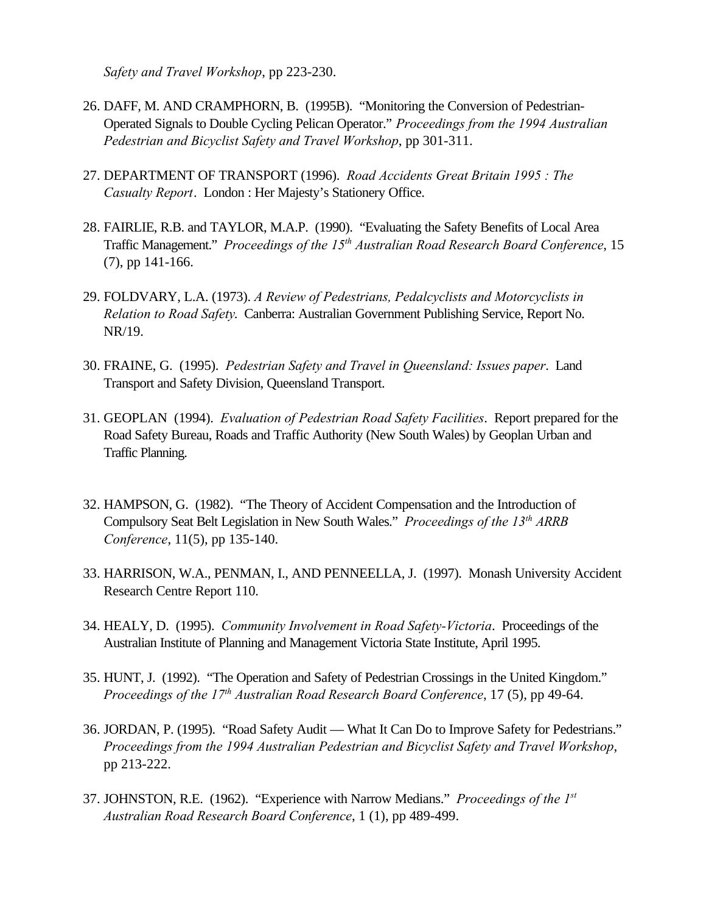*Safety and Travel Workshop*, pp 223-230.

26. DAFF, M. AND CRAMPHORN, B. (1995B). "Monitoring the Conversion of Pedestrian-Operated Signals to Double Cycling Pelican Operator." *Proceedings from the 1994 Australian Pedestrian and Bicyclist Safety and Travel Workshop*, pp 301-311.

27. DEPARTMENT OF TRANSPORT (1996). *Road Accidents Great Britain 1995 : The Casualty Report*. London : Her Majesty's Stationery Office.

28. FAIRLIE, R.B. and TAYLOR, M.A.P. (1990). "Evaluating the Safety Benefits of Local Area Traffic Management." *Proceedings of the 15th Australian Road Research Board Conference*, 15 (7), pp 141-166.

29. FOLDVARY, L.A. (1973). *A Review of Pedestrians, Pedalcyclists and Motorcyclists in Relation to Road Safety.* Canberra: Australian Government Publishing Service, Report No. NR/19.

30. FRAINE, G. (1995). *Pedestrian Safety and Travel in Queensland: Issues paper*. Land Transport and Safety Division, Queensland Transport.

31. GEOPLAN (1994). *Evaluation of Pedestrian Road Safety Facilities*. Report prepared for the Road Safety Bureau, Roads and Traffic Authority (New South Wales) by Geoplan Urban and Traffic Planning.

32. HAMPSON, G. (1982). "The Theory of Accident Compensation and the Introduction of Compulsory Seat Belt Legislation in New South Wales." *Proceedings of the 13th ARRB Conference*, 11(5), pp 135-140.

33. HARRISON, W.A., PENMAN, I., AND PENNEELLA, J. (1997). Monash University Accident Research Centre Report 110.

34. HEALY, D. (1995). *Community Involvement in Road Safety-Victoria*. Proceedings of the Australian Institute of Planning and Management Victoria State Institute, April 1995.

35. HUNT, J. (1992). "The Operation and Safety of Pedestrian Crossings in the United Kingdom." *Proceedings of the 17th Australian Road Research Board Conference*, 17 (5), pp 49-64.

36. JORDAN, P. (1995). "Road Safety Audit — What It Can Do to Improve Safety for Pedestrians." *Proceedings from the 1994 Australian Pedestrian and Bicyclist Safety and Travel Workshop*, pp 213-222.

37. JOHNSTON, R.E. (1962). "Experience with Narrow Medians." *Proceedings of the 1st Australian Road Research Board Conference*, 1 (1), pp 489-499.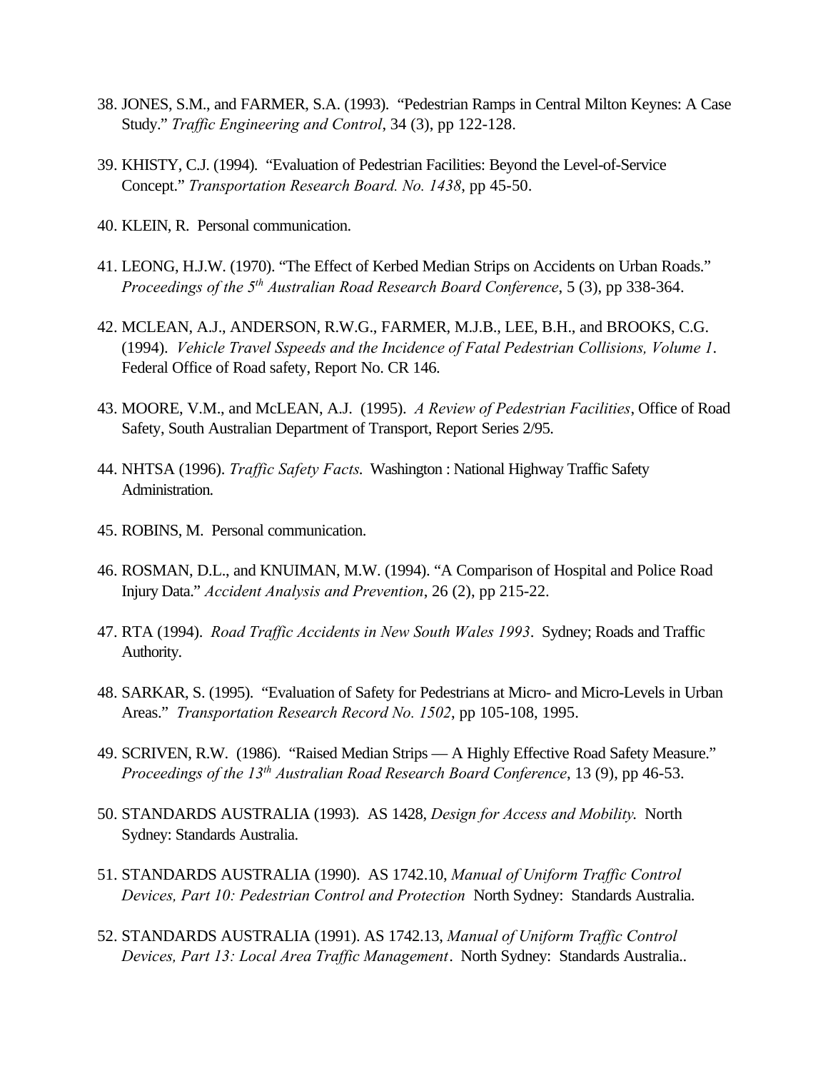38. JONES, S.M., and FARMER, S.A. (1993). "Pedestrian Ramps in Central Milton Keynes: A Case Study." *Traffic Engineering and Control*, 34 (3), pp 122-128.

39. KHISTY, C.J. (1994). "Evaluation of Pedestrian Facilities: Beyond the Level-of-Service Concept." *Transportation Research Board. No. 1438*, pp 45-50.

40. KLEIN, R. Personal communication.

41. LEONG, H.J.W. (1970). "The Effect of Kerbed Median Strips on Accidents on Urban Roads." *Proceedings of the 5th Australian Road Research Board Conference*, 5 (3), pp 338-364.

42. MCLEAN, A.J., ANDERSON, R.W.G., FARMER, M.J.B., LEE, B.H., and BROOKS, C.G. (1994). *Vehicle Travel Sspeeds and the Incidence of Fatal Pedestrian Collisions, Volume 1*. Federal Office of Road safety, Report No. CR 146.

43. MOORE, V.M., and McLEAN, A.J. (1995). *A Review of Pedestrian Facilities*, Office of Road Safety, South Australian Department of Transport, Report Series 2/95.

44. NHTSA (1996). *Traffic Safety Facts.* Washington : National Highway Traffic Safety Administration.

45. ROBINS, M. Personal communication.

46. ROSMAN, D.L., and KNUIMAN, M.W. (1994). "A Comparison of Hospital and Police Road Injury Data." *Accident Analysis and Prevention*, 26 (2), pp 215-22.

47. RTA (1994). *Road Traffic Accidents in New South Wales 1993*. Sydney; Roads and Traffic Authority.

48. SARKAR, S. (1995). "Evaluation of Safety for Pedestrians at Micro- and Micro-Levels in Urban Areas." *Transportation Research Record No. 1502*, pp 105-108, 1995.

49. SCRIVEN, R.W. (1986). "Raised Median Strips — A Highly Effective Road Safety Measure." *Proceedings of the 13th Australian Road Research Board Conference*, 13 (9), pp 46-53.

50. STANDARDS AUSTRALIA (1993). AS 1428, *Design for Access and Mobility.* North Sydney: Standards Australia.

51. STANDARDS AUSTRALIA (1990). AS 1742.10, *Manual of Uniform Traffic Control Devices, Part 10: Pedestrian Control and Protection* North Sydney: Standards Australia.

52. STANDARDS AUSTRALIA (1991). AS 1742.13, *Manual of Uniform Traffic Control Devices, Part 13: Local Area Traffic Management*. North Sydney: Standards Australia..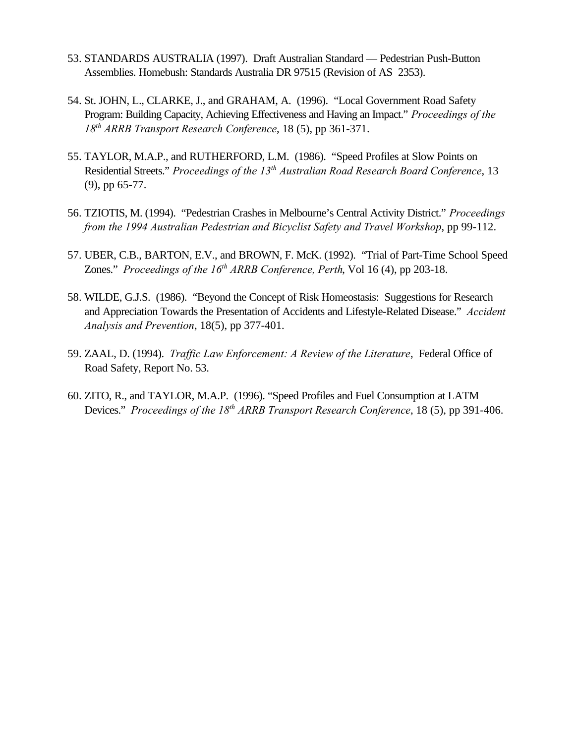53. STANDARDS AUSTRALIA (1997). Draft Australian Standard — Pedestrian Push-Button Assemblies. Homebush: Standards Australia DR 97515 (Revision of AS 2353).

54. St. JOHN, L., CLARKE, J., and GRAHAM, A. (1996). "Local Government Road Safety Program: Building Capacity, Achieving Effectiveness and Having an Impact." *Proceedings of the 18th ARRB Transport Research Conference*, 18 (5), pp 361-371.

55. TAYLOR, M.A.P., and RUTHERFORD, L.M. (1986). "Speed Profiles at Slow Points on Residential Streets." *Proceedings of the 13th Australian Road Research Board Conference*, 13 (9), pp 65-77.

56. TZIOTIS, M. (1994). "Pedestrian Crashes in Melbourne's Central Activity District." *Proceedings from the 1994 Australian Pedestrian and Bicyclist Safety and Travel Workshop*, pp 99-112.

57. UBER, C.B., BARTON, E.V., and BROWN, F. McK. (1992). "Trial of Part-Time School Speed Zones." *Proceedings of the 16th ARRB Conference, Perth*, Vol 16 (4), pp 203-18.

58. WILDE, G.J.S. (1986). "Beyond the Concept of Risk Homeostasis: Suggestions for Research and Appreciation Towards the Presentation of Accidents and Lifestyle-Related Disease." *Accident Analysis and Prevention*, 18(5), pp 377-401.

59. ZAAL, D. (1994). *Traffic Law Enforcement: A Review of the Literature*, Federal Office of Road Safety, Report No. 53.

60. ZITO, R., and TAYLOR, M.A.P. (1996). "Speed Profiles and Fuel Consumption at LATM Devices." *Proceedings of the 18th ARRB Transport Research Conference*, 18 (5), pp 391-406.